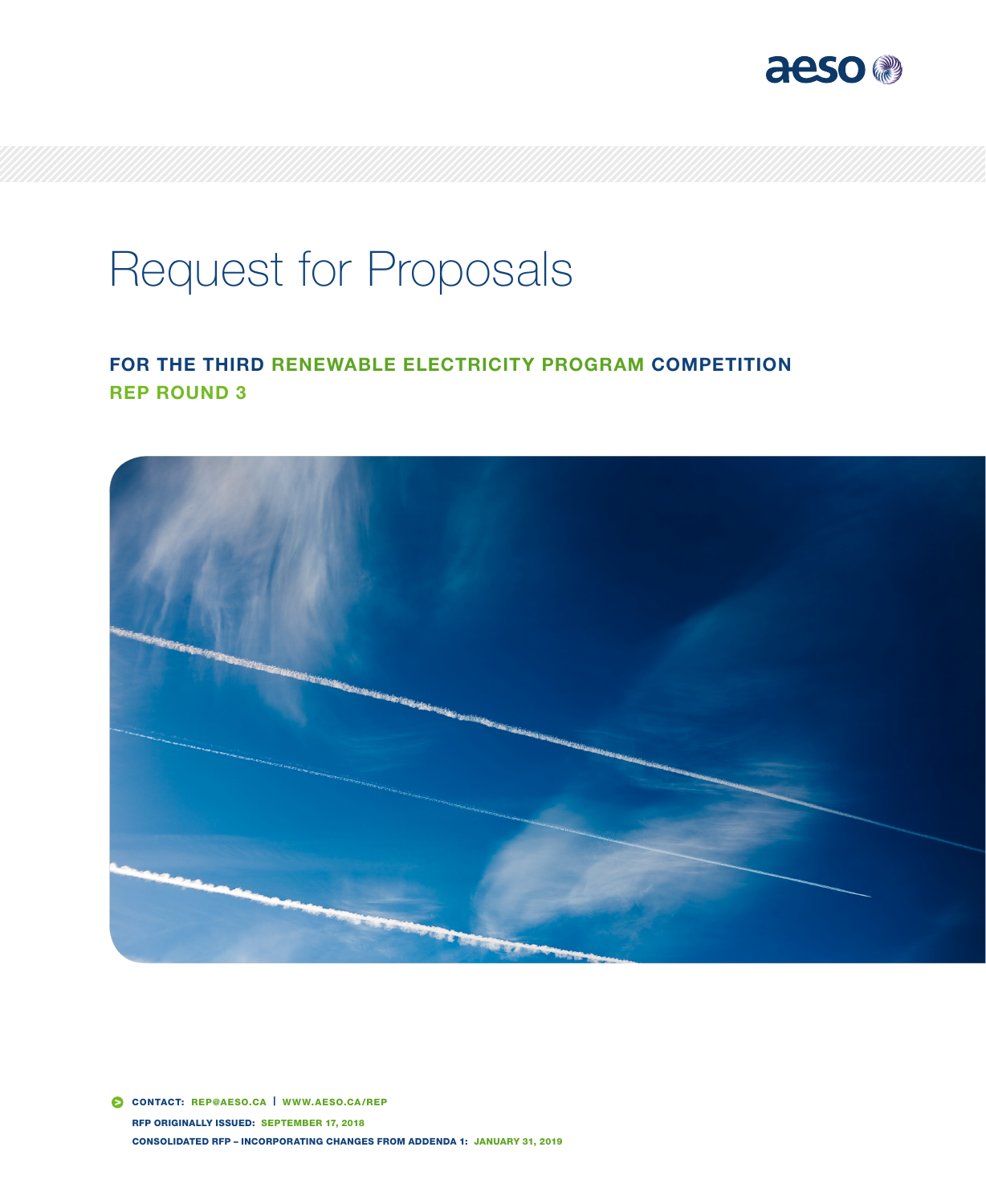aeso

# Request for Proposals

## FOR THE THIRD RENEWABLE ELECTRICITY PROGRAM COMPETITION
## REP ROUND 3

**CONTACT:** REP@AESO.CA | WWW.AESO.CA/REP

**RFP ORIGINALLY ISSUED:** SEPTEMBER 17, 2018

**CONSOLIDATED RFP – INCORPORATING CHANGES FROM ADDENDA 1:** JANUARY 31, 2019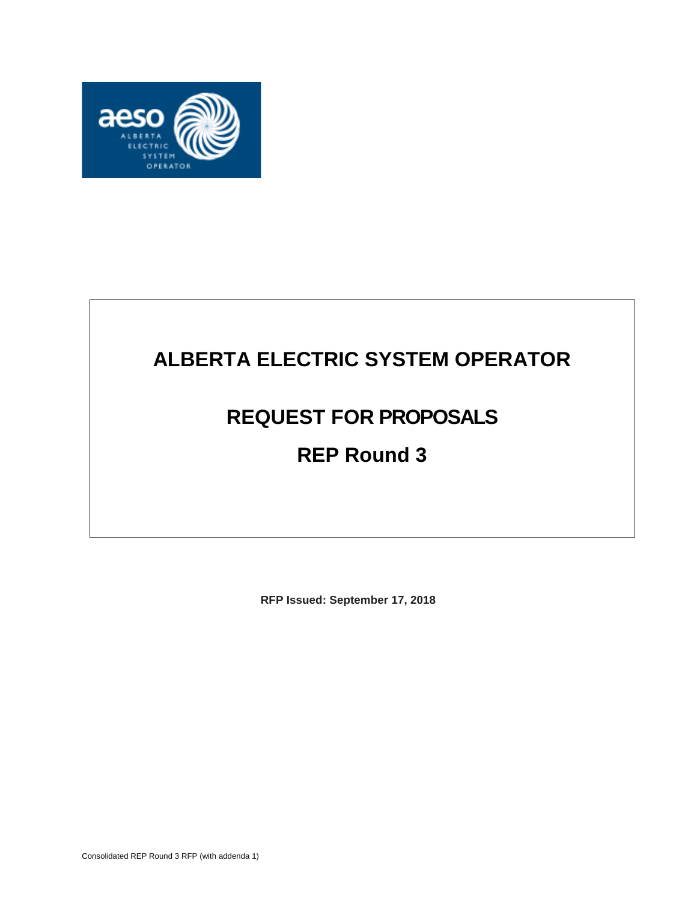# ALBERTA ELECTRIC SYSTEM OPERATOR

# REQUEST FOR PROPOSALS

# REP Round 3

**RFP Issued: September 17, 2018**

Consolidated REP Round 3 RFP (with addenda 1)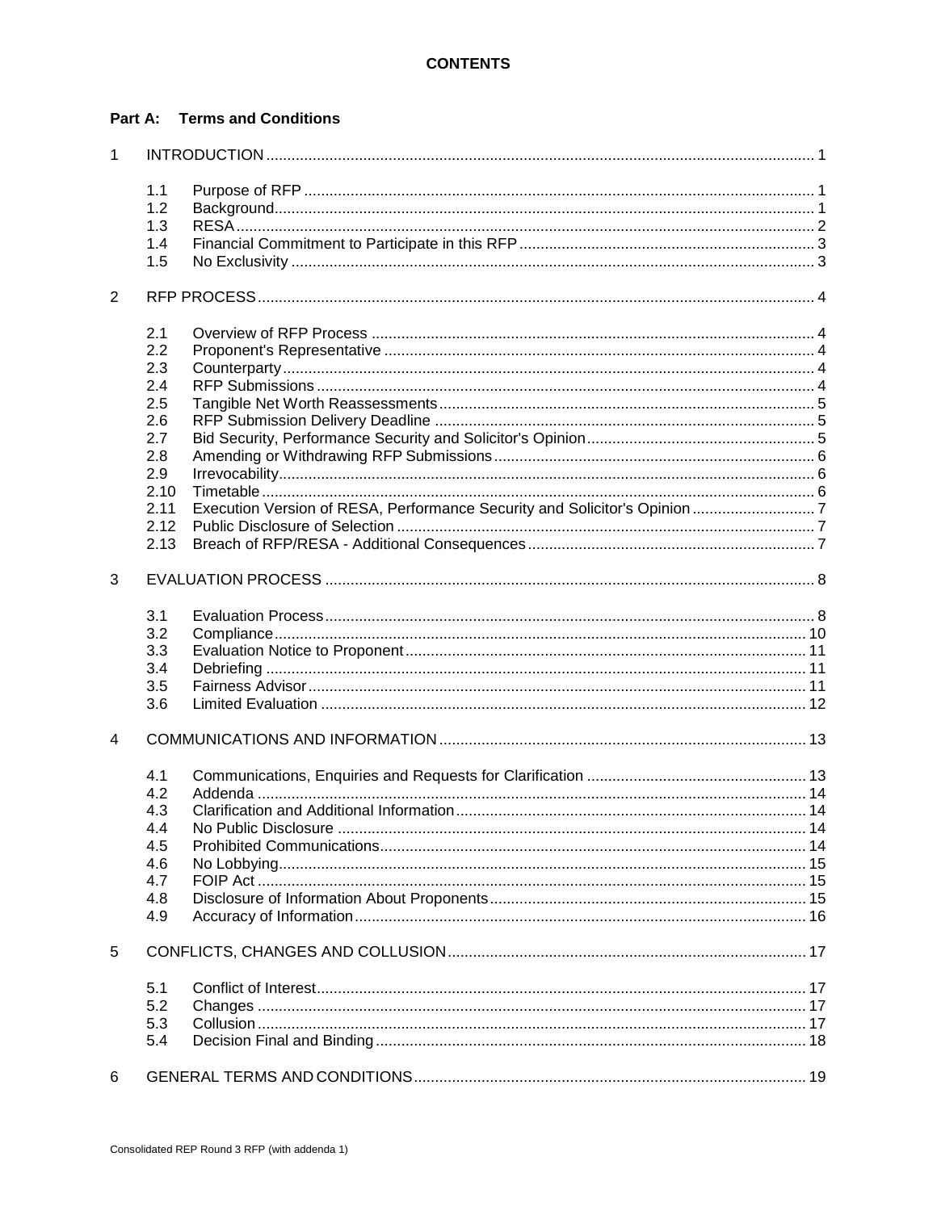**CONTENTS**

**Part A: Terms and Conditions**

| | | |
|---|---|---|
| 1 | INTRODUCTION | 1 |
| 1.1 | Purpose of RFP | 1 |
| 1.2 | Background | 1 |
| 1.3 | RESA | 2 |
| 1.4 | Financial Commitment to Participate in this RFP | 3 |
| 1.5 | No Exclusivity | 3 |
| 2 | RFP PROCESS | 4 |
| 2.1 | Overview of RFP Process | 4 |
| 2.2 | Proponent's Representative | 4 |
| 2.3 | Counterparty | 4 |
| 2.4 | RFP Submissions | 4 |
| 2.5 | Tangible Net Worth Reassessments | 5 |
| 2.6 | RFP Submission Delivery Deadline | 5 |
| 2.7 | Bid Security, Performance Security and Solicitor's Opinion | 5 |
| 2.8 | Amending or Withdrawing RFP Submissions | 6 |
| 2.9 | Irrevocability | 6 |
| 2.10 | Timetable | 6 |
| 2.11 | Execution Version of RESA, Performance Security and Solicitor's Opinion | 7 |
| 2.12 | Public Disclosure of Selection | 7 |
| 2.13 | Breach of RFP/RESA - Additional Consequences | 7 |
| 3 | EVALUATION PROCESS | 8 |
| 3.1 | Evaluation Process | 8 |
| 3.2 | Compliance | 10 |
| 3.3 | Evaluation Notice to Proponent | 11 |
| 3.4 | Debriefing | 11 |
| 3.5 | Fairness Advisor | 11 |
| 3.6 | Limited Evaluation | 12 |
| 4 | COMMUNICATIONS AND INFORMATION | 13 |
| 4.1 | Communications, Enquiries and Requests for Clarification | 13 |
| 4.2 | Addenda | 14 |
| 4.3 | Clarification and Additional Information | 14 |
| 4.4 | No Public Disclosure | 14 |
| 4.5 | Prohibited Communications | 14 |
| 4.6 | No Lobbying | 15 |
| 4.7 | FOIP Act | 15 |
| 4.8 | Disclosure of Information About Proponents | 15 |
| 4.9 | Accuracy of Information | 16 |
| 5 | CONFLICTS, CHANGES AND COLLUSION | 17 |
| 5.1 | Conflict of Interest | 17 |
| 5.2 | Changes | 17 |
| 5.3 | Collusion | 17 |
| 5.4 | Decision Final and Binding | 18 |
| 6 | GENERAL TERMS AND CONDITIONS | 19 |

Consolidated REP Round 3 RFP (with addenda 1)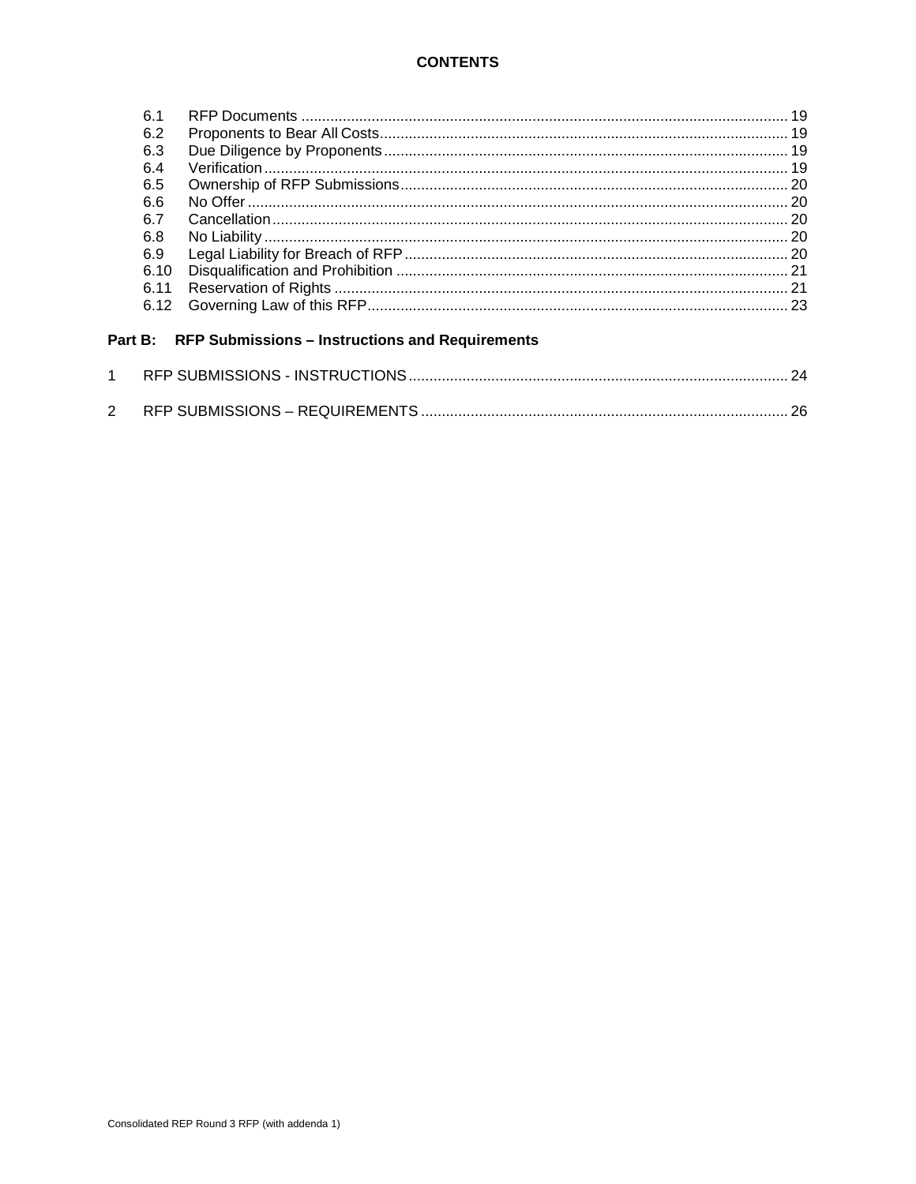**CONTENTS**

6.1 RFP Documents ..................................................................................................... 19
6.2 Proponents to Bear All Costs.................................................................................. 19
6.3 Due Diligence by Proponents................................................................................. 19
6.4 Verification.............................................................................................................. 19
6.5 Ownership of RFP Submissions............................................................................. 20
6.6 No Offer.................................................................................................................. 20
6.7 Cancellation............................................................................................................ 20
6.8 No Liability.............................................................................................................. 20
6.9 Legal Liability for Breach of RFP............................................................................ 20
6.10 Disqualification and Prohibition .............................................................................. 21
6.11 Reservation of Rights ............................................................................................. 21
6.12 Governing Law of this RFP..................................................................................... 23

**Part B: RFP Submissions – Instructions and Requirements**

1 RFP SUBMISSIONS - INSTRUCTIONS........................................................................... 24

2 RFP SUBMISSIONS – REQUIREMENTS ........................................................................ 26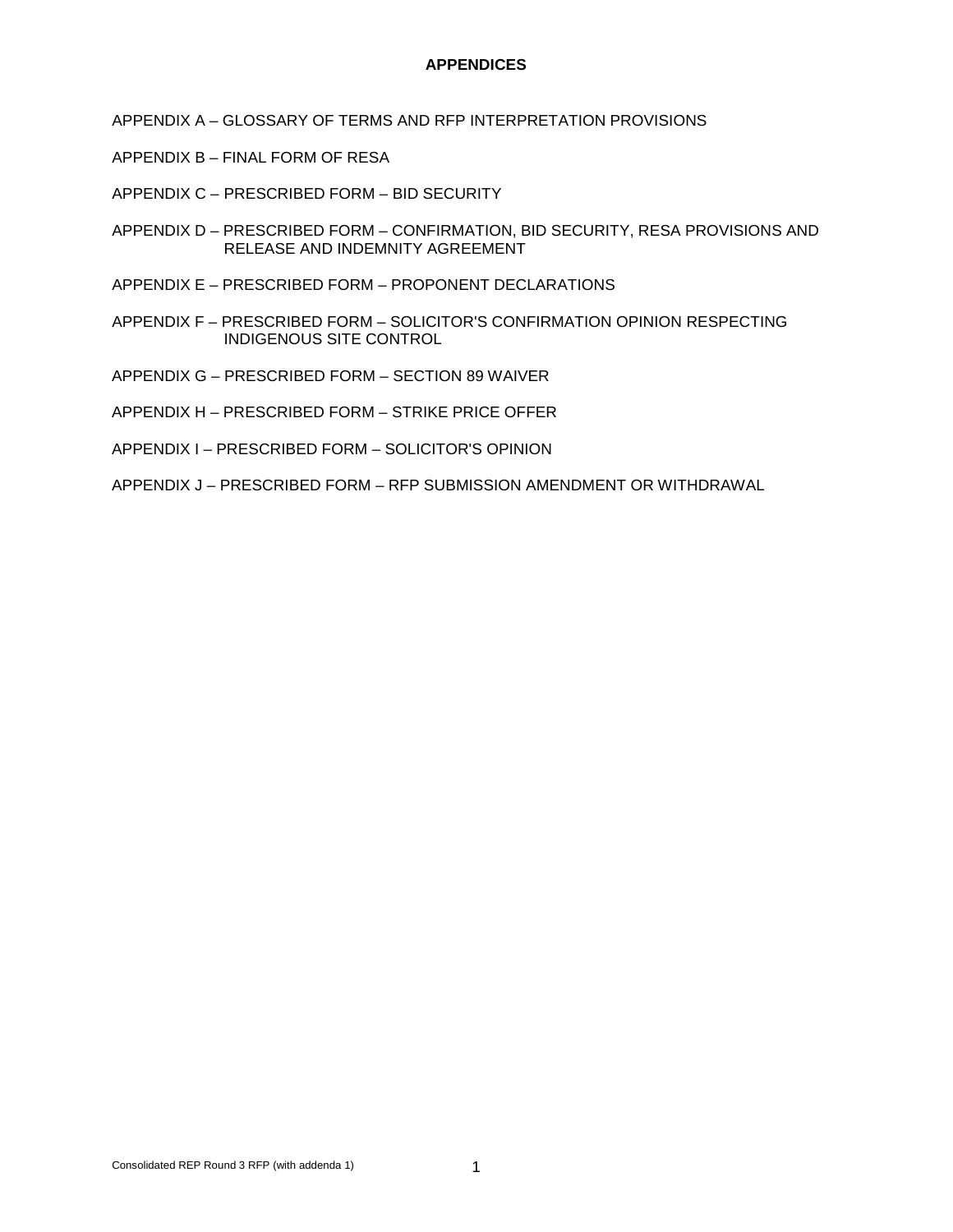# APPENDICES

APPENDIX A – GLOSSARY OF TERMS AND RFP INTERPRETATION PROVISIONS

APPENDIX B – FINAL FORM OF RESA

APPENDIX C – PRESCRIBED FORM – BID SECURITY

APPENDIX D – PRESCRIBED FORM – CONFIRMATION, BID SECURITY, RESA PROVISIONS AND RELEASE AND INDEMNITY AGREEMENT

APPENDIX E – PRESCRIBED FORM – PROPONENT DECLARATIONS

APPENDIX F – PRESCRIBED FORM – SOLICITOR'S CONFIRMATION OPINION RESPECTING INDIGENOUS SITE CONTROL

APPENDIX G – PRESCRIBED FORM – SECTION 89 WAIVER

APPENDIX H – PRESCRIBED FORM – STRIKE PRICE OFFER

APPENDIX I – PRESCRIBED FORM – SOLICITOR'S OPINION

APPENDIX J – PRESCRIBED FORM – RFP SUBMISSION AMENDMENT OR WITHDRAWAL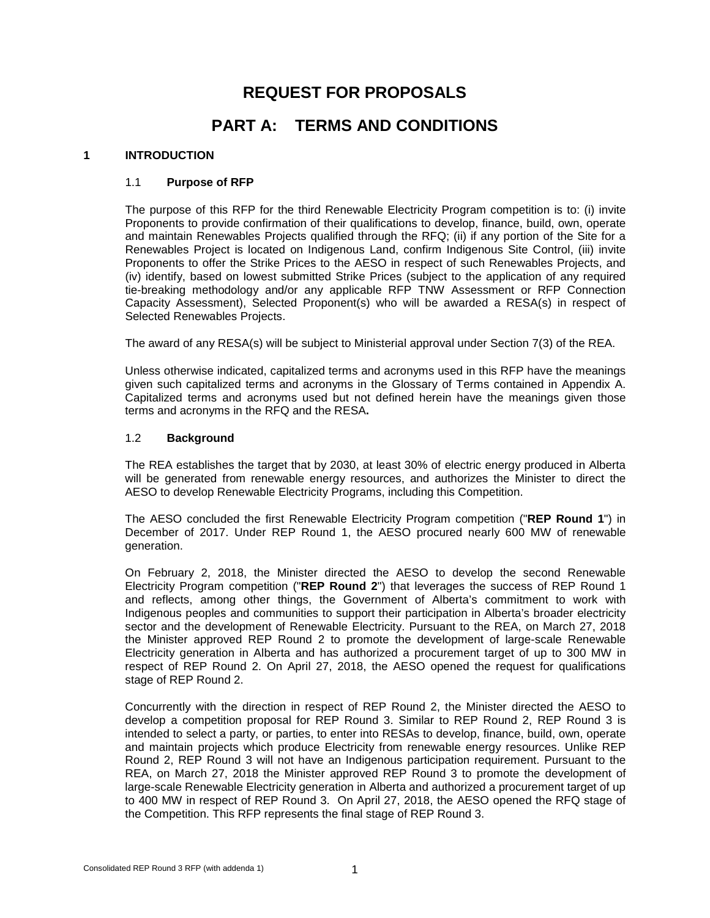# REQUEST FOR PROPOSALS

# PART A: TERMS AND CONDITIONS

## 1 INTRODUCTION

### 1.1 Purpose of RFP

The purpose of this RFP for the third Renewable Electricity Program competition is to: (i) invite Proponents to provide confirmation of their qualifications to develop, finance, build, own, operate and maintain Renewables Projects qualified through the RFQ; (ii) if any portion of the Site for a Renewables Project is located on Indigenous Land, confirm Indigenous Site Control, (iii) invite Proponents to offer the Strike Prices to the AESO in respect of such Renewables Projects, and (iv) identify, based on lowest submitted Strike Prices (subject to the application of any required tie-breaking methodology and/or any applicable RFP TNW Assessment or RFP Connection Capacity Assessment), Selected Proponent(s) who will be awarded a RESA(s) in respect of Selected Renewables Projects.

The award of any RESA(s) will be subject to Ministerial approval under Section 7(3) of the REA.

Unless otherwise indicated, capitalized terms and acronyms used in this RFP have the meanings given such capitalized terms and acronyms in the Glossary of Terms contained in Appendix A. Capitalized terms and acronyms used but not defined herein have the meanings given those terms and acronyms in the RFQ and the RESA**.**

### 1.2 Background

The REA establishes the target that by 2030, at least 30% of electric energy produced in Alberta will be generated from renewable energy resources, and authorizes the Minister to direct the AESO to develop Renewable Electricity Programs, including this Competition.

The AESO concluded the first Renewable Electricity Program competition ("**REP Round 1**") in December of 2017. Under REP Round 1, the AESO procured nearly 600 MW of renewable generation.

On February 2, 2018, the Minister directed the AESO to develop the second Renewable Electricity Program competition ("**REP Round 2**") that leverages the success of REP Round 1 and reflects, among other things, the Government of Alberta's commitment to work with Indigenous peoples and communities to support their participation in Alberta's broader electricity sector and the development of Renewable Electricity. Pursuant to the REA, on March 27, 2018 the Minister approved REP Round 2 to promote the development of large-scale Renewable Electricity generation in Alberta and has authorized a procurement target of up to 300 MW in respect of REP Round 2. On April 27, 2018, the AESO opened the request for qualifications stage of REP Round 2.

Concurrently with the direction in respect of REP Round 2, the Minister directed the AESO to develop a competition proposal for REP Round 3. Similar to REP Round 2, REP Round 3 is intended to select a party, or parties, to enter into RESAs to develop, finance, build, own, operate and maintain projects which produce Electricity from renewable energy resources. Unlike REP Round 2, REP Round 3 will not have an Indigenous participation requirement. Pursuant to the REA, on March 27, 2018 the Minister approved REP Round 3 to promote the development of large-scale Renewable Electricity generation in Alberta and authorized a procurement target of up to 400 MW in respect of REP Round 3. On April 27, 2018, the AESO opened the RFQ stage of the Competition. This RFP represents the final stage of REP Round 3.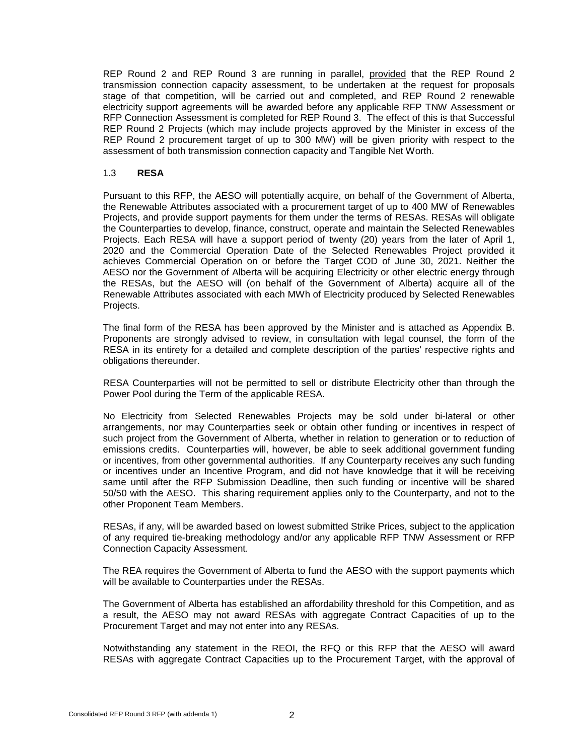REP Round 2 and REP Round 3 are running in parallel, provided that the REP Round 2 transmission connection capacity assessment, to be undertaken at the request for proposals stage of that competition, will be carried out and completed, and REP Round 2 renewable electricity support agreements will be awarded before any applicable RFP TNW Assessment or RFP Connection Assessment is completed for REP Round 3. The effect of this is that Successful REP Round 2 Projects (which may include projects approved by the Minister in excess of the REP Round 2 procurement target of up to 300 MW) will be given priority with respect to the assessment of both transmission connection capacity and Tangible Net Worth.

### 1.3 **RESA**

Pursuant to this RFP, the AESO will potentially acquire, on behalf of the Government of Alberta, the Renewable Attributes associated with a procurement target of up to 400 MW of Renewables Projects, and provide support payments for them under the terms of RESAs. RESAs will obligate the Counterparties to develop, finance, construct, operate and maintain the Selected Renewables Projects. Each RESA will have a support period of twenty (20) years from the later of April 1, 2020 and the Commercial Operation Date of the Selected Renewables Project provided it achieves Commercial Operation on or before the Target COD of June 30, 2021. Neither the AESO nor the Government of Alberta will be acquiring Electricity or other electric energy through the RESAs, but the AESO will (on behalf of the Government of Alberta) acquire all of the Renewable Attributes associated with each MWh of Electricity produced by Selected Renewables Projects.

The final form of the RESA has been approved by the Minister and is attached as Appendix B. Proponents are strongly advised to review, in consultation with legal counsel, the form of the RESA in its entirety for a detailed and complete description of the parties' respective rights and obligations thereunder.

RESA Counterparties will not be permitted to sell or distribute Electricity other than through the Power Pool during the Term of the applicable RESA.

No Electricity from Selected Renewables Projects may be sold under bi-lateral or other arrangements, nor may Counterparties seek or obtain other funding or incentives in respect of such project from the Government of Alberta, whether in relation to generation or to reduction of emissions credits. Counterparties will, however, be able to seek additional government funding or incentives, from other governmental authorities. If any Counterparty receives any such funding or incentives under an Incentive Program, and did not have knowledge that it will be receiving same until after the RFP Submission Deadline, then such funding or incentive will be shared 50/50 with the AESO. This sharing requirement applies only to the Counterparty, and not to the other Proponent Team Members.

RESAs, if any, will be awarded based on lowest submitted Strike Prices, subject to the application of any required tie-breaking methodology and/or any applicable RFP TNW Assessment or RFP Connection Capacity Assessment.

The REA requires the Government of Alberta to fund the AESO with the support payments which will be available to Counterparties under the RESAs.

The Government of Alberta has established an affordability threshold for this Competition, and as a result, the AESO may not award RESAs with aggregate Contract Capacities of up to the Procurement Target and may not enter into any RESAs.

Notwithstanding any statement in the REOI, the RFQ or this RFP that the AESO will award RESAs with aggregate Contract Capacities up to the Procurement Target, with the approval of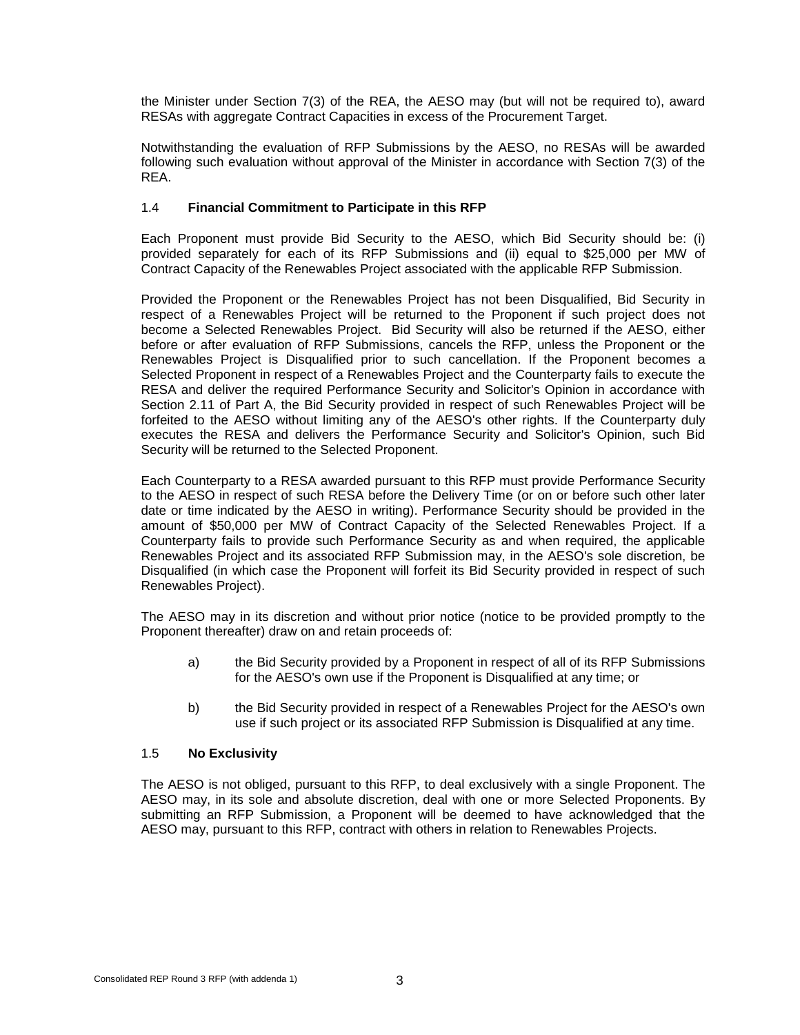the Minister under Section 7(3) of the REA, the AESO may (but will not be required to), award RESAs with aggregate Contract Capacities in excess of the Procurement Target.

Notwithstanding the evaluation of RFP Submissions by the AESO, no RESAs will be awarded following such evaluation without approval of the Minister in accordance with Section 7(3) of the REA.

### 1.4 **Financial Commitment to Participate in this RFP**

Each Proponent must provide Bid Security to the AESO, which Bid Security should be: (i) provided separately for each of its RFP Submissions and (ii) equal to $25,000 per MW of Contract Capacity of the Renewables Project associated with the applicable RFP Submission.

Provided the Proponent or the Renewables Project has not been Disqualified, Bid Security in respect of a Renewables Project will be returned to the Proponent if such project does not become a Selected Renewables Project. Bid Security will also be returned if the AESO, either before or after evaluation of RFP Submissions, cancels the RFP, unless the Proponent or the Renewables Project is Disqualified prior to such cancellation. If the Proponent becomes a Selected Proponent in respect of a Renewables Project and the Counterparty fails to execute the RESA and deliver the required Performance Security and Solicitor's Opinion in accordance with Section 2.11 of Part A, the Bid Security provided in respect of such Renewables Project will be forfeited to the AESO without limiting any of the AESO's other rights. If the Counterparty duly executes the RESA and delivers the Performance Security and Solicitor's Opinion, such Bid Security will be returned to the Selected Proponent.

Each Counterparty to a RESA awarded pursuant to this RFP must provide Performance Security to the AESO in respect of such RESA before the Delivery Time (or on or before such other later date or time indicated by the AESO in writing). Performance Security should be provided in the amount of $50,000 per MW of Contract Capacity of the Selected Renewables Project. If a Counterparty fails to provide such Performance Security as and when required, the applicable Renewables Project and its associated RFP Submission may, in the AESO's sole discretion, be Disqualified (in which case the Proponent will forfeit its Bid Security provided in respect of such Renewables Project).

The AESO may in its discretion and without prior notice (notice to be provided promptly to the Proponent thereafter) draw on and retain proceeds of:

a) the Bid Security provided by a Proponent in respect of all of its RFP Submissions for the AESO's own use if the Proponent is Disqualified at any time; or

b) the Bid Security provided in respect of a Renewables Project for the AESO's own use if such project or its associated RFP Submission is Disqualified at any time.

### 1.5 **No Exclusivity**

The AESO is not obliged, pursuant to this RFP, to deal exclusively with a single Proponent. The AESO may, in its sole and absolute discretion, deal with one or more Selected Proponents. By submitting an RFP Submission, a Proponent will be deemed to have acknowledged that the AESO may, pursuant to this RFP, contract with others in relation to Renewables Projects.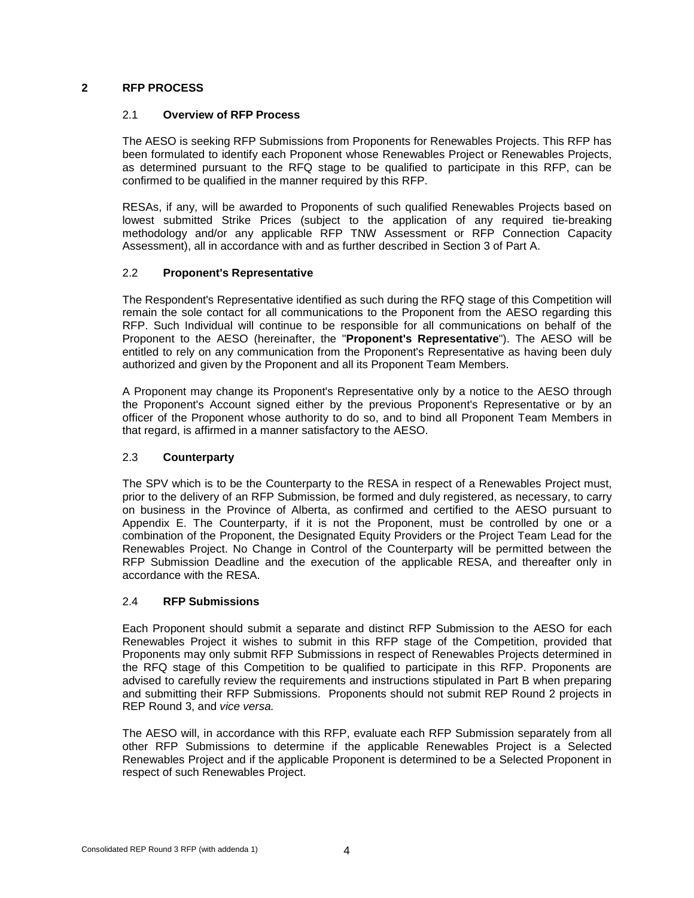## 2 RFP PROCESS

### 2.1 **Overview of RFP Process**

The AESO is seeking RFP Submissions from Proponents for Renewables Projects. This RFP has been formulated to identify each Proponent whose Renewables Project or Renewables Projects, as determined pursuant to the RFQ stage to be qualified to participate in this RFP, can be confirmed to be qualified in the manner required by this RFP.

RESAs, if any, will be awarded to Proponents of such qualified Renewables Projects based on lowest submitted Strike Prices (subject to the application of any required tie-breaking methodology and/or any applicable RFP TNW Assessment or RFP Connection Capacity Assessment), all in accordance with and as further described in Section 3 of Part A.

### 2.2 **Proponent's Representative**

The Respondent's Representative identified as such during the RFQ stage of this Competition will remain the sole contact for all communications to the Proponent from the AESO regarding this RFP. Such Individual will continue to be responsible for all communications on behalf of the Proponent to the AESO (hereinafter, the "**Proponent's Representative**"). The AESO will be entitled to rely on any communication from the Proponent's Representative as having been duly authorized and given by the Proponent and all its Proponent Team Members.

A Proponent may change its Proponent's Representative only by a notice to the AESO through the Proponent's Account signed either by the previous Proponent's Representative or by an officer of the Proponent whose authority to do so, and to bind all Proponent Team Members in that regard, is affirmed in a manner satisfactory to the AESO.

### 2.3 **Counterparty**

The SPV which is to be the Counterparty to the RESA in respect of a Renewables Project must, prior to the delivery of an RFP Submission, be formed and duly registered, as necessary, to carry on business in the Province of Alberta, as confirmed and certified to the AESO pursuant to Appendix E. The Counterparty, if it is not the Proponent, must be controlled by one or a combination of the Proponent, the Designated Equity Providers or the Project Team Lead for the Renewables Project. No Change in Control of the Counterparty will be permitted between the RFP Submission Deadline and the execution of the applicable RESA, and thereafter only in accordance with the RESA.

### 2.4 **RFP Submissions**

Each Proponent should submit a separate and distinct RFP Submission to the AESO for each Renewables Project it wishes to submit in this RFP stage of the Competition, provided that Proponents may only submit RFP Submissions in respect of Renewables Projects determined in the RFQ stage of this Competition to be qualified to participate in this RFP. Proponents are advised to carefully review the requirements and instructions stipulated in Part B when preparing and submitting their RFP Submissions. Proponents should not submit REP Round 2 projects in REP Round 3, and *vice versa.*

The AESO will, in accordance with this RFP, evaluate each RFP Submission separately from all other RFP Submissions to determine if the applicable Renewables Project is a Selected Renewables Project and if the applicable Proponent is determined to be a Selected Proponent in respect of such Renewables Project.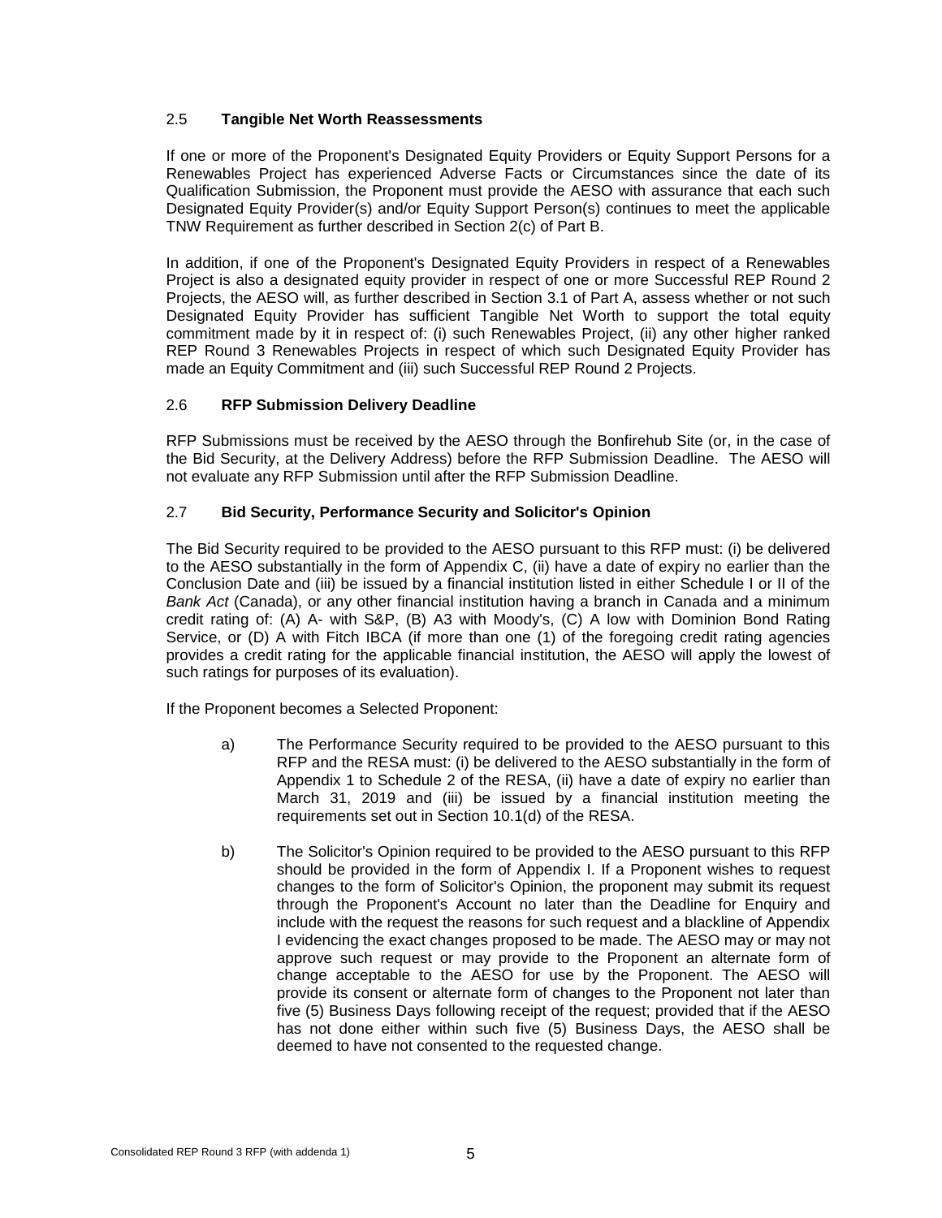### 2.5 **Tangible Net Worth Reassessments**

If one or more of the Proponent's Designated Equity Providers or Equity Support Persons for a Renewables Project has experienced Adverse Facts or Circumstances since the date of its Qualification Submission, the Proponent must provide the AESO with assurance that each such Designated Equity Provider(s) and/or Equity Support Person(s) continues to meet the applicable TNW Requirement as further described in Section 2(c) of Part B.

In addition, if one of the Proponent's Designated Equity Providers in respect of a Renewables Project is also a designated equity provider in respect of one or more Successful REP Round 2 Projects, the AESO will, as further described in Section 3.1 of Part A, assess whether or not such Designated Equity Provider has sufficient Tangible Net Worth to support the total equity commitment made by it in respect of: (i) such Renewables Project, (ii) any other higher ranked REP Round 3 Renewables Projects in respect of which such Designated Equity Provider has made an Equity Commitment and (iii) such Successful REP Round 2 Projects.

### 2.6 **RFP Submission Delivery Deadline**

RFP Submissions must be received by the AESO through the Bonfirehub Site (or, in the case of the Bid Security, at the Delivery Address) before the RFP Submission Deadline. The AESO will not evaluate any RFP Submission until after the RFP Submission Deadline.

### 2.7 **Bid Security, Performance Security and Solicitor's Opinion**

The Bid Security required to be provided to the AESO pursuant to this RFP must: (i) be delivered to the AESO substantially in the form of Appendix C, (ii) have a date of expiry no earlier than the Conclusion Date and (iii) be issued by a financial institution listed in either Schedule I or II of the *Bank Act* (Canada), or any other financial institution having a branch in Canada and a minimum credit rating of: (A) A- with S&P, (B) A3 with Moody's, (C) A low with Dominion Bond Rating Service, or (D) A with Fitch IBCA (if more than one (1) of the foregoing credit rating agencies provides a credit rating for the applicable financial institution, the AESO will apply the lowest of such ratings for purposes of its evaluation).

If the Proponent becomes a Selected Proponent:

a) The Performance Security required to be provided to the AESO pursuant to this RFP and the RESA must: (i) be delivered to the AESO substantially in the form of Appendix 1 to Schedule 2 of the RESA, (ii) have a date of expiry no earlier than March 31, 2019 and (iii) be issued by a financial institution meeting the requirements set out in Section 10.1(d) of the RESA.

b) The Solicitor's Opinion required to be provided to the AESO pursuant to this RFP should be provided in the form of Appendix I. If a Proponent wishes to request changes to the form of Solicitor's Opinion, the proponent may submit its request through the Proponent's Account no later than the Deadline for Enquiry and include with the request the reasons for such request and a blackline of Appendix I evidencing the exact changes proposed to be made. The AESO may or may not approve such request or may provide to the Proponent an alternate form of change acceptable to the AESO for use by the Proponent. The AESO will provide its consent or alternate form of changes to the Proponent not later than five (5) Business Days following receipt of the request; provided that if the AESO has not done either within such five (5) Business Days, the AESO shall be deemed to have not consented to the requested change.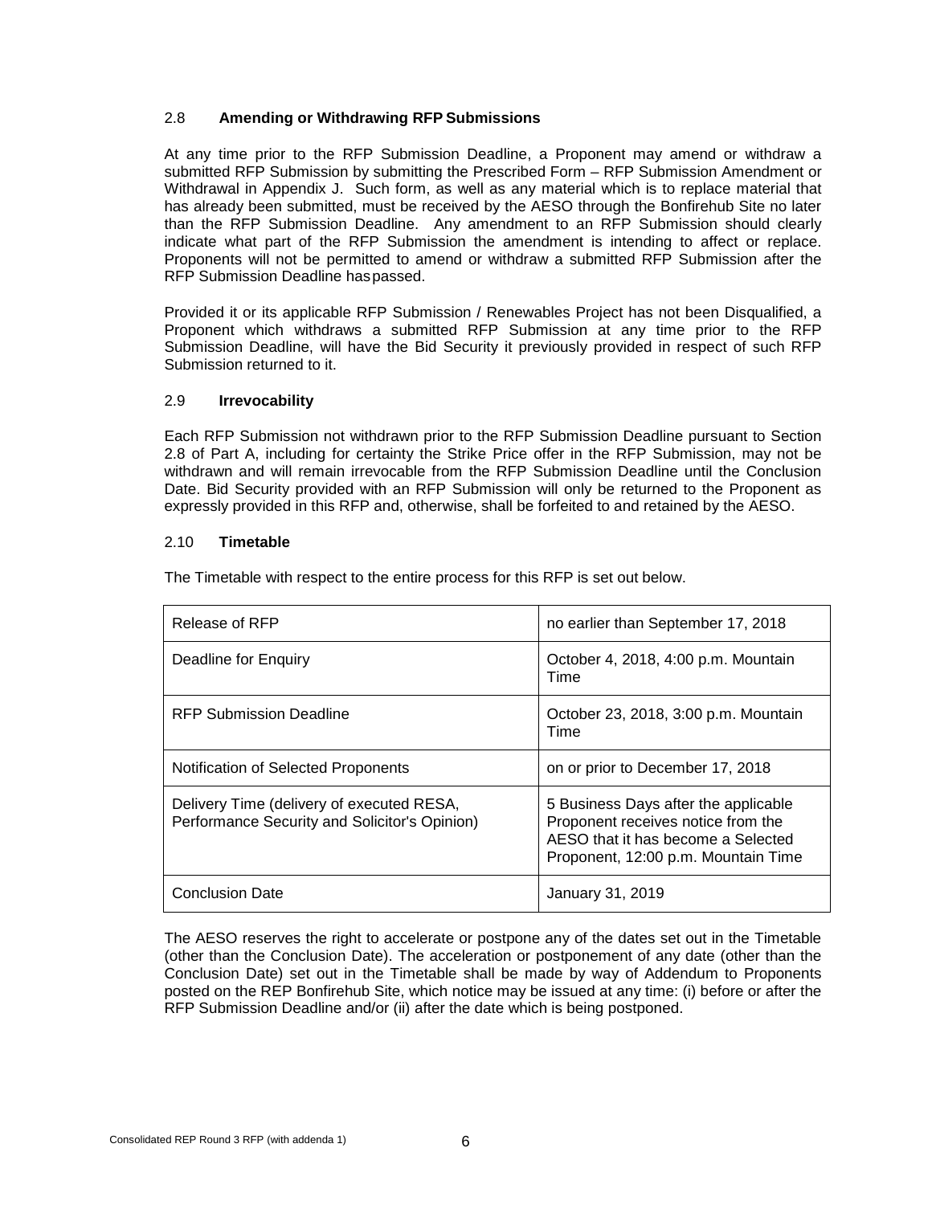### 2.8 **Amending or Withdrawing RFP Submissions**

At any time prior to the RFP Submission Deadline, a Proponent may amend or withdraw a submitted RFP Submission by submitting the Prescribed Form – RFP Submission Amendment or Withdrawal in Appendix J. Such form, as well as any material which is to replace material that has already been submitted, must be received by the AESO through the Bonfirehub Site no later than the RFP Submission Deadline. Any amendment to an RFP Submission should clearly indicate what part of the RFP Submission the amendment is intending to affect or replace. Proponents will not be permitted to amend or withdraw a submitted RFP Submission after the RFP Submission Deadline has passed.

Provided it or its applicable RFP Submission / Renewables Project has not been Disqualified, a Proponent which withdraws a submitted RFP Submission at any time prior to the RFP Submission Deadline, will have the Bid Security it previously provided in respect of such RFP Submission returned to it.

### 2.9 **Irrevocability**

Each RFP Submission not withdrawn prior to the RFP Submission Deadline pursuant to Section 2.8 of Part A, including for certainty the Strike Price offer in the RFP Submission, may not be withdrawn and will remain irrevocable from the RFP Submission Deadline until the Conclusion Date. Bid Security provided with an RFP Submission will only be returned to the Proponent as expressly provided in this RFP and, otherwise, shall be forfeited to and retained by the AESO.

### 2.10 **Timetable**

The Timetable with respect to the entire process for this RFP is set out below.

| | |
|---|---|
| Release of RFP | no earlier than September 17, 2018 |
| Deadline for Enquiry | October 4, 2018, 4:00 p.m. Mountain Time |
| RFP Submission Deadline | October 23, 2018, 3:00 p.m. Mountain Time |
| Notification of Selected Proponents | on or prior to December 17, 2018 |
| Delivery Time (delivery of executed RESA, Performance Security and Solicitor's Opinion) | 5 Business Days after the applicable Proponent receives notice from the AESO that it has become a Selected Proponent, 12:00 p.m. Mountain Time |
| Conclusion Date | January 31, 2019 |

The AESO reserves the right to accelerate or postpone any of the dates set out in the Timetable (other than the Conclusion Date). The acceleration or postponement of any date (other than the Conclusion Date) set out in the Timetable shall be made by way of Addendum to Proponents posted on the REP Bonfirehub Site, which notice may be issued at any time: (i) before or after the RFP Submission Deadline and/or (ii) after the date which is being postponed.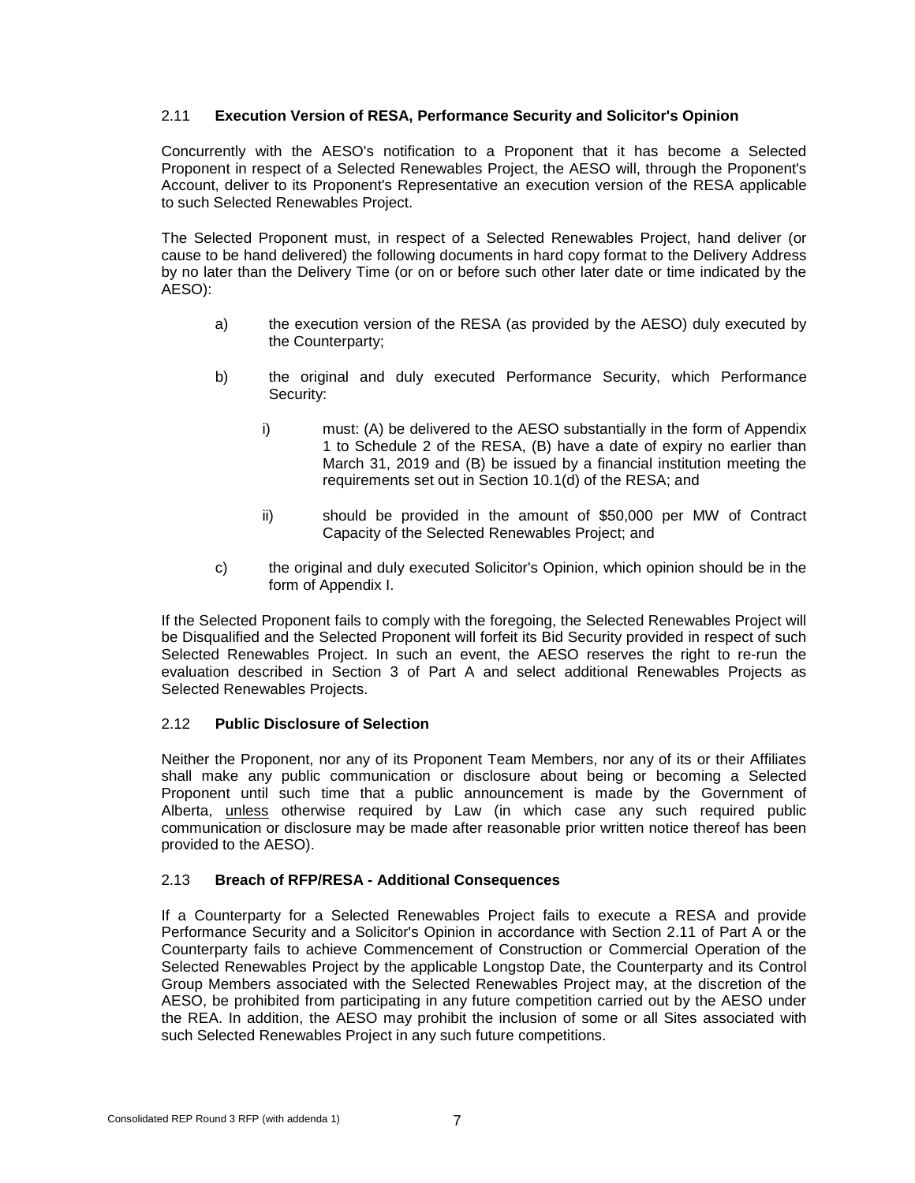### 2.11 **Execution Version of RESA, Performance Security and Solicitor's Opinion**

Concurrently with the AESO's notification to a Proponent that it has become a Selected Proponent in respect of a Selected Renewables Project, the AESO will, through the Proponent's Account, deliver to its Proponent's Representative an execution version of the RESA applicable to such Selected Renewables Project.

The Selected Proponent must, in respect of a Selected Renewables Project, hand deliver (or cause to be hand delivered) the following documents in hard copy format to the Delivery Address by no later than the Delivery Time (or on or before such other later date or time indicated by the AESO):

a) the execution version of the RESA (as provided by the AESO) duly executed by the Counterparty;

b) the original and duly executed Performance Security, which Performance Security:

    i) must: (A) be delivered to the AESO substantially in the form of Appendix 1 to Schedule 2 of the RESA, (B) have a date of expiry no earlier than March 31, 2019 and (B) be issued by a financial institution meeting the requirements set out in Section 10.1(d) of the RESA; and

    ii) should be provided in the amount of $50,000 per MW of Contract Capacity of the Selected Renewables Project; and

c) the original and duly executed Solicitor's Opinion, which opinion should be in the form of Appendix I.

If the Selected Proponent fails to comply with the foregoing, the Selected Renewables Project will be Disqualified and the Selected Proponent will forfeit its Bid Security provided in respect of such Selected Renewables Project. In such an event, the AESO reserves the right to re-run the evaluation described in Section 3 of Part A and select additional Renewables Projects as Selected Renewables Projects.

### 2.12 **Public Disclosure of Selection**

Neither the Proponent, nor any of its Proponent Team Members, nor any of its or their Affiliates shall make any public communication or disclosure about being or becoming a Selected Proponent until such time that a public announcement is made by the Government of Alberta, unless otherwise required by Law (in which case any such required public communication or disclosure may be made after reasonable prior written notice thereof has been provided to the AESO).

### 2.13 **Breach of RFP/RESA - Additional Consequences**

If a Counterparty for a Selected Renewables Project fails to execute a RESA and provide Performance Security and a Solicitor's Opinion in accordance with Section 2.11 of Part A or the Counterparty fails to achieve Commencement of Construction or Commercial Operation of the Selected Renewables Project by the applicable Longstop Date, the Counterparty and its Control Group Members associated with the Selected Renewables Project may, at the discretion of the AESO, be prohibited from participating in any future competition carried out by the AESO under the REA. In addition, the AESO may prohibit the inclusion of some or all Sites associated with such Selected Renewables Project in any such future competitions.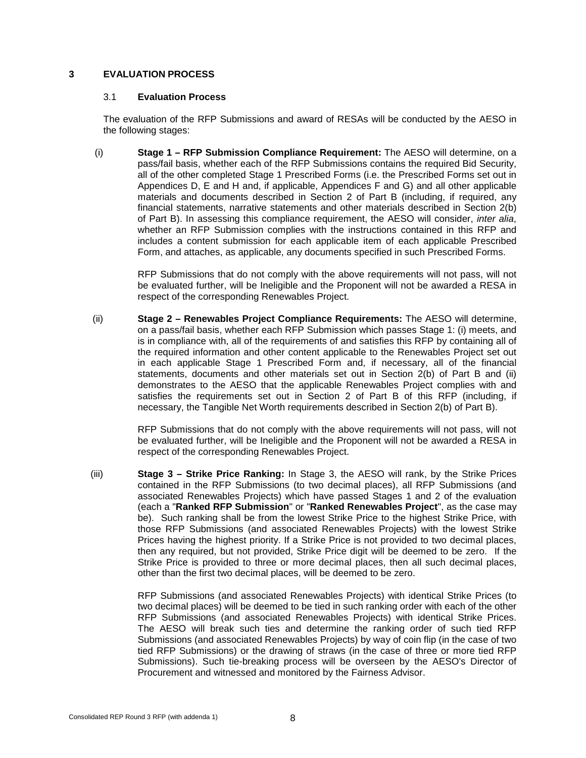# 3 EVALUATION PROCESS

## 3.1 Evaluation Process

The evaluation of the RFP Submissions and award of RESAs will be conducted by the AESO in the following stages:

(i) **Stage 1 – RFP Submission Compliance Requirement:** The AESO will determine, on a pass/fail basis, whether each of the RFP Submissions contains the required Bid Security, all of the other completed Stage 1 Prescribed Forms (i.e. the Prescribed Forms set out in Appendices D, E and H and, if applicable, Appendices F and G) and all other applicable materials and documents described in Section 2 of Part B (including, if required, any financial statements, narrative statements and other materials described in Section 2(b) of Part B). In assessing this compliance requirement, the AESO will consider, *inter alia*, whether an RFP Submission complies with the instructions contained in this RFP and includes a content submission for each applicable item of each applicable Prescribed Form, and attaches, as applicable, any documents specified in such Prescribed Forms.

RFP Submissions that do not comply with the above requirements will not pass, will not be evaluated further, will be Ineligible and the Proponent will not be awarded a RESA in respect of the corresponding Renewables Project.

(ii) **Stage 2 – Renewables Project Compliance Requirements:** The AESO will determine, on a pass/fail basis, whether each RFP Submission which passes Stage 1: (i) meets, and is in compliance with, all of the requirements of and satisfies this RFP by containing all of the required information and other content applicable to the Renewables Project set out in each applicable Stage 1 Prescribed Form and, if necessary, all of the financial statements, documents and other materials set out in Section 2(b) of Part B and (ii) demonstrates to the AESO that the applicable Renewables Project complies with and satisfies the requirements set out in Section 2 of Part B of this RFP (including, if necessary, the Tangible Net Worth requirements described in Section 2(b) of Part B).

RFP Submissions that do not comply with the above requirements will not pass, will not be evaluated further, will be Ineligible and the Proponent will not be awarded a RESA in respect of the corresponding Renewables Project.

(iii) **Stage 3 – Strike Price Ranking:** In Stage 3, the AESO will rank, by the Strike Prices contained in the RFP Submissions (to two decimal places), all RFP Submissions (and associated Renewables Projects) which have passed Stages 1 and 2 of the evaluation (each a "**Ranked RFP Submission**" or "**Ranked Renewables Project**", as the case may be). Such ranking shall be from the lowest Strike Price to the highest Strike Price, with those RFP Submissions (and associated Renewables Projects) with the lowest Strike Prices having the highest priority. If a Strike Price is not provided to two decimal places, then any required, but not provided, Strike Price digit will be deemed to be zero. If the Strike Price is provided to three or more decimal places, then all such decimal places, other than the first two decimal places, will be deemed to be zero.

RFP Submissions (and associated Renewables Projects) with identical Strike Prices (to two decimal places) will be deemed to be tied in such ranking order with each of the other RFP Submissions (and associated Renewables Projects) with identical Strike Prices. The AESO will break such ties and determine the ranking order of such tied RFP Submissions (and associated Renewables Projects) by way of coin flip (in the case of two tied RFP Submissions) or the drawing of straws (in the case of three or more tied RFP Submissions). Such tie-breaking process will be overseen by the AESO's Director of Procurement and witnessed and monitored by the Fairness Advisor.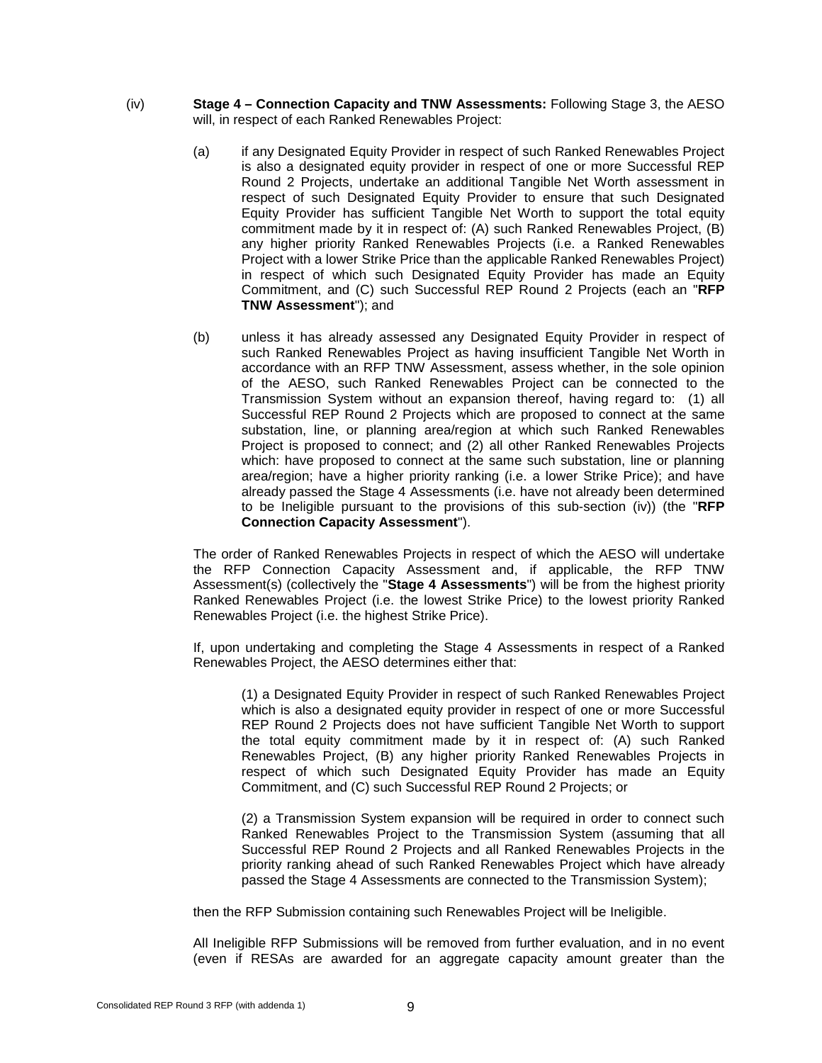(iv) **Stage 4 – Connection Capacity and TNW Assessments:** Following Stage 3, the AESO will, in respect of each Ranked Renewables Project:

(a) if any Designated Equity Provider in respect of such Ranked Renewables Project is also a designated equity provider in respect of one or more Successful REP Round 2 Projects, undertake an additional Tangible Net Worth assessment in respect of such Designated Equity Provider to ensure that such Designated Equity Provider has sufficient Tangible Net Worth to support the total equity commitment made by it in respect of: (A) such Ranked Renewables Project, (B) any higher priority Ranked Renewables Projects (i.e. a Ranked Renewables Project with a lower Strike Price than the applicable Ranked Renewables Project) in respect of which such Designated Equity Provider has made an Equity Commitment, and (C) such Successful REP Round 2 Projects (each an "**RFP TNW Assessment**"); and

(b) unless it has already assessed any Designated Equity Provider in respect of such Ranked Renewables Project as having insufficient Tangible Net Worth in accordance with an RFP TNW Assessment, assess whether, in the sole opinion of the AESO, such Ranked Renewables Project can be connected to the Transmission System without an expansion thereof, having regard to: (1) all Successful REP Round 2 Projects which are proposed to connect at the same substation, line, or planning area/region at which such Ranked Renewables Project is proposed to connect; and (2) all other Ranked Renewables Projects which: have proposed to connect at the same such substation, line or planning area/region; have a higher priority ranking (i.e. a lower Strike Price); and have already passed the Stage 4 Assessments (i.e. have not already been determined to be Ineligible pursuant to the provisions of this sub-section (iv)) (the "**RFP Connection Capacity Assessment**").

The order of Ranked Renewables Projects in respect of which the AESO will undertake the RFP Connection Capacity Assessment and, if applicable, the RFP TNW Assessment(s) (collectively the "**Stage 4 Assessments**") will be from the highest priority Ranked Renewables Project (i.e. the lowest Strike Price) to the lowest priority Ranked Renewables Project (i.e. the highest Strike Price).

If, upon undertaking and completing the Stage 4 Assessments in respect of a Ranked Renewables Project, the AESO determines either that:

(1) a Designated Equity Provider in respect of such Ranked Renewables Project which is also a designated equity provider in respect of one or more Successful REP Round 2 Projects does not have sufficient Tangible Net Worth to support the total equity commitment made by it in respect of: (A) such Ranked Renewables Project, (B) any higher priority Ranked Renewables Projects in respect of which such Designated Equity Provider has made an Equity Commitment, and (C) such Successful REP Round 2 Projects; or

(2) a Transmission System expansion will be required in order to connect such Ranked Renewables Project to the Transmission System (assuming that all Successful REP Round 2 Projects and all Ranked Renewables Projects in the priority ranking ahead of such Ranked Renewables Project which have already passed the Stage 4 Assessments are connected to the Transmission System);

then the RFP Submission containing such Renewables Project will be Ineligible.

All Ineligible RFP Submissions will be removed from further evaluation, and in no event (even if RESAs are awarded for an aggregate capacity amount greater than the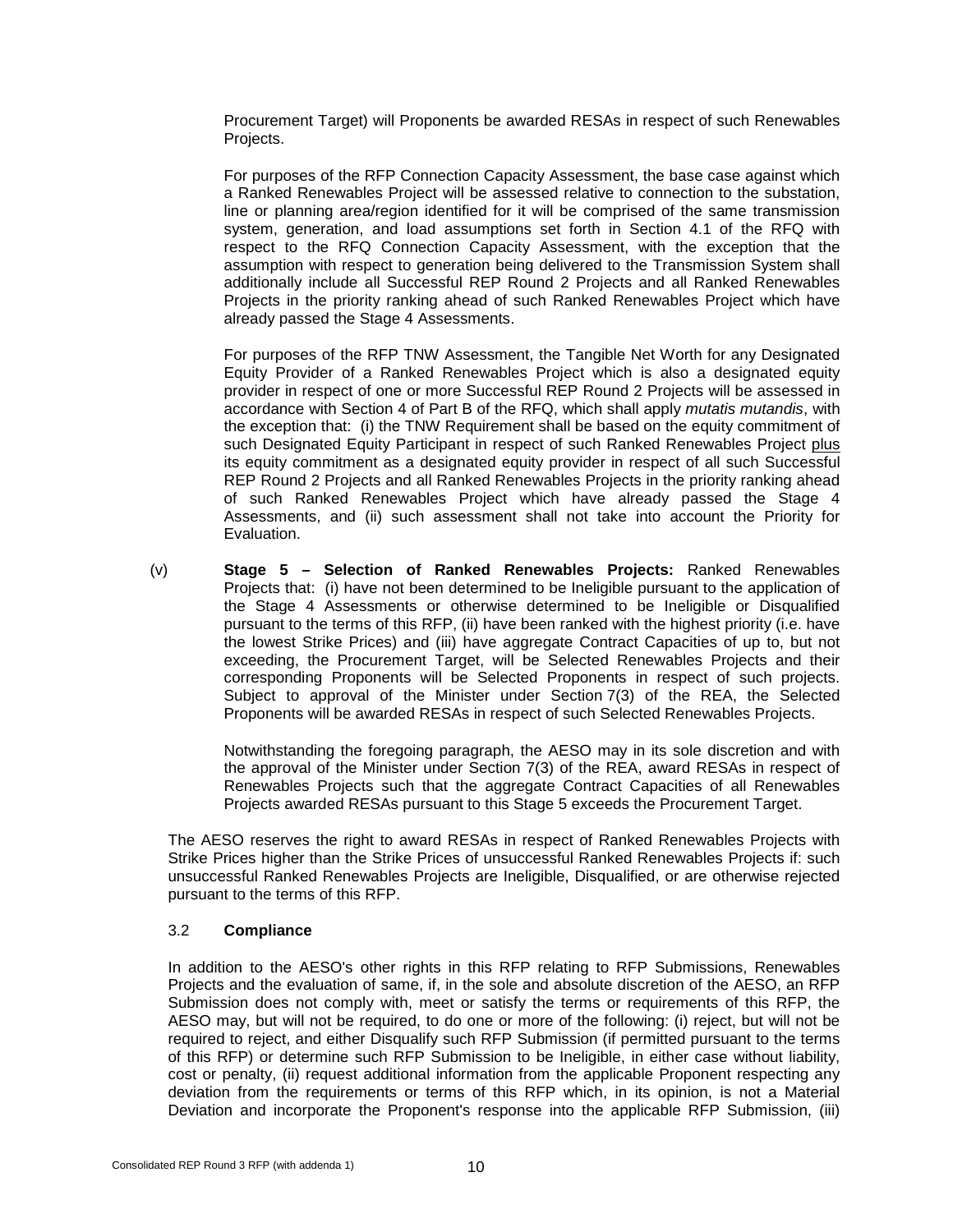Procurement Target) will Proponents be awarded RESAs in respect of such Renewables Projects.

For purposes of the RFP Connection Capacity Assessment, the base case against which a Ranked Renewables Project will be assessed relative to connection to the substation, line or planning area/region identified for it will be comprised of the same transmission system, generation, and load assumptions set forth in Section 4.1 of the RFQ with respect to the RFQ Connection Capacity Assessment, with the exception that the assumption with respect to generation being delivered to the Transmission System shall additionally include all Successful REP Round 2 Projects and all Ranked Renewables Projects in the priority ranking ahead of such Ranked Renewables Project which have already passed the Stage 4 Assessments.

For purposes of the RFP TNW Assessment, the Tangible Net Worth for any Designated Equity Provider of a Ranked Renewables Project which is also a designated equity provider in respect of one or more Successful REP Round 2 Projects will be assessed in accordance with Section 4 of Part B of the RFQ, which shall apply *mutatis mutandis*, with the exception that: (i) the TNW Requirement shall be based on the equity commitment of such Designated Equity Participant in respect of such Ranked Renewables Project plus its equity commitment as a designated equity provider in respect of all such Successful REP Round 2 Projects and all Ranked Renewables Projects in the priority ranking ahead of such Ranked Renewables Project which have already passed the Stage 4 Assessments, and (ii) such assessment shall not take into account the Priority for Evaluation.

(v) **Stage 5 – Selection of Ranked Renewables Projects:** Ranked Renewables Projects that: (i) have not been determined to be Ineligible pursuant to the application of the Stage 4 Assessments or otherwise determined to be Ineligible or Disqualified pursuant to the terms of this RFP, (ii) have been ranked with the highest priority (i.e. have the lowest Strike Prices) and (iii) have aggregate Contract Capacities of up to, but not exceeding, the Procurement Target, will be Selected Renewables Projects and their corresponding Proponents will be Selected Proponents in respect of such projects. Subject to approval of the Minister under Section 7(3) of the REA, the Selected Proponents will be awarded RESAs in respect of such Selected Renewables Projects.

Notwithstanding the foregoing paragraph, the AESO may in its sole discretion and with the approval of the Minister under Section 7(3) of the REA, award RESAs in respect of Renewables Projects such that the aggregate Contract Capacities of all Renewables Projects awarded RESAs pursuant to this Stage 5 exceeds the Procurement Target.

The AESO reserves the right to award RESAs in respect of Ranked Renewables Projects with Strike Prices higher than the Strike Prices of unsuccessful Ranked Renewables Projects if: such unsuccessful Ranked Renewables Projects are Ineligible, Disqualified, or are otherwise rejected pursuant to the terms of this RFP.

### 3.2 **Compliance**

In addition to the AESO's other rights in this RFP relating to RFP Submissions, Renewables Projects and the evaluation of same, if, in the sole and absolute discretion of the AESO, an RFP Submission does not comply with, meet or satisfy the terms or requirements of this RFP, the AESO may, but will not be required, to do one or more of the following: (i) reject, but will not be required to reject, and either Disqualify such RFP Submission (if permitted pursuant to the terms of this RFP) or determine such RFP Submission to be Ineligible, in either case without liability, cost or penalty, (ii) request additional information from the applicable Proponent respecting any deviation from the requirements or terms of this RFP which, in its opinion, is not a Material Deviation and incorporate the Proponent's response into the applicable RFP Submission, (iii)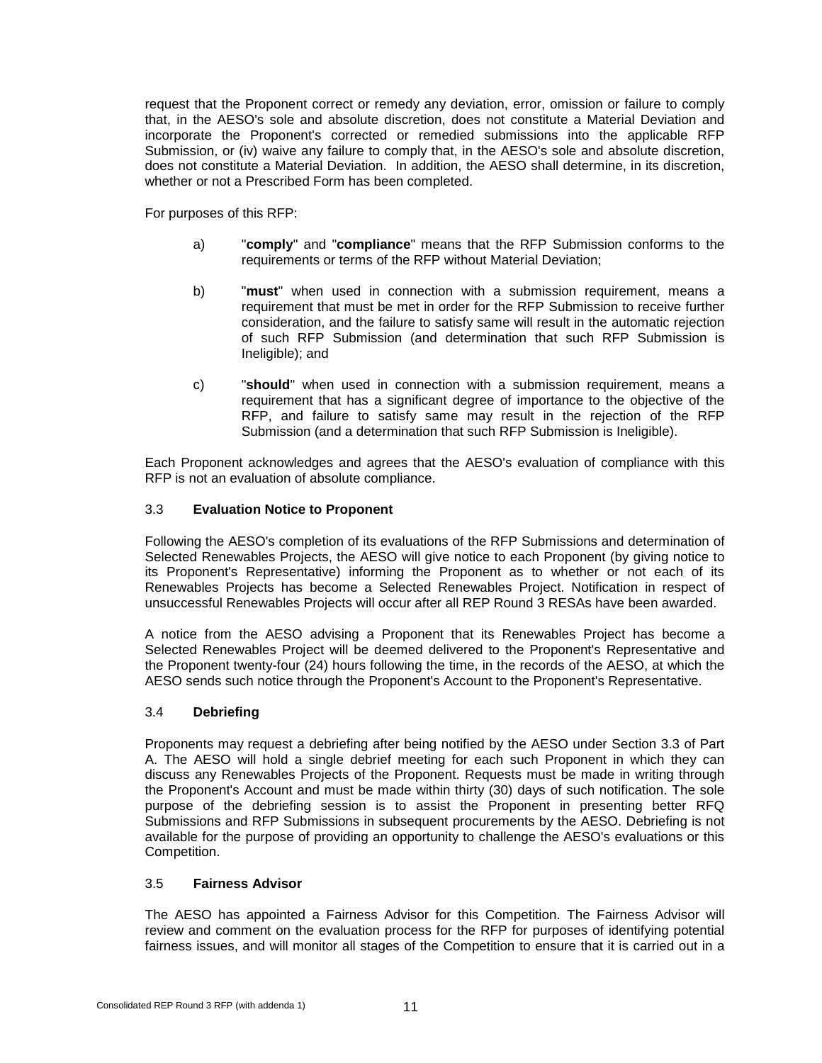request that the Proponent correct or remedy any deviation, error, omission or failure to comply that, in the AESO's sole and absolute discretion, does not constitute a Material Deviation and incorporate the Proponent's corrected or remedied submissions into the applicable RFP Submission, or (iv) waive any failure to comply that, in the AESO's sole and absolute discretion, does not constitute a Material Deviation. In addition, the AESO shall determine, in its discretion, whether or not a Prescribed Form has been completed.

For purposes of this RFP:

a) "**comply**" and "**compliance**" means that the RFP Submission conforms to the requirements or terms of the RFP without Material Deviation;

b) "**must**" when used in connection with a submission requirement, means a requirement that must be met in order for the RFP Submission to receive further consideration, and the failure to satisfy same will result in the automatic rejection of such RFP Submission (and determination that such RFP Submission is Ineligible); and

c) "**should**" when used in connection with a submission requirement, means a requirement that has a significant degree of importance to the objective of the RFP, and failure to satisfy same may result in the rejection of the RFP Submission (and a determination that such RFP Submission is Ineligible).

Each Proponent acknowledges and agrees that the AESO's evaluation of compliance with this RFP is not an evaluation of absolute compliance.

### 3.3 Evaluation Notice to Proponent

Following the AESO's completion of its evaluations of the RFP Submissions and determination of Selected Renewables Projects, the AESO will give notice to each Proponent (by giving notice to its Proponent's Representative) informing the Proponent as to whether or not each of its Renewables Projects has become a Selected Renewables Project. Notification in respect of unsuccessful Renewables Projects will occur after all REP Round 3 RESAs have been awarded.

A notice from the AESO advising a Proponent that its Renewables Project has become a Selected Renewables Project will be deemed delivered to the Proponent's Representative and the Proponent twenty-four (24) hours following the time, in the records of the AESO, at which the AESO sends such notice through the Proponent's Account to the Proponent's Representative.

### 3.4 Debriefing

Proponents may request a debriefing after being notified by the AESO under Section 3.3 of Part A. The AESO will hold a single debrief meeting for each such Proponent in which they can discuss any Renewables Projects of the Proponent. Requests must be made in writing through the Proponent's Account and must be made within thirty (30) days of such notification. The sole purpose of the debriefing session is to assist the Proponent in presenting better RFQ Submissions and RFP Submissions in subsequent procurements by the AESO. Debriefing is not available for the purpose of providing an opportunity to challenge the AESO's evaluations or this Competition.

### 3.5 Fairness Advisor

The AESO has appointed a Fairness Advisor for this Competition. The Fairness Advisor will review and comment on the evaluation process for the RFP for purposes of identifying potential fairness issues, and will monitor all stages of the Competition to ensure that it is carried out in a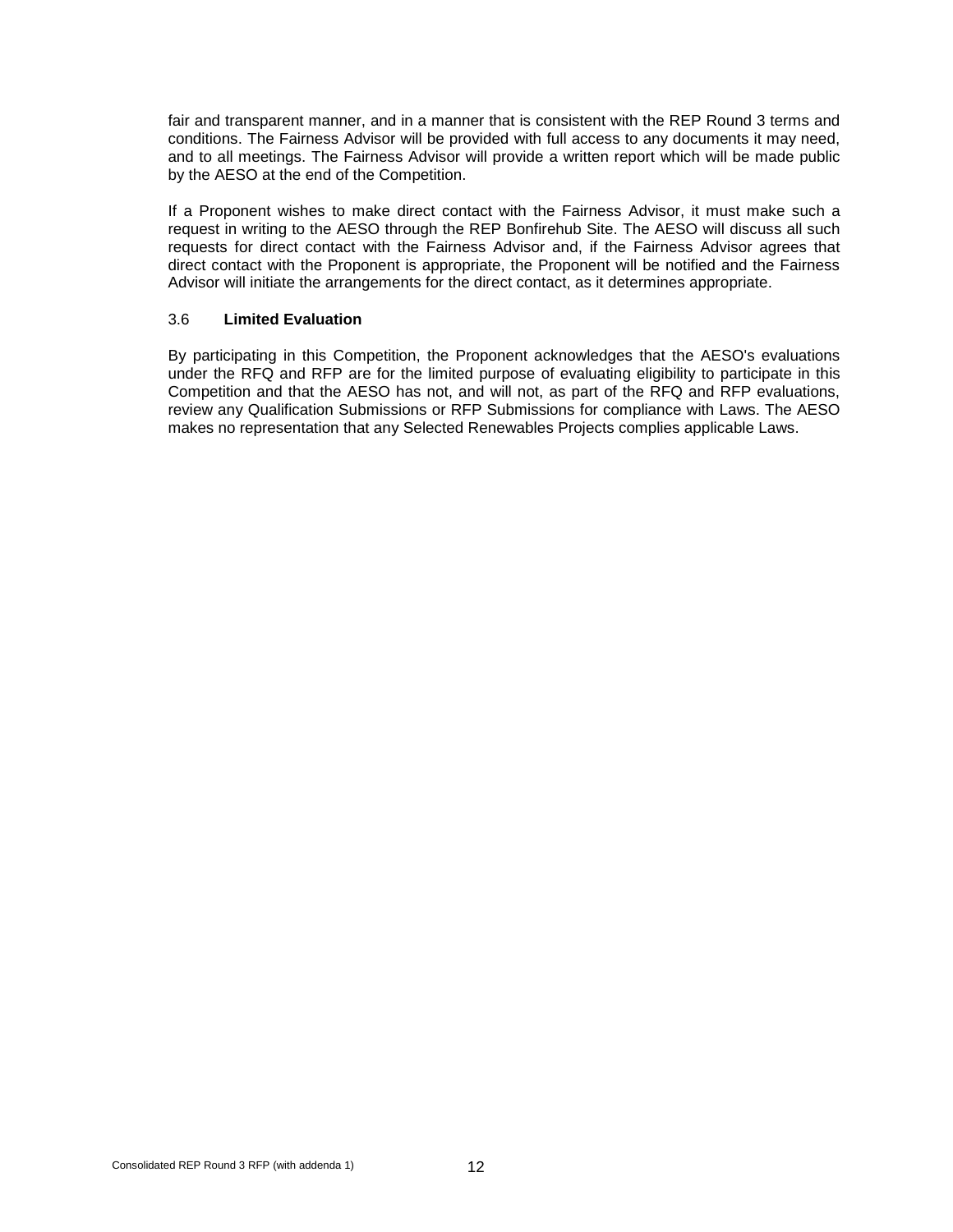fair and transparent manner, and in a manner that is consistent with the REP Round 3 terms and conditions. The Fairness Advisor will be provided with full access to any documents it may need, and to all meetings. The Fairness Advisor will provide a written report which will be made public by the AESO at the end of the Competition.

If a Proponent wishes to make direct contact with the Fairness Advisor, it must make such a request in writing to the AESO through the REP Bonfirehub Site. The AESO will discuss all such requests for direct contact with the Fairness Advisor and, if the Fairness Advisor agrees that direct contact with the Proponent is appropriate, the Proponent will be notified and the Fairness Advisor will initiate the arrangements for the direct contact, as it determines appropriate.

### 3.6 **Limited Evaluation**

By participating in this Competition, the Proponent acknowledges that the AESO's evaluations under the RFQ and RFP are for the limited purpose of evaluating eligibility to participate in this Competition and that the AESO has not, and will not, as part of the RFQ and RFP evaluations, review any Qualification Submissions or RFP Submissions for compliance with Laws. The AESO makes no representation that any Selected Renewables Projects complies applicable Laws.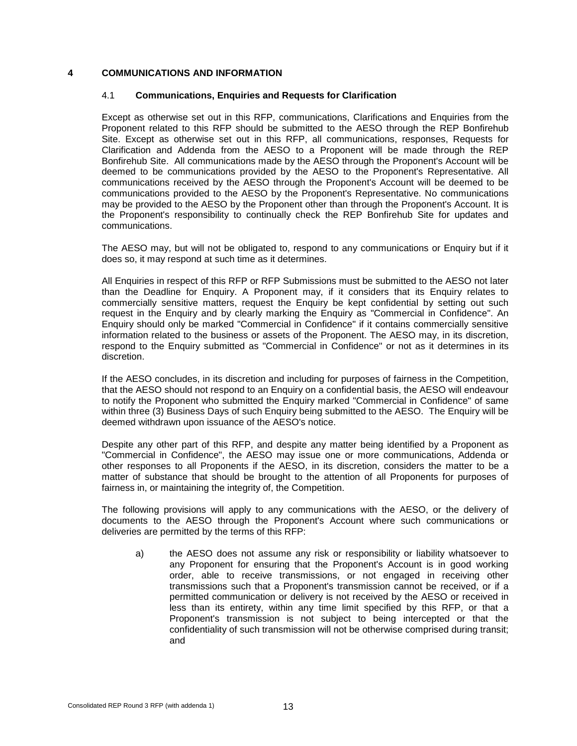# 4 COMMUNICATIONS AND INFORMATION

## 4.1 Communications, Enquiries and Requests for Clarification

Except as otherwise set out in this RFP, communications, Clarifications and Enquiries from the Proponent related to this RFP should be submitted to the AESO through the REP Bonfirehub Site. Except as otherwise set out in this RFP, all communications, responses, Requests for Clarification and Addenda from the AESO to a Proponent will be made through the REP Bonfirehub Site. All communications made by the AESO through the Proponent's Account will be deemed to be communications provided by the AESO to the Proponent's Representative. All communications received by the AESO through the Proponent's Account will be deemed to be communications provided to the AESO by the Proponent's Representative. No communications may be provided to the AESO by the Proponent other than through the Proponent's Account. It is the Proponent's responsibility to continually check the REP Bonfirehub Site for updates and communications.

The AESO may, but will not be obligated to, respond to any communications or Enquiry but if it does so, it may respond at such time as it determines.

All Enquiries in respect of this RFP or RFP Submissions must be submitted to the AESO not later than the Deadline for Enquiry. A Proponent may, if it considers that its Enquiry relates to commercially sensitive matters, request the Enquiry be kept confidential by setting out such request in the Enquiry and by clearly marking the Enquiry as "Commercial in Confidence". An Enquiry should only be marked "Commercial in Confidence" if it contains commercially sensitive information related to the business or assets of the Proponent. The AESO may, in its discretion, respond to the Enquiry submitted as "Commercial in Confidence" or not as it determines in its discretion.

If the AESO concludes, in its discretion and including for purposes of fairness in the Competition, that the AESO should not respond to an Enquiry on a confidential basis, the AESO will endeavour to notify the Proponent who submitted the Enquiry marked "Commercial in Confidence" of same within three (3) Business Days of such Enquiry being submitted to the AESO. The Enquiry will be deemed withdrawn upon issuance of the AESO's notice.

Despite any other part of this RFP, and despite any matter being identified by a Proponent as "Commercial in Confidence", the AESO may issue one or more communications, Addenda or other responses to all Proponents if the AESO, in its discretion, considers the matter to be a matter of substance that should be brought to the attention of all Proponents for purposes of fairness in, or maintaining the integrity of, the Competition.

The following provisions will apply to any communications with the AESO, or the delivery of documents to the AESO through the Proponent's Account where such communications or deliveries are permitted by the terms of this RFP:

a) the AESO does not assume any risk or responsibility or liability whatsoever to any Proponent for ensuring that the Proponent's Account is in good working order, able to receive transmissions, or not engaged in receiving other transmissions such that a Proponent's transmission cannot be received, or if a permitted communication or delivery is not received by the AESO or received in less than its entirety, within any time limit specified by this RFP, or that a Proponent's transmission is not subject to being intercepted or that the confidentiality of such transmission will not be otherwise comprised during transit; and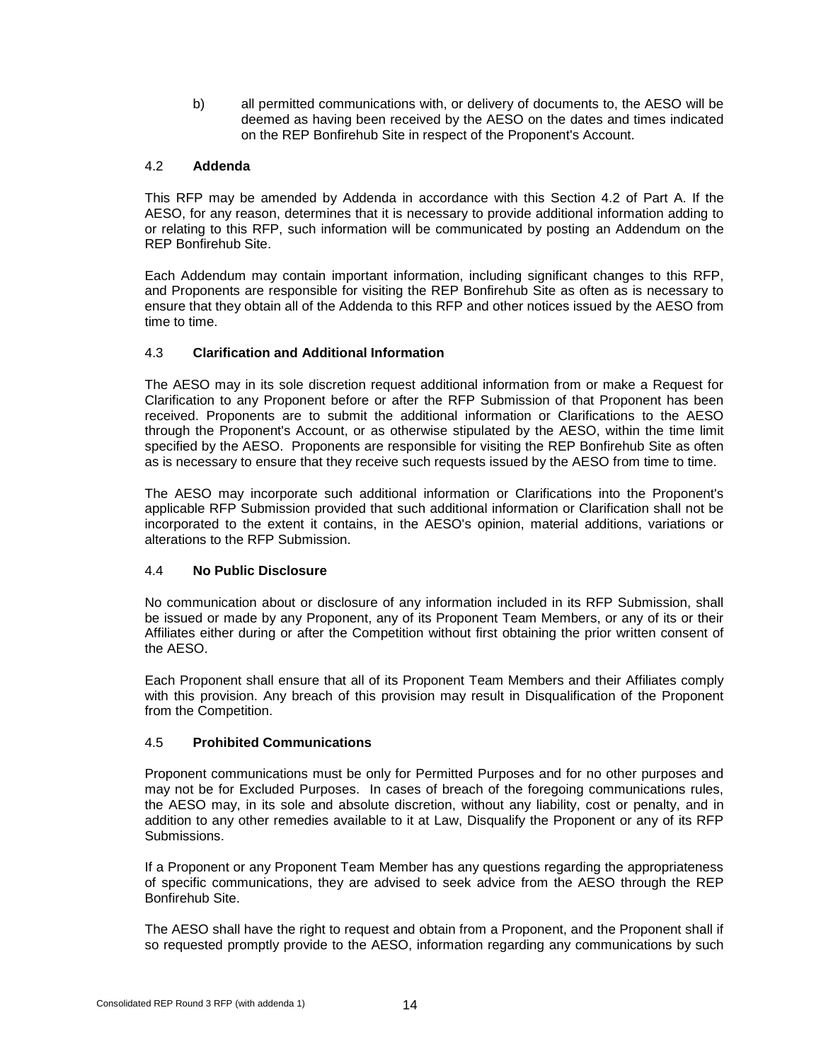b) all permitted communications with, or delivery of documents to, the AESO will be deemed as having been received by the AESO on the dates and times indicated on the REP Bonfirehub Site in respect of the Proponent's Account.

### 4.2 **Addenda**

This RFP may be amended by Addenda in accordance with this Section 4.2 of Part A. If the AESO, for any reason, determines that it is necessary to provide additional information adding to or relating to this RFP, such information will be communicated by posting an Addendum on the REP Bonfirehub Site.

Each Addendum may contain important information, including significant changes to this RFP, and Proponents are responsible for visiting the REP Bonfirehub Site as often as is necessary to ensure that they obtain all of the Addenda to this RFP and other notices issued by the AESO from time to time.

### 4.3 **Clarification and Additional Information**

The AESO may in its sole discretion request additional information from or make a Request for Clarification to any Proponent before or after the RFP Submission of that Proponent has been received. Proponents are to submit the additional information or Clarifications to the AESO through the Proponent's Account, or as otherwise stipulated by the AESO, within the time limit specified by the AESO. Proponents are responsible for visiting the REP Bonfirehub Site as often as is necessary to ensure that they receive such requests issued by the AESO from time to time.

The AESO may incorporate such additional information or Clarifications into the Proponent's applicable RFP Submission provided that such additional information or Clarification shall not be incorporated to the extent it contains, in the AESO's opinion, material additions, variations or alterations to the RFP Submission.

### 4.4 **No Public Disclosure**

No communication about or disclosure of any information included in its RFP Submission, shall be issued or made by any Proponent, any of its Proponent Team Members, or any of its or their Affiliates either during or after the Competition without first obtaining the prior written consent of the AESO.

Each Proponent shall ensure that all of its Proponent Team Members and their Affiliates comply with this provision. Any breach of this provision may result in Disqualification of the Proponent from the Competition.

### 4.5 **Prohibited Communications**

Proponent communications must be only for Permitted Purposes and for no other purposes and may not be for Excluded Purposes. In cases of breach of the foregoing communications rules, the AESO may, in its sole and absolute discretion, without any liability, cost or penalty, and in addition to any other remedies available to it at Law, Disqualify the Proponent or any of its RFP Submissions.

If a Proponent or any Proponent Team Member has any questions regarding the appropriateness of specific communications, they are advised to seek advice from the AESO through the REP Bonfirehub Site.

The AESO shall have the right to request and obtain from a Proponent, and the Proponent shall if so requested promptly provide to the AESO, information regarding any communications by such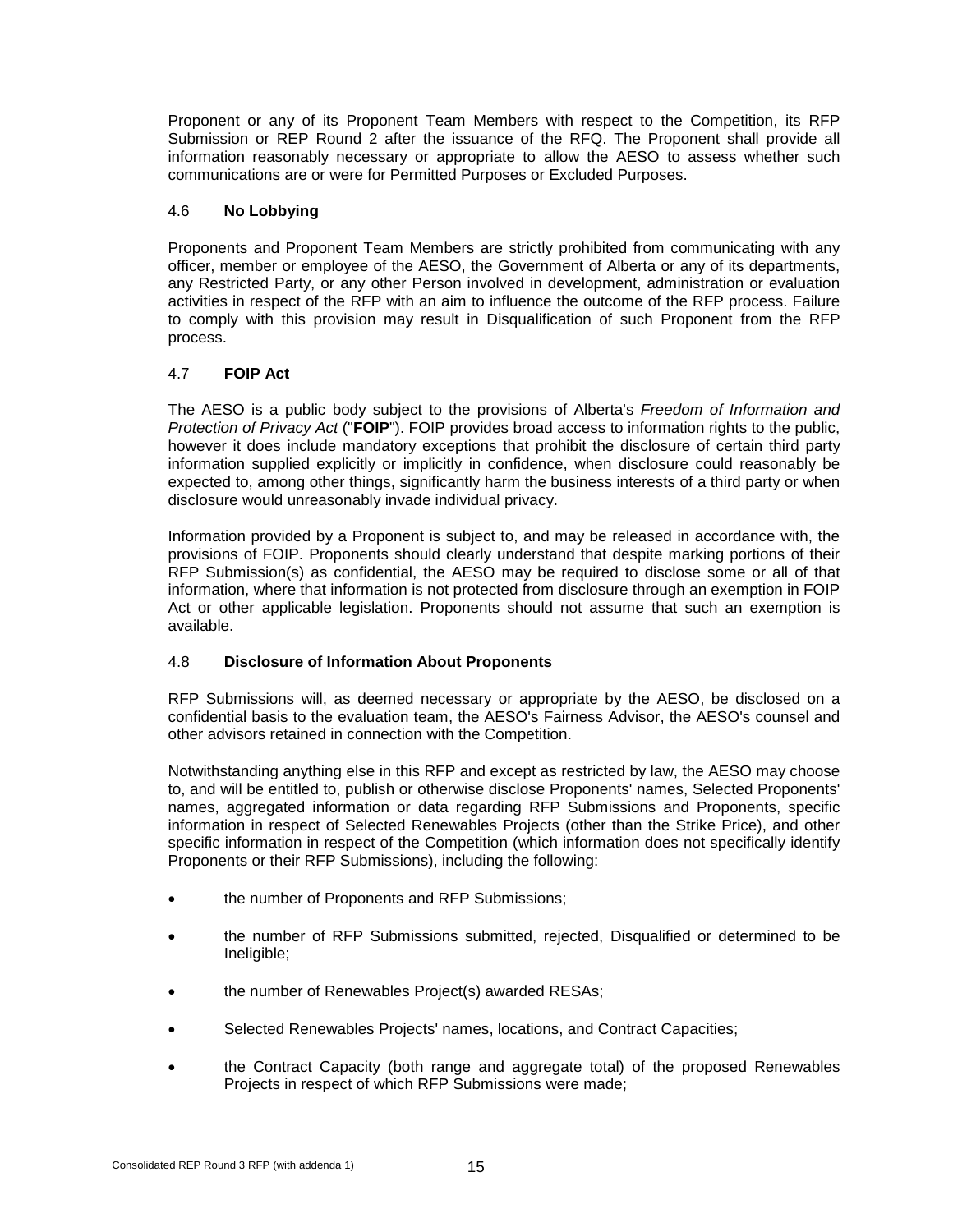Proponent or any of its Proponent Team Members with respect to the Competition, its RFP Submission or REP Round 2 after the issuance of the RFQ. The Proponent shall provide all information reasonably necessary or appropriate to allow the AESO to assess whether such communications are or were for Permitted Purposes or Excluded Purposes.

### 4.6 **No Lobbying**

Proponents and Proponent Team Members are strictly prohibited from communicating with any officer, member or employee of the AESO, the Government of Alberta or any of its departments, any Restricted Party, or any other Person involved in development, administration or evaluation activities in respect of the RFP with an aim to influence the outcome of the RFP process. Failure to comply with this provision may result in Disqualification of such Proponent from the RFP process.

### 4.7 **FOIP Act**

The AESO is a public body subject to the provisions of Alberta's *Freedom of Information and Protection of Privacy Act* ("**FOIP**"). FOIP provides broad access to information rights to the public, however it does include mandatory exceptions that prohibit the disclosure of certain third party information supplied explicitly or implicitly in confidence, when disclosure could reasonably be expected to, among other things, significantly harm the business interests of a third party or when disclosure would unreasonably invade individual privacy.

Information provided by a Proponent is subject to, and may be released in accordance with, the provisions of FOIP. Proponents should clearly understand that despite marking portions of their RFP Submission(s) as confidential, the AESO may be required to disclose some or all of that information, where that information is not protected from disclosure through an exemption in FOIP Act or other applicable legislation. Proponents should not assume that such an exemption is available.

### 4.8 **Disclosure of Information About Proponents**

RFP Submissions will, as deemed necessary or appropriate by the AESO, be disclosed on a confidential basis to the evaluation team, the AESO's Fairness Advisor, the AESO's counsel and other advisors retained in connection with the Competition.

Notwithstanding anything else in this RFP and except as restricted by law, the AESO may choose to, and will be entitled to, publish or otherwise disclose Proponents' names, Selected Proponents' names, aggregated information or data regarding RFP Submissions and Proponents, specific information in respect of Selected Renewables Projects (other than the Strike Price), and other specific information in respect of the Competition (which information does not specifically identify Proponents or their RFP Submissions), including the following:

- the number of Proponents and RFP Submissions;
- the number of RFP Submissions submitted, rejected, Disqualified or determined to be Ineligible;
- the number of Renewables Project(s) awarded RESAs;
- Selected Renewables Projects' names, locations, and Contract Capacities;
- the Contract Capacity (both range and aggregate total) of the proposed Renewables Projects in respect of which RFP Submissions were made;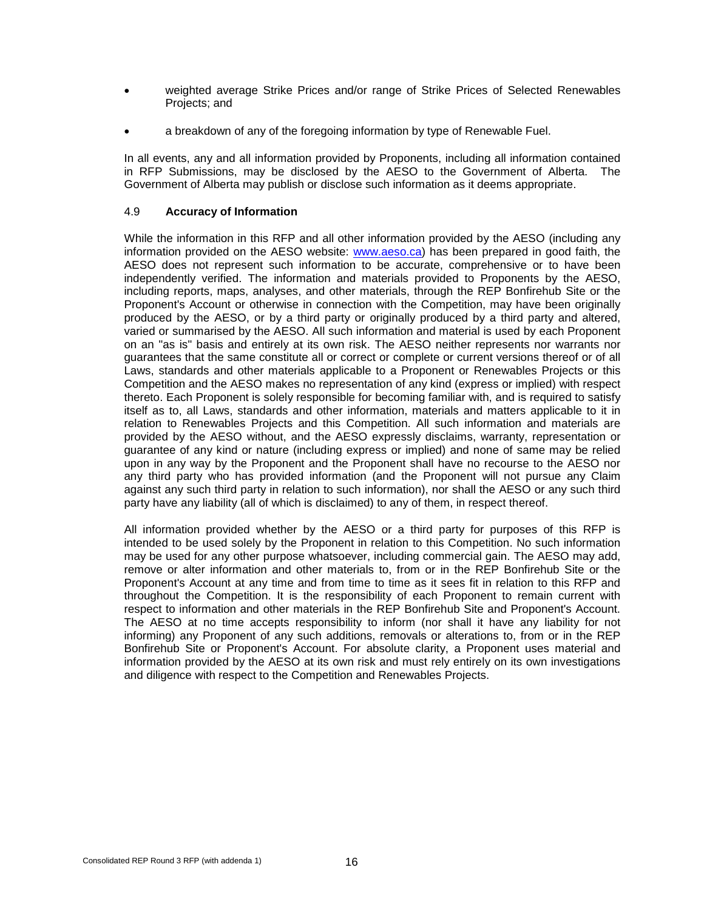- weighted average Strike Prices and/or range of Strike Prices of Selected Renewables Projects; and
- a breakdown of any of the foregoing information by type of Renewable Fuel.

In all events, any and all information provided by Proponents, including all information contained in RFP Submissions, may be disclosed by the AESO to the Government of Alberta. The Government of Alberta may publish or disclose such information as it deems appropriate.

### 4.9 **Accuracy of Information**

While the information in this RFP and all other information provided by the AESO (including any information provided on the AESO website: www.aeso.ca) has been prepared in good faith, the AESO does not represent such information to be accurate, comprehensive or to have been independently verified. The information and materials provided to Proponents by the AESO, including reports, maps, analyses, and other materials, through the REP Bonfirehub Site or the Proponent's Account or otherwise in connection with the Competition, may have been originally produced by the AESO, or by a third party or originally produced by a third party and altered, varied or summarised by the AESO. All such information and material is used by each Proponent on an "as is" basis and entirely at its own risk. The AESO neither represents nor warrants nor guarantees that the same constitute all or correct or complete or current versions thereof or of all Laws, standards and other materials applicable to a Proponent or Renewables Projects or this Competition and the AESO makes no representation of any kind (express or implied) with respect thereto. Each Proponent is solely responsible for becoming familiar with, and is required to satisfy itself as to, all Laws, standards and other information, materials and matters applicable to it in relation to Renewables Projects and this Competition. All such information and materials are provided by the AESO without, and the AESO expressly disclaims, warranty, representation or guarantee of any kind or nature (including express or implied) and none of same may be relied upon in any way by the Proponent and the Proponent shall have no recourse to the AESO nor any third party who has provided information (and the Proponent will not pursue any Claim against any such third party in relation to such information), nor shall the AESO or any such third party have any liability (all of which is disclaimed) to any of them, in respect thereof.

All information provided whether by the AESO or a third party for purposes of this RFP is intended to be used solely by the Proponent in relation to this Competition. No such information may be used for any other purpose whatsoever, including commercial gain. The AESO may add, remove or alter information and other materials to, from or in the REP Bonfirehub Site or the Proponent's Account at any time and from time to time as it sees fit in relation to this RFP and throughout the Competition. It is the responsibility of each Proponent to remain current with respect to information and other materials in the REP Bonfirehub Site and Proponent's Account. The AESO at no time accepts responsibility to inform (nor shall it have any liability for not informing) any Proponent of any such additions, removals or alterations to, from or in the REP Bonfirehub Site or Proponent's Account. For absolute clarity, a Proponent uses material and information provided by the AESO at its own risk and must rely entirely on its own investigations and diligence with respect to the Competition and Renewables Projects.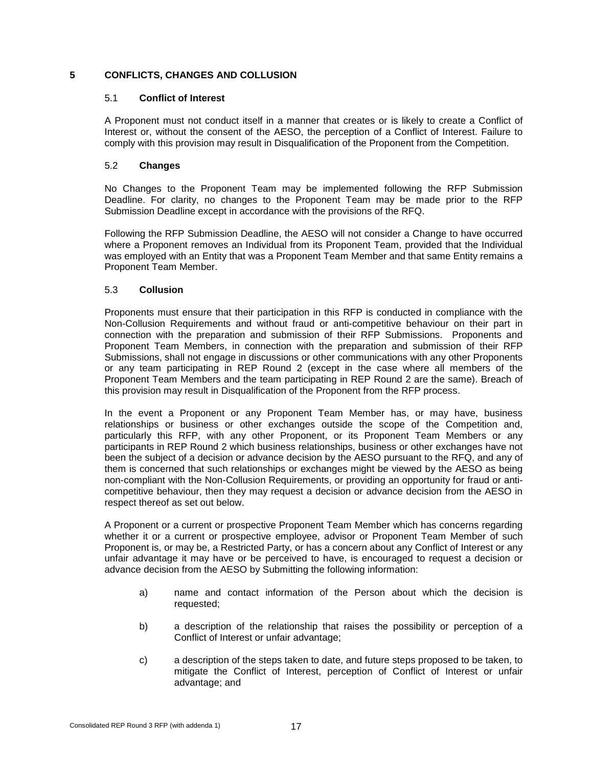# 5 CONFLICTS, CHANGES AND COLLUSION

## 5.1 Conflict of Interest

A Proponent must not conduct itself in a manner that creates or is likely to create a Conflict of Interest or, without the consent of the AESO, the perception of a Conflict of Interest. Failure to comply with this provision may result in Disqualification of the Proponent from the Competition.

## 5.2 Changes

No Changes to the Proponent Team may be implemented following the RFP Submission Deadline. For clarity, no changes to the Proponent Team may be made prior to the RFP Submission Deadline except in accordance with the provisions of the RFQ.

Following the RFP Submission Deadline, the AESO will not consider a Change to have occurred where a Proponent removes an Individual from its Proponent Team, provided that the Individual was employed with an Entity that was a Proponent Team Member and that same Entity remains a Proponent Team Member.

## 5.3 Collusion

Proponents must ensure that their participation in this RFP is conducted in compliance with the Non-Collusion Requirements and without fraud or anti-competitive behaviour on their part in connection with the preparation and submission of their RFP Submissions. Proponents and Proponent Team Members, in connection with the preparation and submission of their RFP Submissions, shall not engage in discussions or other communications with any other Proponents or any team participating in REP Round 2 (except in the case where all members of the Proponent Team Members and the team participating in REP Round 2 are the same). Breach of this provision may result in Disqualification of the Proponent from the RFP process.

In the event a Proponent or any Proponent Team Member has, or may have, business relationships or business or other exchanges outside the scope of the Competition and, particularly this RFP, with any other Proponent, or its Proponent Team Members or any participants in REP Round 2 which business relationships, business or other exchanges have not been the subject of a decision or advance decision by the AESO pursuant to the RFQ, and any of them is concerned that such relationships or exchanges might be viewed by the AESO as being non-compliant with the Non-Collusion Requirements, or providing an opportunity for fraud or anti-competitive behaviour, then they may request a decision or advance decision from the AESO in respect thereof as set out below.

A Proponent or a current or prospective Proponent Team Member which has concerns regarding whether it or a current or prospective employee, advisor or Proponent Team Member of such Proponent is, or may be, a Restricted Party, or has a concern about any Conflict of Interest or any unfair advantage it may have or be perceived to have, is encouraged to request a decision or advance decision from the AESO by Submitting the following information:

a) name and contact information of the Person about which the decision is requested;

b) a description of the relationship that raises the possibility or perception of a Conflict of Interest or unfair advantage;

c) a description of the steps taken to date, and future steps proposed to be taken, to mitigate the Conflict of Interest, perception of Conflict of Interest or unfair advantage; and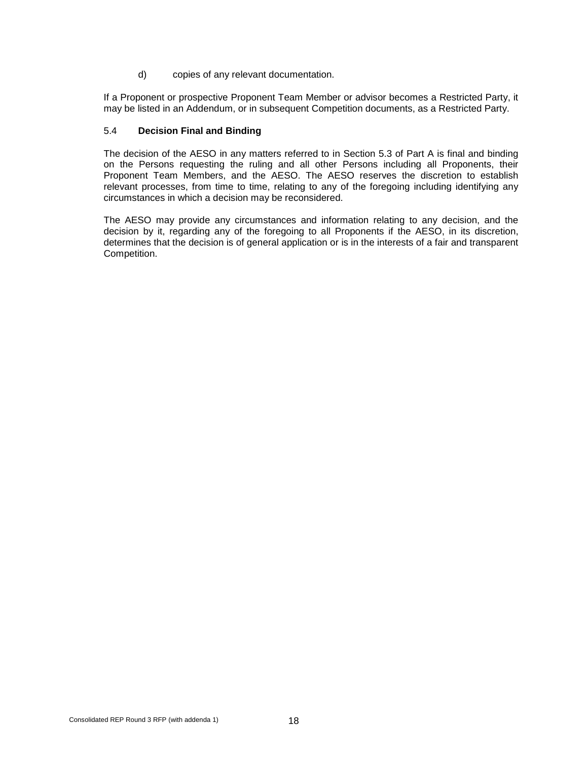d) copies of any relevant documentation.

If a Proponent or prospective Proponent Team Member or advisor becomes a Restricted Party, it may be listed in an Addendum, or in subsequent Competition documents, as a Restricted Party.

### 5.4 **Decision Final and Binding**

The decision of the AESO in any matters referred to in Section 5.3 of Part A is final and binding on the Persons requesting the ruling and all other Persons including all Proponents, their Proponent Team Members, and the AESO. The AESO reserves the discretion to establish relevant processes, from time to time, relating to any of the foregoing including identifying any circumstances in which a decision may be reconsidered.

The AESO may provide any circumstances and information relating to any decision, and the decision by it, regarding any of the foregoing to all Proponents if the AESO, in its discretion, determines that the decision is of general application or is in the interests of a fair and transparent Competition.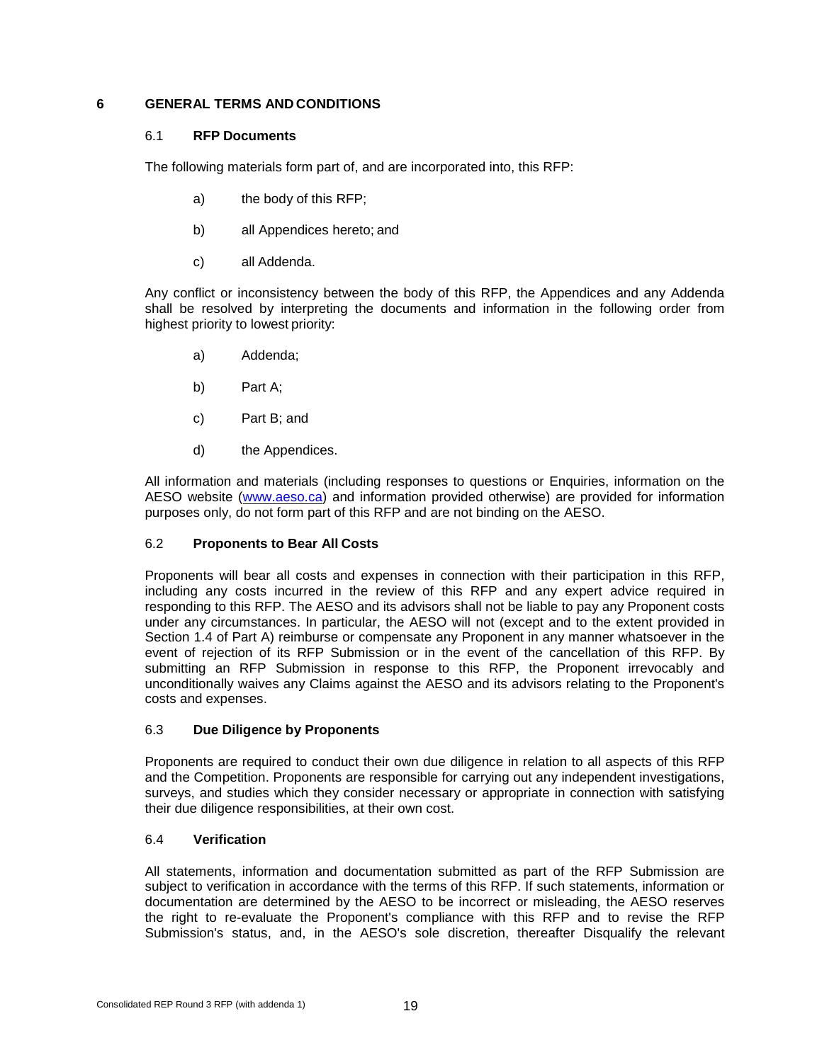# 6 GENERAL TERMS AND CONDITIONS

## 6.1 RFP Documents

The following materials form part of, and are incorporated into, this RFP:

a) the body of this RFP;

b) all Appendices hereto; and

c) all Addenda.

Any conflict or inconsistency between the body of this RFP, the Appendices and any Addenda shall be resolved by interpreting the documents and information in the following order from highest priority to lowest priority:

a) Addenda;

b) Part A;

c) Part B; and

d) the Appendices.

All information and materials (including responses to questions or Enquiries, information on the AESO website (www.aeso.ca) and information provided otherwise) are provided for information purposes only, do not form part of this RFP and are not binding on the AESO.

## 6.2 Proponents to Bear All Costs

Proponents will bear all costs and expenses in connection with their participation in this RFP, including any costs incurred in the review of this RFP and any expert advice required in responding to this RFP. The AESO and its advisors shall not be liable to pay any Proponent costs under any circumstances. In particular, the AESO will not (except and to the extent provided in Section 1.4 of Part A) reimburse or compensate any Proponent in any manner whatsoever in the event of rejection of its RFP Submission or in the event of the cancellation of this RFP. By submitting an RFP Submission in response to this RFP, the Proponent irrevocably and unconditionally waives any Claims against the AESO and its advisors relating to the Proponent's costs and expenses.

## 6.3 Due Diligence by Proponents

Proponents are required to conduct their own due diligence in relation to all aspects of this RFP and the Competition. Proponents are responsible for carrying out any independent investigations, surveys, and studies which they consider necessary or appropriate in connection with satisfying their due diligence responsibilities, at their own cost.

## 6.4 Verification

All statements, information and documentation submitted as part of the RFP Submission are subject to verification in accordance with the terms of this RFP. If such statements, information or documentation are determined by the AESO to be incorrect or misleading, the AESO reserves the right to re-evaluate the Proponent's compliance with this RFP and to revise the RFP Submission's status, and, in the AESO's sole discretion, thereafter Disqualify the relevant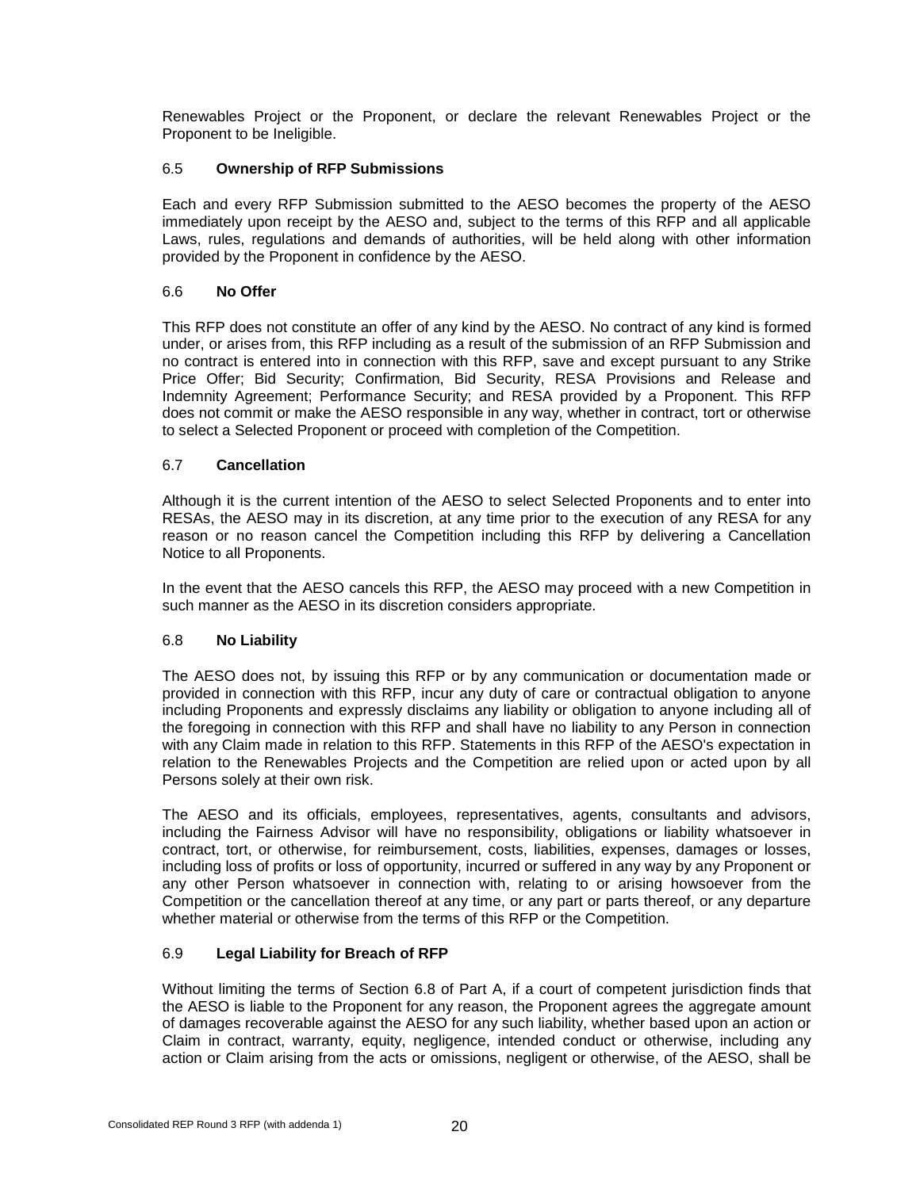Renewables Project or the Proponent, or declare the relevant Renewables Project or the Proponent to be Ineligible.

### 6.5 **Ownership of RFP Submissions**

Each and every RFP Submission submitted to the AESO becomes the property of the AESO immediately upon receipt by the AESO and, subject to the terms of this RFP and all applicable Laws, rules, regulations and demands of authorities, will be held along with other information provided by the Proponent in confidence by the AESO.

### 6.6 **No Offer**

This RFP does not constitute an offer of any kind by the AESO. No contract of any kind is formed under, or arises from, this RFP including as a result of the submission of an RFP Submission and no contract is entered into in connection with this RFP, save and except pursuant to any Strike Price Offer; Bid Security; Confirmation, Bid Security, RESA Provisions and Release and Indemnity Agreement; Performance Security; and RESA provided by a Proponent. This RFP does not commit or make the AESO responsible in any way, whether in contract, tort or otherwise to select a Selected Proponent or proceed with completion of the Competition.

### 6.7 **Cancellation**

Although it is the current intention of the AESO to select Selected Proponents and to enter into RESAs, the AESO may in its discretion, at any time prior to the execution of any RESA for any reason or no reason cancel the Competition including this RFP by delivering a Cancellation Notice to all Proponents.

In the event that the AESO cancels this RFP, the AESO may proceed with a new Competition in such manner as the AESO in its discretion considers appropriate.

### 6.8 **No Liability**

The AESO does not, by issuing this RFP or by any communication or documentation made or provided in connection with this RFP, incur any duty of care or contractual obligation to anyone including Proponents and expressly disclaims any liability or obligation to anyone including all of the foregoing in connection with this RFP and shall have no liability to any Person in connection with any Claim made in relation to this RFP. Statements in this RFP of the AESO's expectation in relation to the Renewables Projects and the Competition are relied upon or acted upon by all Persons solely at their own risk.

The AESO and its officials, employees, representatives, agents, consultants and advisors, including the Fairness Advisor will have no responsibility, obligations or liability whatsoever in contract, tort, or otherwise, for reimbursement, costs, liabilities, expenses, damages or losses, including loss of profits or loss of opportunity, incurred or suffered in any way by any Proponent or any other Person whatsoever in connection with, relating to or arising howsoever from the Competition or the cancellation thereof at any time, or any part or parts thereof, or any departure whether material or otherwise from the terms of this RFP or the Competition.

### 6.9 **Legal Liability for Breach of RFP**

Without limiting the terms of Section 6.8 of Part A, if a court of competent jurisdiction finds that the AESO is liable to the Proponent for any reason, the Proponent agrees the aggregate amount of damages recoverable against the AESO for any such liability, whether based upon an action or Claim in contract, warranty, equity, negligence, intended conduct or otherwise, including any action or Claim arising from the acts or omissions, negligent or otherwise, of the AESO, shall be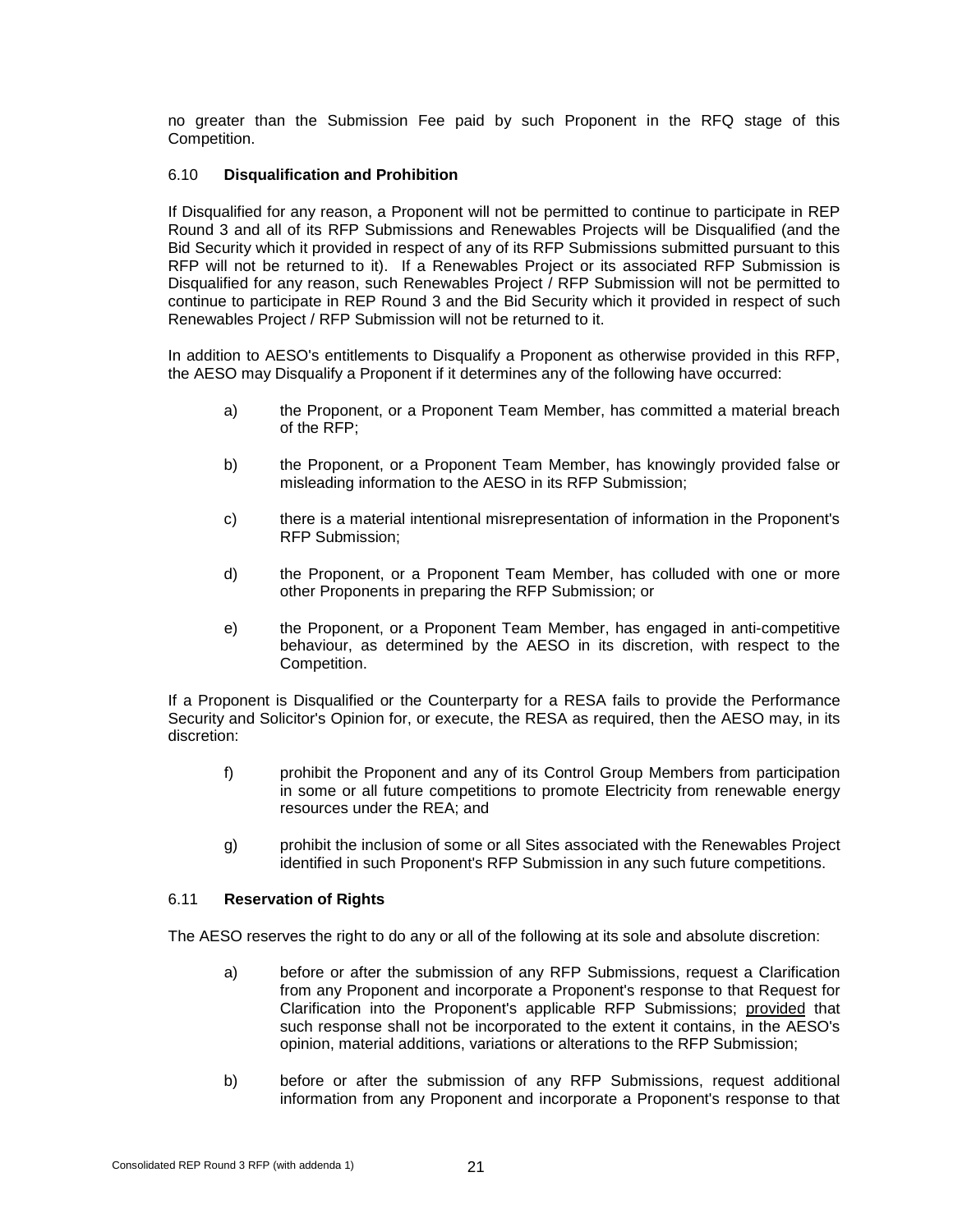no greater than the Submission Fee paid by such Proponent in the RFQ stage of this Competition.

### 6.10 **Disqualification and Prohibition**

If Disqualified for any reason, a Proponent will not be permitted to continue to participate in REP Round 3 and all of its RFP Submissions and Renewables Projects will be Disqualified (and the Bid Security which it provided in respect of any of its RFP Submissions submitted pursuant to this RFP will not be returned to it). If a Renewables Project or its associated RFP Submission is Disqualified for any reason, such Renewables Project / RFP Submission will not be permitted to continue to participate in REP Round 3 and the Bid Security which it provided in respect of such Renewables Project / RFP Submission will not be returned to it.

In addition to AESO's entitlements to Disqualify a Proponent as otherwise provided in this RFP, the AESO may Disqualify a Proponent if it determines any of the following have occurred:

a) the Proponent, or a Proponent Team Member, has committed a material breach of the RFP;

b) the Proponent, or a Proponent Team Member, has knowingly provided false or misleading information to the AESO in its RFP Submission;

c) there is a material intentional misrepresentation of information in the Proponent's RFP Submission;

d) the Proponent, or a Proponent Team Member, has colluded with one or more other Proponents in preparing the RFP Submission; or

e) the Proponent, or a Proponent Team Member, has engaged in anti-competitive behaviour, as determined by the AESO in its discretion, with respect to the Competition.

If a Proponent is Disqualified or the Counterparty for a RESA fails to provide the Performance Security and Solicitor's Opinion for, or execute, the RESA as required, then the AESO may, in its discretion:

f) prohibit the Proponent and any of its Control Group Members from participation in some or all future competitions to promote Electricity from renewable energy resources under the REA; and

g) prohibit the inclusion of some or all Sites associated with the Renewables Project identified in such Proponent's RFP Submission in any such future competitions.

### 6.11 **Reservation of Rights**

The AESO reserves the right to do any or all of the following at its sole and absolute discretion:

a) before or after the submission of any RFP Submissions, request a Clarification from any Proponent and incorporate a Proponent's response to that Request for Clarification into the Proponent's applicable RFP Submissions; provided that such response shall not be incorporated to the extent it contains, in the AESO's opinion, material additions, variations or alterations to the RFP Submission;

b) before or after the submission of any RFP Submissions, request additional information from any Proponent and incorporate a Proponent's response to that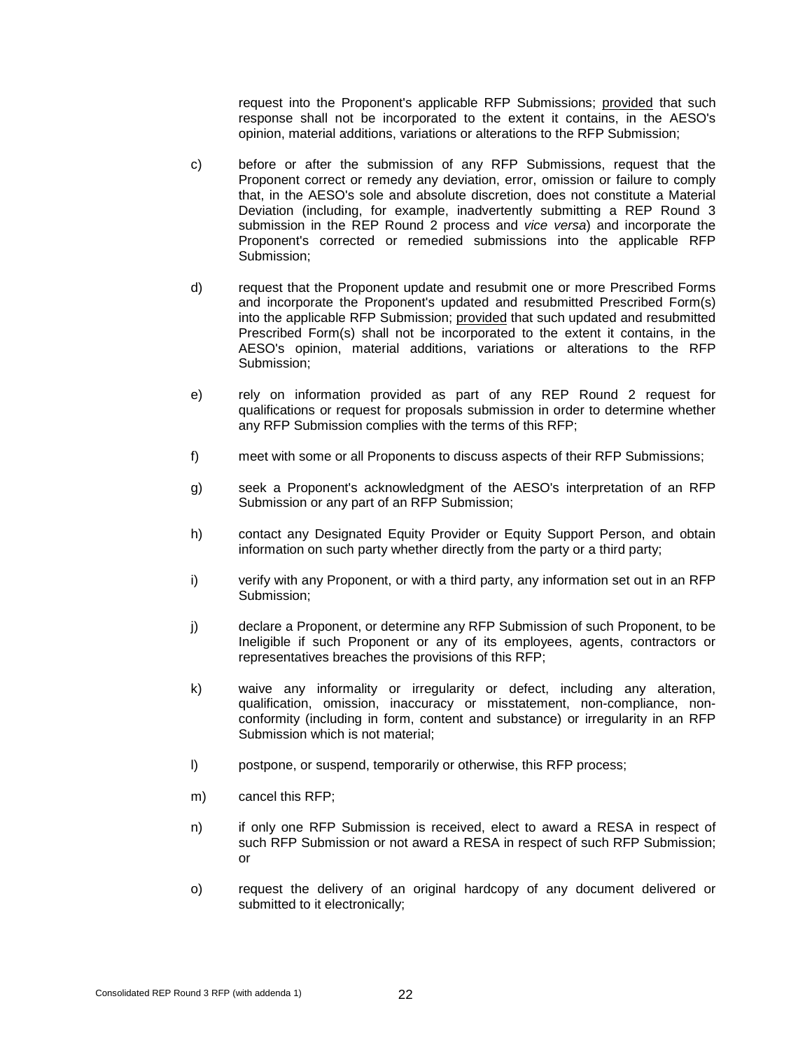request into the Proponent's applicable RFP Submissions; provided that such response shall not be incorporated to the extent it contains, in the AESO's opinion, material additions, variations or alterations to the RFP Submission;

c) before or after the submission of any RFP Submissions, request that the Proponent correct or remedy any deviation, error, omission or failure to comply that, in the AESO's sole and absolute discretion, does not constitute a Material Deviation (including, for example, inadvertently submitting a REP Round 3 submission in the REP Round 2 process and *vice versa*) and incorporate the Proponent's corrected or remedied submissions into the applicable RFP Submission;

d) request that the Proponent update and resubmit one or more Prescribed Forms and incorporate the Proponent's updated and resubmitted Prescribed Form(s) into the applicable RFP Submission; provided that such updated and resubmitted Prescribed Form(s) shall not be incorporated to the extent it contains, in the AESO's opinion, material additions, variations or alterations to the RFP Submission;

e) rely on information provided as part of any REP Round 2 request for qualifications or request for proposals submission in order to determine whether any RFP Submission complies with the terms of this RFP;

f) meet with some or all Proponents to discuss aspects of their RFP Submissions;

g) seek a Proponent's acknowledgment of the AESO's interpretation of an RFP Submission or any part of an RFP Submission;

h) contact any Designated Equity Provider or Equity Support Person, and obtain information on such party whether directly from the party or a third party;

i) verify with any Proponent, or with a third party, any information set out in an RFP Submission;

j) declare a Proponent, or determine any RFP Submission of such Proponent, to be Ineligible if such Proponent or any of its employees, agents, contractors or representatives breaches the provisions of this RFP;

k) waive any informality or irregularity or defect, including any alteration, qualification, omission, inaccuracy or misstatement, non-compliance, non-conformity (including in form, content and substance) or irregularity in an RFP Submission which is not material;

l) postpone, or suspend, temporarily or otherwise, this RFP process;

m) cancel this RFP;

n) if only one RFP Submission is received, elect to award a RESA in respect of such RFP Submission or not award a RESA in respect of such RFP Submission; or

o) request the delivery of an original hardcopy of any document delivered or submitted to it electronically;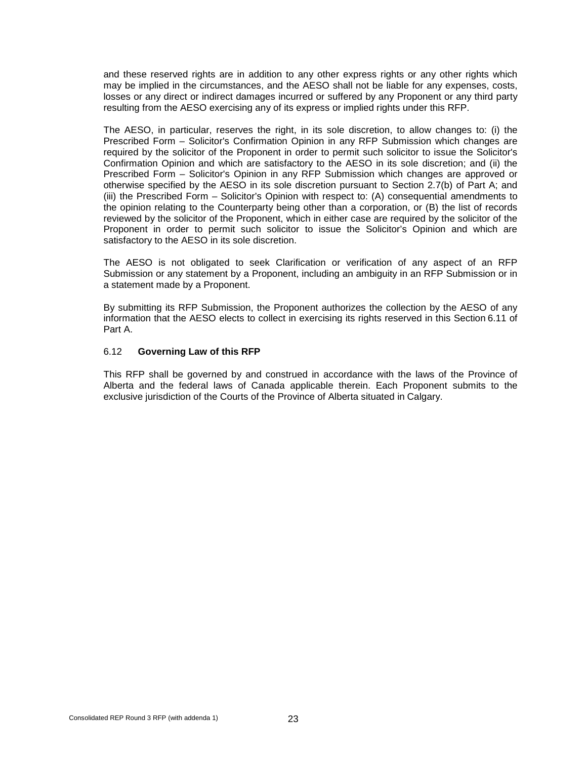and these reserved rights are in addition to any other express rights or any other rights which may be implied in the circumstances, and the AESO shall not be liable for any expenses, costs, losses or any direct or indirect damages incurred or suffered by any Proponent or any third party resulting from the AESO exercising any of its express or implied rights under this RFP.

The AESO, in particular, reserves the right, in its sole discretion, to allow changes to: (i) the Prescribed Form – Solicitor's Confirmation Opinion in any RFP Submission which changes are required by the solicitor of the Proponent in order to permit such solicitor to issue the Solicitor's Confirmation Opinion and which are satisfactory to the AESO in its sole discretion; and (ii) the Prescribed Form – Solicitor's Opinion in any RFP Submission which changes are approved or otherwise specified by the AESO in its sole discretion pursuant to Section 2.7(b) of Part A; and (iii) the Prescribed Form – Solicitor's Opinion with respect to: (A) consequential amendments to the opinion relating to the Counterparty being other than a corporation, or (B) the list of records reviewed by the solicitor of the Proponent, which in either case are required by the solicitor of the Proponent in order to permit such solicitor to issue the Solicitor's Opinion and which are satisfactory to the AESO in its sole discretion.

The AESO is not obligated to seek Clarification or verification of any aspect of an RFP Submission or any statement by a Proponent, including an ambiguity in an RFP Submission or in a statement made by a Proponent.

By submitting its RFP Submission, the Proponent authorizes the collection by the AESO of any information that the AESO elects to collect in exercising its rights reserved in this Section 6.11 of Part A.

### 6.12 **Governing Law of this RFP**

This RFP shall be governed by and construed in accordance with the laws of the Province of Alberta and the federal laws of Canada applicable therein. Each Proponent submits to the exclusive jurisdiction of the Courts of the Province of Alberta situated in Calgary.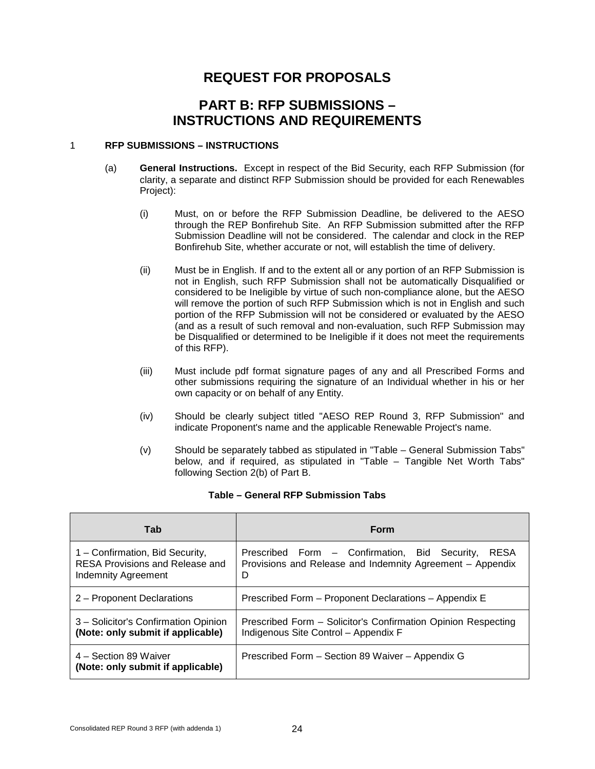# REQUEST FOR PROPOSALS

# PART B: RFP SUBMISSIONS – INSTRUCTIONS AND REQUIREMENTS

## 1 RFP SUBMISSIONS – INSTRUCTIONS

(a) **General Instructions.** Except in respect of the Bid Security, each RFP Submission (for clarity, a separate and distinct RFP Submission should be provided for each Renewables Project):

(i) Must, on or before the RFP Submission Deadline, be delivered to the AESO through the REP Bonfirehub Site. An RFP Submission submitted after the RFP Submission Deadline will not be considered. The calendar and clock in the REP Bonfirehub Site, whether accurate or not, will establish the time of delivery.

(ii) Must be in English. If and to the extent all or any portion of an RFP Submission is not in English, such RFP Submission shall not be automatically Disqualified or considered to be Ineligible by virtue of such non-compliance alone, but the AESO will remove the portion of such RFP Submission which is not in English and such portion of the RFP Submission will not be considered or evaluated by the AESO (and as a result of such removal and non-evaluation, such RFP Submission may be Disqualified or determined to be Ineligible if it does not meet the requirements of this RFP).

(iii) Must include pdf format signature pages of any and all Prescribed Forms and other submissions requiring the signature of an Individual whether in his or her own capacity or on behalf of any Entity.

(iv) Should be clearly subject titled "AESO REP Round 3, RFP Submission" and indicate Proponent's name and the applicable Renewable Project's name.

(v) Should be separately tabbed as stipulated in "Table – General Submission Tabs" below, and if required, as stipulated in "Table – Tangible Net Worth Tabs" following Section 2(b) of Part B.

**Table – General RFP Submission Tabs**

| Tab | Form |
|---|---|
| 1 – Confirmation, Bid Security, RESA Provisions and Release and Indemnity Agreement | Prescribed Form – Confirmation, Bid Security, RESA Provisions and Release and Indemnity Agreement – Appendix D |
| 2 – Proponent Declarations | Prescribed Form – Proponent Declarations – Appendix E |
| 3 – Solicitor's Confirmation Opinion **(Note: only submit if applicable)** | Prescribed Form – Solicitor's Confirmation Opinion Respecting Indigenous Site Control – Appendix F |
| 4 – Section 89 Waiver **(Note: only submit if applicable)** | Prescribed Form – Section 89 Waiver – Appendix G |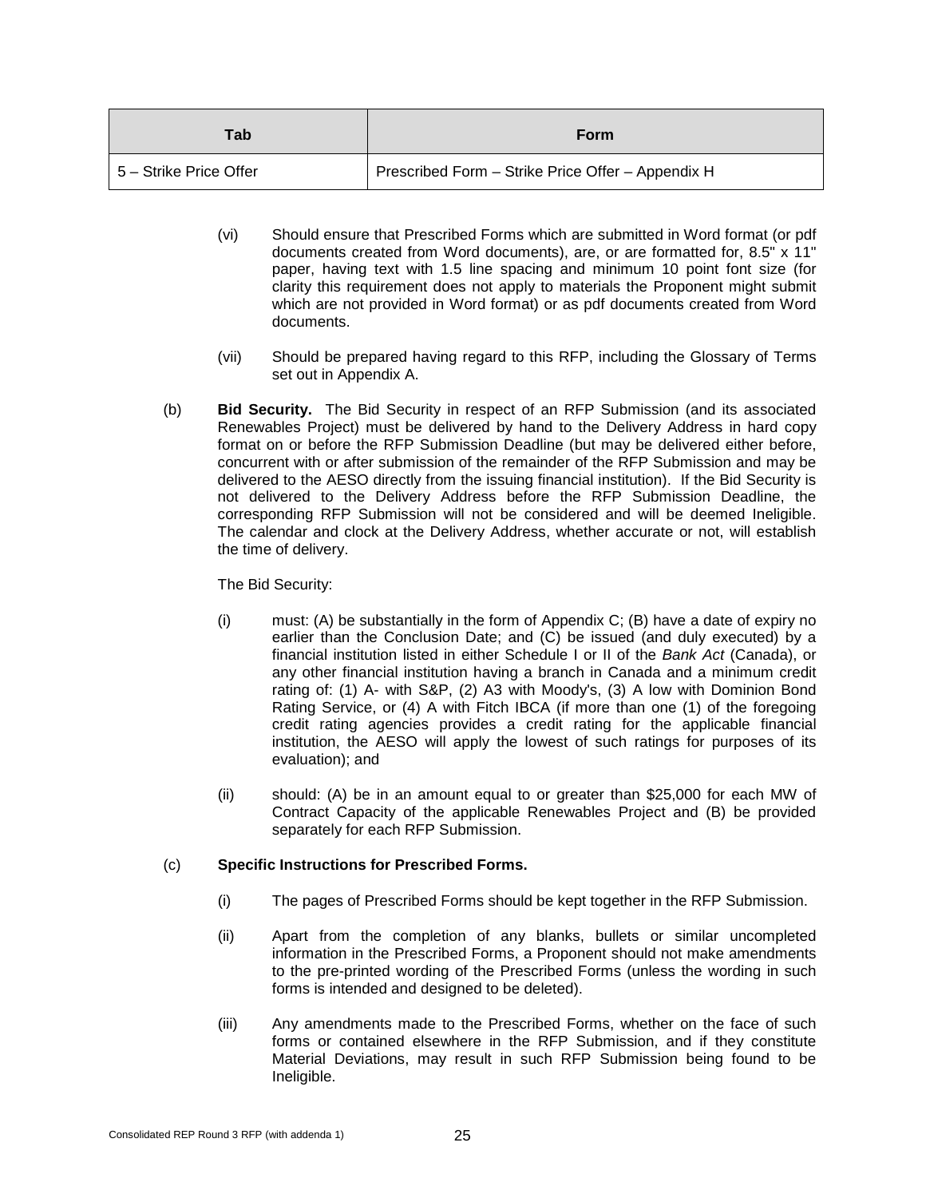| Tab | Form |
|---|---|
| 5 – Strike Price Offer | Prescribed Form – Strike Price Offer – Appendix H |

(vi) Should ensure that Prescribed Forms which are submitted in Word format (or pdf documents created from Word documents), are, or are formatted for, 8.5" x 11" paper, having text with 1.5 line spacing and minimum 10 point font size (for clarity this requirement does not apply to materials the Proponent might submit which are not provided in Word format) or as pdf documents created from Word documents.

(vii) Should be prepared having regard to this RFP, including the Glossary of Terms set out in Appendix A.

(b) **Bid Security.** The Bid Security in respect of an RFP Submission (and its associated Renewables Project) must be delivered by hand to the Delivery Address in hard copy format on or before the RFP Submission Deadline (but may be delivered either before, concurrent with or after submission of the remainder of the RFP Submission and may be delivered to the AESO directly from the issuing financial institution). If the Bid Security is not delivered to the Delivery Address before the RFP Submission Deadline, the corresponding RFP Submission will not be considered and will be deemed Ineligible. The calendar and clock at the Delivery Address, whether accurate or not, will establish the time of delivery.

The Bid Security:

(i) must: (A) be substantially in the form of Appendix C; (B) have a date of expiry no earlier than the Conclusion Date; and (C) be issued (and duly executed) by a financial institution listed in either Schedule I or II of the *Bank Act* (Canada), or any other financial institution having a branch in Canada and a minimum credit rating of: (1) A- with S&P, (2) A3 with Moody's, (3) A low with Dominion Bond Rating Service, or (4) A with Fitch IBCA (if more than one (1) of the foregoing credit rating agencies provides a credit rating for the applicable financial institution, the AESO will apply the lowest of such ratings for purposes of its evaluation); and

(ii) should: (A) be in an amount equal to or greater than $25,000 for each MW of Contract Capacity of the applicable Renewables Project and (B) be provided separately for each RFP Submission.

(c) **Specific Instructions for Prescribed Forms.**

(i) The pages of Prescribed Forms should be kept together in the RFP Submission.

(ii) Apart from the completion of any blanks, bullets or similar uncompleted information in the Prescribed Forms, a Proponent should not make amendments to the pre-printed wording of the Prescribed Forms (unless the wording in such forms is intended and designed to be deleted).

(iii) Any amendments made to the Prescribed Forms, whether on the face of such forms or contained elsewhere in the RFP Submission, and if they constitute Material Deviations, may result in such RFP Submission being found to be Ineligible.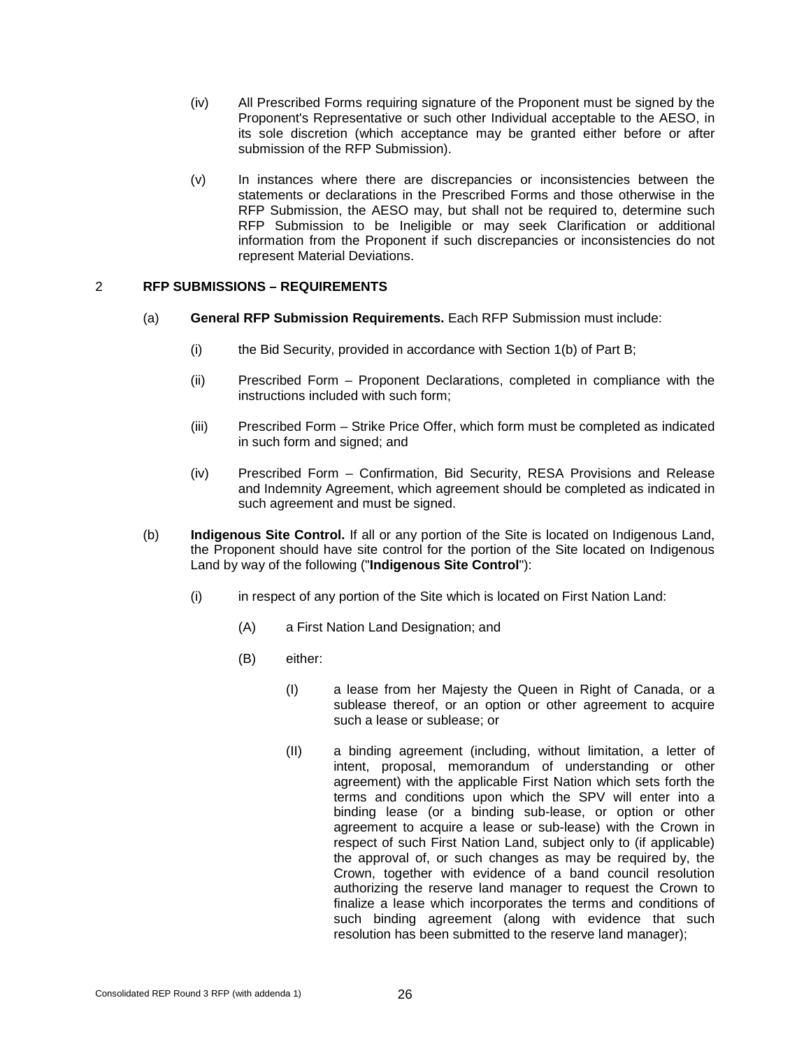(iv) All Prescribed Forms requiring signature of the Proponent must be signed by the Proponent's Representative or such other Individual acceptable to the AESO, in its sole discretion (which acceptance may be granted either before or after submission of the RFP Submission).

(v) In instances where there are discrepancies or inconsistencies between the statements or declarations in the Prescribed Forms and those otherwise in the RFP Submission, the AESO may, but shall not be required to, determine such RFP Submission to be Ineligible or may seek Clarification or additional information from the Proponent if such discrepancies or inconsistencies do not represent Material Deviations.

## 2 RFP SUBMISSIONS – REQUIREMENTS

(a) **General RFP Submission Requirements.** Each RFP Submission must include:

(i) the Bid Security, provided in accordance with Section 1(b) of Part B;

(ii) Prescribed Form – Proponent Declarations, completed in compliance with the instructions included with such form;

(iii) Prescribed Form – Strike Price Offer, which form must be completed as indicated in such form and signed; and

(iv) Prescribed Form – Confirmation, Bid Security, RESA Provisions and Release and Indemnity Agreement, which agreement should be completed as indicated in such agreement and must be signed.

(b) **Indigenous Site Control.** If all or any portion of the Site is located on Indigenous Land, the Proponent should have site control for the portion of the Site located on Indigenous Land by way of the following ("**Indigenous Site Control**"):

(i) in respect of any portion of the Site which is located on First Nation Land:

(A) a First Nation Land Designation; and

(B) either:

(I) a lease from her Majesty the Queen in Right of Canada, or a sublease thereof, or an option or other agreement to acquire such a lease or sublease; or

(II) a binding agreement (including, without limitation, a letter of intent, proposal, memorandum of understanding or other agreement) with the applicable First Nation which sets forth the terms and conditions upon which the SPV will enter into a binding lease (or a binding sub-lease, or option or other agreement to acquire a lease or sub-lease) with the Crown in respect of such First Nation Land, subject only to (if applicable) the approval of, or such changes as may be required by, the Crown, together with evidence of a band council resolution authorizing the reserve land manager to request the Crown to finalize a lease which incorporates the terms and conditions of such binding agreement (along with evidence that such resolution has been submitted to the reserve land manager);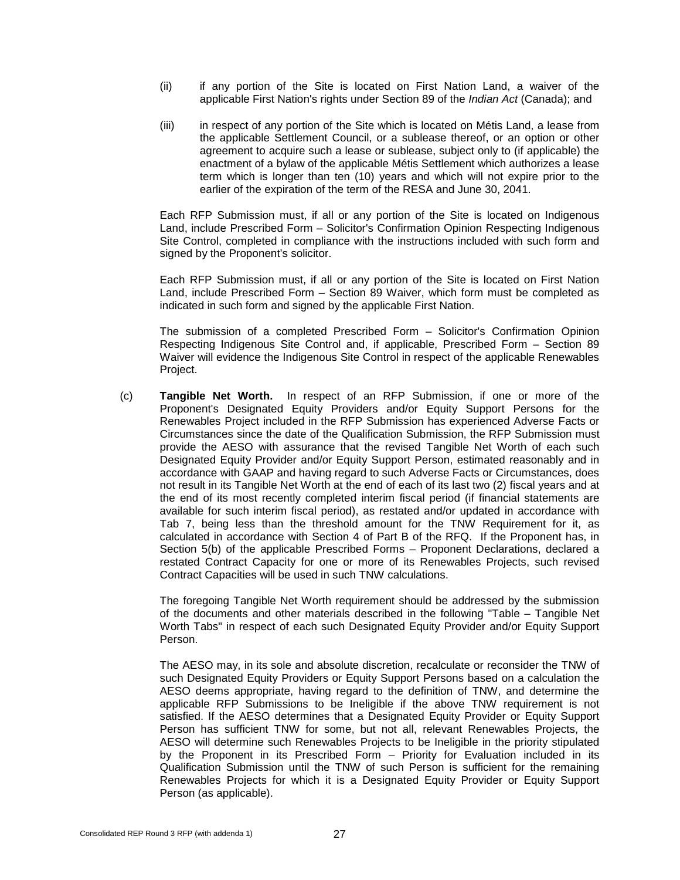(ii) if any portion of the Site is located on First Nation Land, a waiver of the applicable First Nation's rights under Section 89 of the *Indian Act* (Canada); and

(iii) in respect of any portion of the Site which is located on Métis Land, a lease from the applicable Settlement Council, or a sublease thereof, or an option or other agreement to acquire such a lease or sublease, subject only to (if applicable) the enactment of a bylaw of the applicable Métis Settlement which authorizes a lease term which is longer than ten (10) years and which will not expire prior to the earlier of the expiration of the term of the RESA and June 30, 2041.

Each RFP Submission must, if all or any portion of the Site is located on Indigenous Land, include Prescribed Form – Solicitor's Confirmation Opinion Respecting Indigenous Site Control, completed in compliance with the instructions included with such form and signed by the Proponent's solicitor.

Each RFP Submission must, if all or any portion of the Site is located on First Nation Land, include Prescribed Form – Section 89 Waiver, which form must be completed as indicated in such form and signed by the applicable First Nation.

The submission of a completed Prescribed Form – Solicitor's Confirmation Opinion Respecting Indigenous Site Control and, if applicable, Prescribed Form – Section 89 Waiver will evidence the Indigenous Site Control in respect of the applicable Renewables Project.

(c) **Tangible Net Worth.** In respect of an RFP Submission, if one or more of the Proponent's Designated Equity Providers and/or Equity Support Persons for the Renewables Project included in the RFP Submission has experienced Adverse Facts or Circumstances since the date of the Qualification Submission, the RFP Submission must provide the AESO with assurance that the revised Tangible Net Worth of each such Designated Equity Provider and/or Equity Support Person, estimated reasonably and in accordance with GAAP and having regard to such Adverse Facts or Circumstances, does not result in its Tangible Net Worth at the end of each of its last two (2) fiscal years and at the end of its most recently completed interim fiscal period (if financial statements are available for such interim fiscal period), as restated and/or updated in accordance with Tab 7, being less than the threshold amount for the TNW Requirement for it, as calculated in accordance with Section 4 of Part B of the RFQ. If the Proponent has, in Section 5(b) of the applicable Prescribed Forms – Proponent Declarations, declared a restated Contract Capacity for one or more of its Renewables Projects, such revised Contract Capacities will be used in such TNW calculations.

The foregoing Tangible Net Worth requirement should be addressed by the submission of the documents and other materials described in the following "Table – Tangible Net Worth Tabs" in respect of each such Designated Equity Provider and/or Equity Support Person.

The AESO may, in its sole and absolute discretion, recalculate or reconsider the TNW of such Designated Equity Providers or Equity Support Persons based on a calculation the AESO deems appropriate, having regard to the definition of TNW, and determine the applicable RFP Submissions to be Ineligible if the above TNW requirement is not satisfied. If the AESO determines that a Designated Equity Provider or Equity Support Person has sufficient TNW for some, but not all, relevant Renewables Projects, the AESO will determine such Renewables Projects to be Ineligible in the priority stipulated by the Proponent in its Prescribed Form – Priority for Evaluation included in its Qualification Submission until the TNW of such Person is sufficient for the remaining Renewables Projects for which it is a Designated Equity Provider or Equity Support Person (as applicable).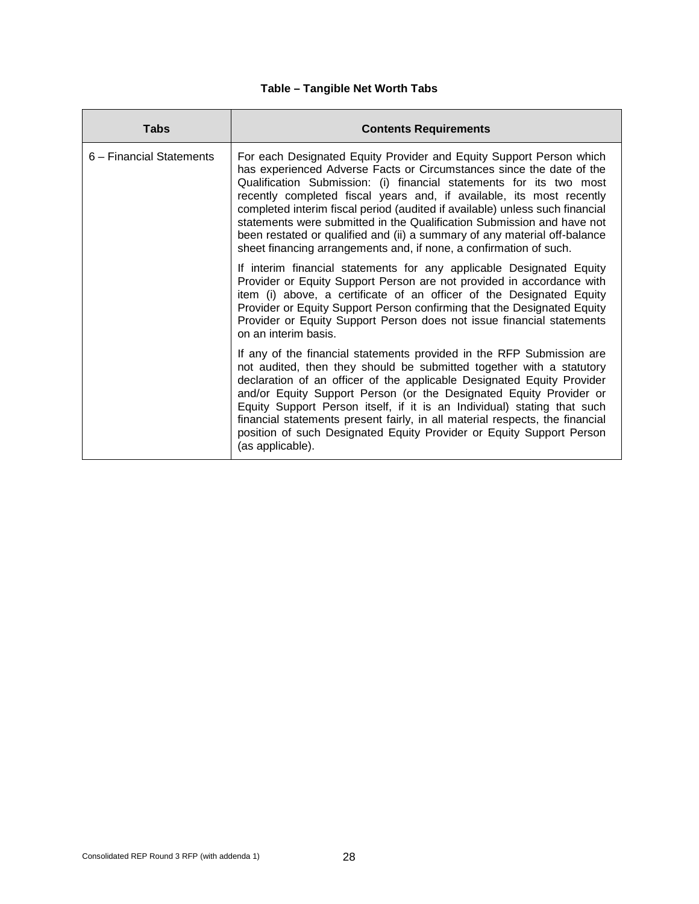**Table – Tangible Net Worth Tabs**

| Tabs | Contents Requirements |
|---|---|
| 6 – Financial Statements | For each Designated Equity Provider and Equity Support Person which has experienced Adverse Facts or Circumstances since the date of the Qualification Submission: (i) financial statements for its two most recently completed fiscal years and, if available, its most recently completed interim fiscal period (audited if available) unless such financial statements were submitted in the Qualification Submission and have not been restated or qualified and (ii) a summary of any material off-balance sheet financing arrangements and, if none, a confirmation of such.<br><br>If interim financial statements for any applicable Designated Equity Provider or Equity Support Person are not provided in accordance with item (i) above, a certificate of an officer of the Designated Equity Provider or Equity Support Person confirming that the Designated Equity Provider or Equity Support Person does not issue financial statements on an interim basis.<br><br>If any of the financial statements provided in the RFP Submission are not audited, then they should be submitted together with a statutory declaration of an officer of the applicable Designated Equity Provider and/or Equity Support Person (or the Designated Equity Provider or Equity Support Person itself, if it is an Individual) stating that such financial statements present fairly, in all material respects, the financial position of such Designated Equity Provider or Equity Support Person (as applicable). |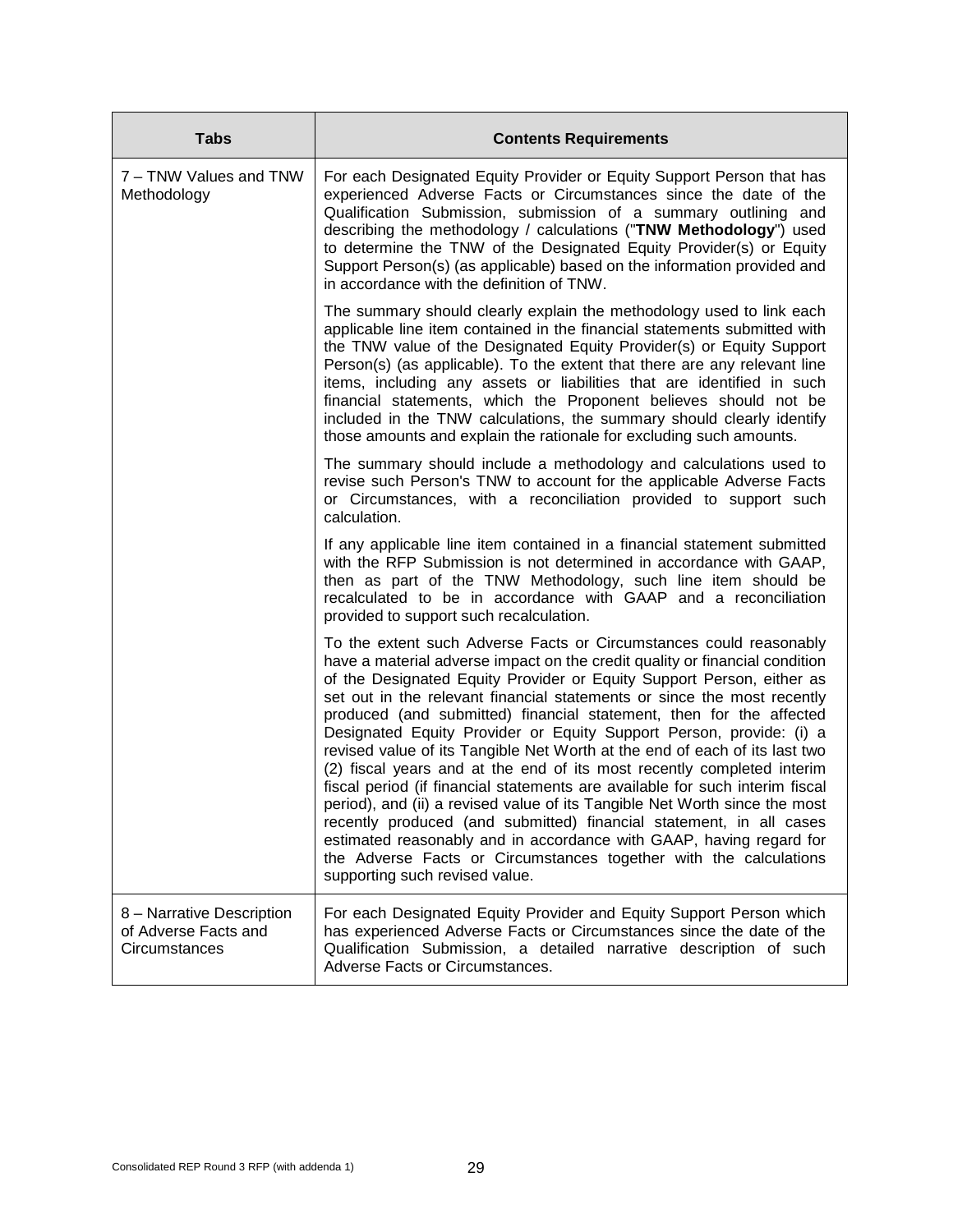| Tabs | Contents Requirements |
|---|---|
| 7 – TNW Values and TNW Methodology | For each Designated Equity Provider or Equity Support Person that has experienced Adverse Facts or Circumstances since the date of the Qualification Submission, submission of a summary outlining and describing the methodology / calculations ("**TNW Methodology**") used to determine the TNW of the Designated Equity Provider(s) or Equity Support Person(s) (as applicable) based on the information provided and in accordance with the definition of TNW.<br><br>The summary should clearly explain the methodology used to link each applicable line item contained in the financial statements submitted with the TNW value of the Designated Equity Provider(s) or Equity Support Person(s) (as applicable). To the extent that there are any relevant line items, including any assets or liabilities that are identified in such financial statements, which the Proponent believes should not be included in the TNW calculations, the summary should clearly identify those amounts and explain the rationale for excluding such amounts.<br><br>The summary should include a methodology and calculations used to revise such Person's TNW to account for the applicable Adverse Facts or Circumstances, with a reconciliation provided to support such calculation.<br><br>If any applicable line item contained in a financial statement submitted with the RFP Submission is not determined in accordance with GAAP, then as part of the TNW Methodology, such line item should be recalculated to be in accordance with GAAP and a reconciliation provided to support such recalculation.<br><br>To the extent such Adverse Facts or Circumstances could reasonably have a material adverse impact on the credit quality or financial condition of the Designated Equity Provider or Equity Support Person, either as set out in the relevant financial statements or since the most recently produced (and submitted) financial statement, then for the affected Designated Equity Provider or Equity Support Person, provide: (i) a revised value of its Tangible Net Worth at the end of each of its last two (2) fiscal years and at the end of its most recently completed interim fiscal period (if financial statements are available for such interim fiscal period), and (ii) a revised value of its Tangible Net Worth since the most recently produced (and submitted) financial statement, in all cases estimated reasonably and in accordance with GAAP, having regard for the Adverse Facts or Circumstances together with the calculations supporting such revised value. |
| 8 – Narrative Description of Adverse Facts and Circumstances | For each Designated Equity Provider and Equity Support Person which has experienced Adverse Facts or Circumstances since the date of the Qualification Submission, a detailed narrative description of such Adverse Facts or Circumstances. |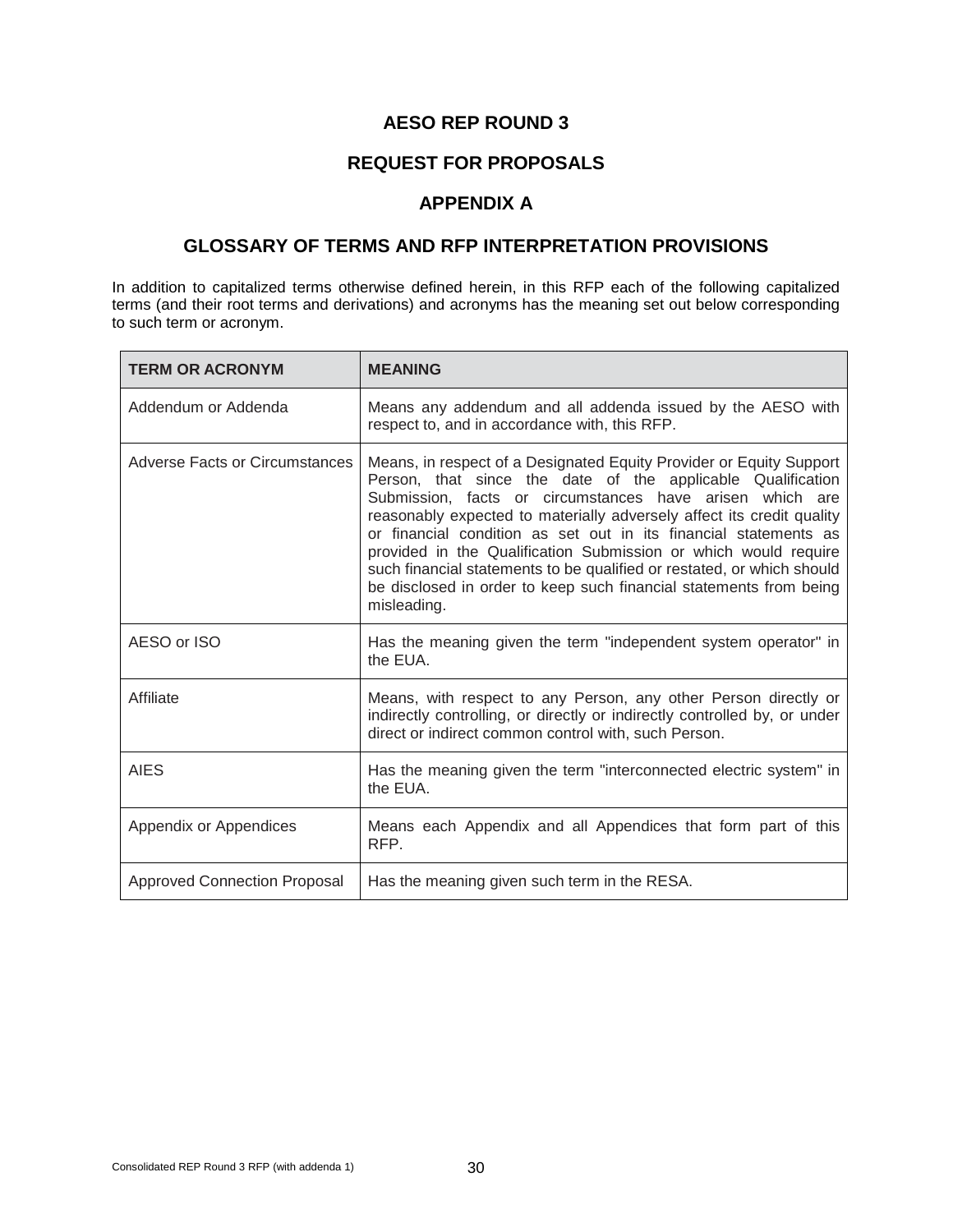## AESO REP ROUND 3

## REQUEST FOR PROPOSALS

## APPENDIX A

## GLOSSARY OF TERMS AND RFP INTERPRETATION PROVISIONS

In addition to capitalized terms otherwise defined herein, in this RFP each of the following capitalized terms (and their root terms and derivations) and acronyms has the meaning set out below corresponding to such term or acronym.

| TERM OR ACRONYM | MEANING |
|---|---|
| Addendum or Addenda | Means any addendum and all addenda issued by the AESO with respect to, and in accordance with, this RFP. |
| Adverse Facts or Circumstances | Means, in respect of a Designated Equity Provider or Equity Support Person, that since the date of the applicable Qualification Submission, facts or circumstances have arisen which are reasonably expected to materially adversely affect its credit quality or financial condition as set out in its financial statements as provided in the Qualification Submission or which would require such financial statements to be qualified or restated, or which should be disclosed in order to keep such financial statements from being misleading. |
| AESO or ISO | Has the meaning given the term "independent system operator" in the EUA. |
| Affiliate | Means, with respect to any Person, any other Person directly or indirectly controlling, or directly or indirectly controlled by, or under direct or indirect common control with, such Person. |
| AIES | Has the meaning given the term "interconnected electric system" in the EUA. |
| Appendix or Appendices | Means each Appendix and all Appendices that form part of this RFP. |
| Approved Connection Proposal | Has the meaning given such term in the RESA. |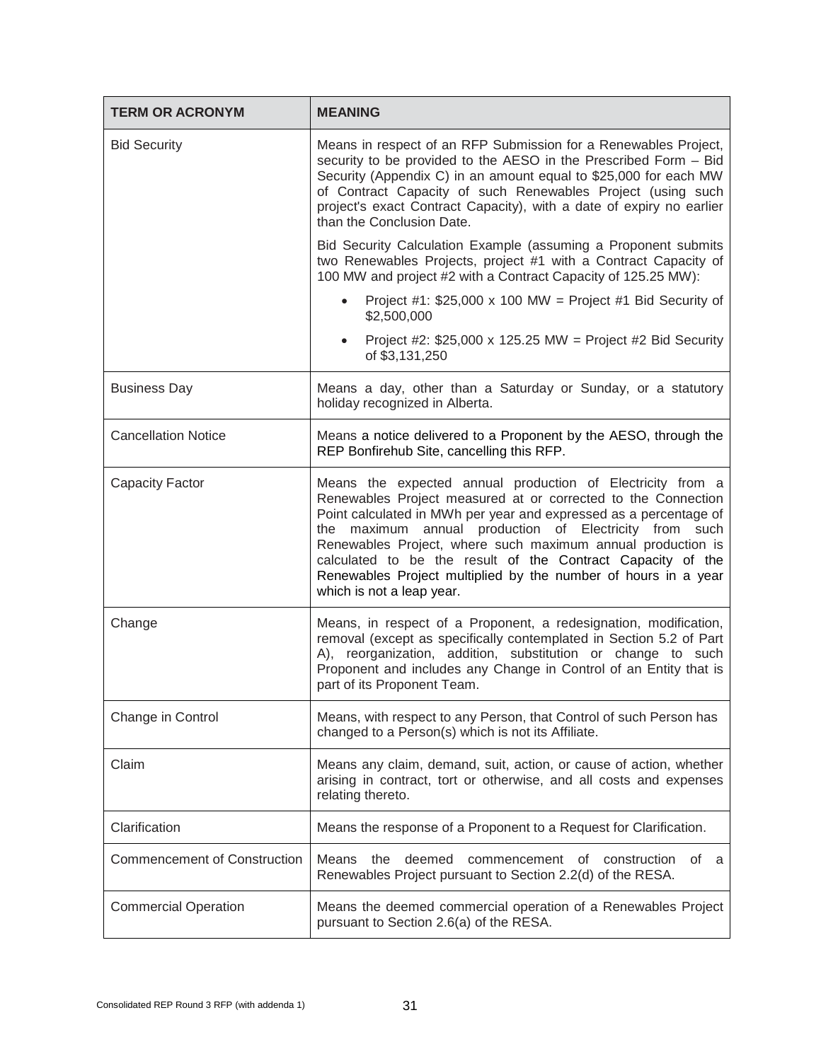| TERM OR ACRONYM | MEANING |
|---|---|
| Bid Security | Means in respect of an RFP Submission for a Renewables Project, security to be provided to the AESO in the Prescribed Form – Bid Security (Appendix C) in an amount equal to $25,000 for each MW of Contract Capacity of such Renewables Project (using such project's exact Contract Capacity), with a date of expiry no earlier than the Conclusion Date.<br><br>Bid Security Calculation Example (assuming a Proponent submits two Renewables Projects, project #1 with a Contract Capacity of 100 MW and project #2 with a Contract Capacity of 125.25 MW):<br><br>• Project #1: $25,000 x 100 MW = Project #1 Bid Security of $2,500,000<br>• Project #2: $25,000 x 125.25 MW = Project #2 Bid Security of $3,131,250 |
| Business Day | Means a day, other than a Saturday or Sunday, or a statutory holiday recognized in Alberta. |
| Cancellation Notice | Means a notice delivered to a Proponent by the AESO, through the REP Bonfirehub Site, cancelling this RFP. |
| Capacity Factor | Means the expected annual production of Electricity from a Renewables Project measured at or corrected to the Connection Point calculated in MWh per year and expressed as a percentage of the maximum annual production of Electricity from such Renewables Project, where such maximum annual production is calculated to be the result of the Contract Capacity of the Renewables Project multiplied by the number of hours in a year which is not a leap year. |
| Change | Means, in respect of a Proponent, a redesignation, modification, removal (except as specifically contemplated in Section 5.2 of Part A), reorganization, addition, substitution or change to such Proponent and includes any Change in Control of an Entity that is part of its Proponent Team. |
| Change in Control | Means, with respect to any Person, that Control of such Person has changed to a Person(s) which is not its Affiliate. |
| Claim | Means any claim, demand, suit, action, or cause of action, whether arising in contract, tort or otherwise, and all costs and expenses relating thereto. |
| Clarification | Means the response of a Proponent to a Request for Clarification. |
| Commencement of Construction | Means the deemed commencement of construction of a Renewables Project pursuant to Section 2.2(d) of the RESA. |
| Commercial Operation | Means the deemed commercial operation of a Renewables Project pursuant to Section 2.6(a) of the RESA. |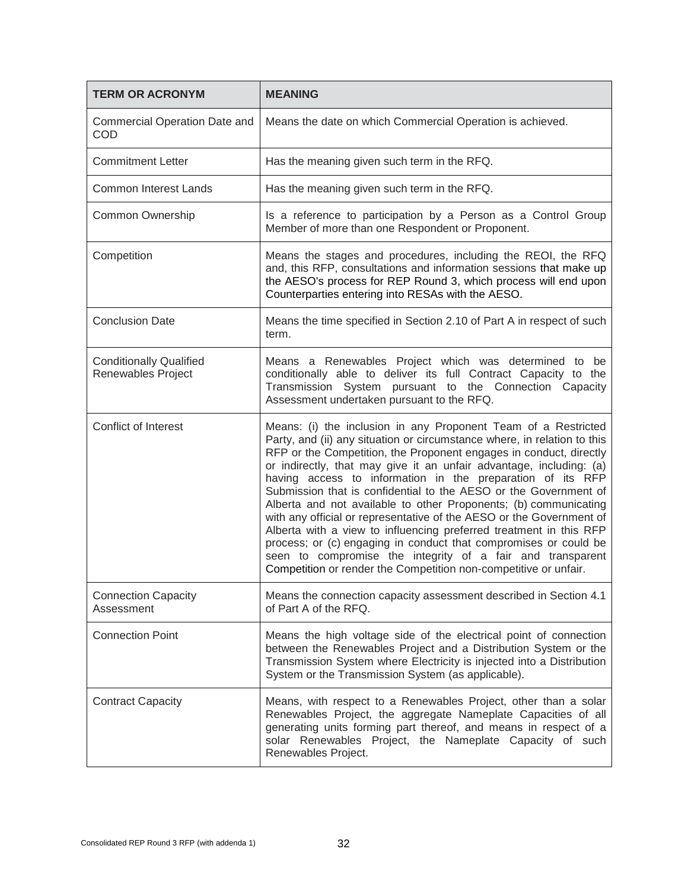| TERM OR ACRONYM | MEANING |
|---|---|
| Commercial Operation Date and COD | Means the date on which Commercial Operation is achieved. |
| Commitment Letter | Has the meaning given such term in the RFQ. |
| Common Interest Lands | Has the meaning given such term in the RFQ. |
| Common Ownership | Is a reference to participation by a Person as a Control Group Member of more than one Respondent or Proponent. |
| Competition | Means the stages and procedures, including the REOI, the RFQ and, this RFP, consultations and information sessions that make up the AESO's process for REP Round 3, which process will end upon Counterparties entering into RESAs with the AESO. |
| Conclusion Date | Means the time specified in Section 2.10 of Part A in respect of such term. |
| Conditionally Qualified Renewables Project | Means a Renewables Project which was determined to be conditionally able to deliver its full Contract Capacity to the Transmission System pursuant to the Connection Capacity Assessment undertaken pursuant to the RFQ. |
| Conflict of Interest | Means: (i) the inclusion in any Proponent Team of a Restricted Party, and (ii) any situation or circumstance where, in relation to this RFP or the Competition, the Proponent engages in conduct, directly or indirectly, that may give it an unfair advantage, including: (a) having access to information in the preparation of its RFP Submission that is confidential to the AESO or the Government of Alberta and not available to other Proponents; (b) communicating with any official or representative of the AESO or the Government of Alberta with a view to influencing preferred treatment in this RFP process; or (c) engaging in conduct that compromises or could be seen to compromise the integrity of a fair and transparent Competition or render the Competition non-competitive or unfair. |
| Connection Capacity Assessment | Means the connection capacity assessment described in Section 4.1 of Part A of the RFQ. |
| Connection Point | Means the high voltage side of the electrical point of connection between the Renewables Project and a Distribution System or the Transmission System where Electricity is injected into a Distribution System or the Transmission System (as applicable). |
| Contract Capacity | Means, with respect to a Renewables Project, other than a solar Renewables Project, the aggregate Nameplate Capacities of all generating units forming part thereof, and means in respect of a solar Renewables Project, the Nameplate Capacity of such Renewables Project. |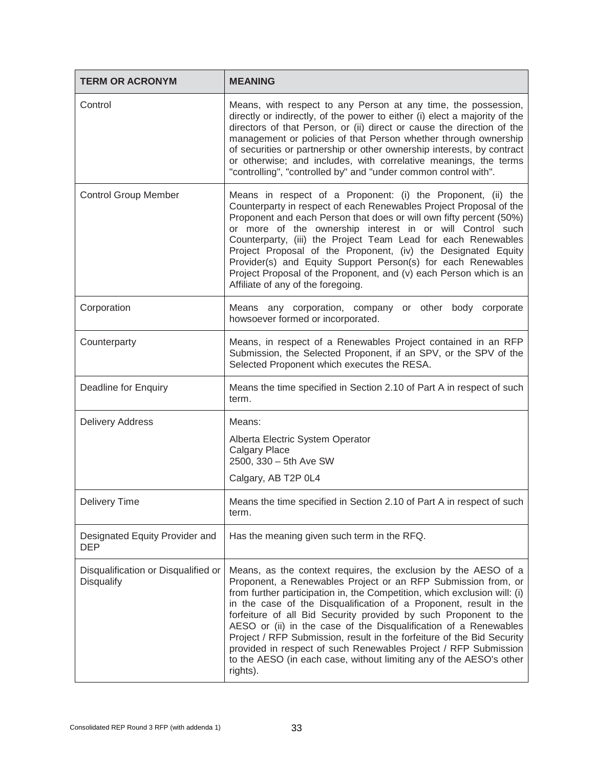| TERM OR ACRONYM | MEANING |
|---|---|
| Control | Means, with respect to any Person at any time, the possession, directly or indirectly, of the power to either (i) elect a majority of the directors of that Person, or (ii) direct or cause the direction of the management or policies of that Person whether through ownership of securities or partnership or other ownership interests, by contract or otherwise; and includes, with correlative meanings, the terms "controlling", "controlled by" and "under common control with". |
| Control Group Member | Means in respect of a Proponent: (i) the Proponent, (ii) the Counterparty in respect of each Renewables Project Proposal of the Proponent and each Person that does or will own fifty percent (50%) or more of the ownership interest in or will Control such Counterparty, (iii) the Project Team Lead for each Renewables Project Proposal of the Proponent, (iv) the Designated Equity Provider(s) and Equity Support Person(s) for each Renewables Project Proposal of the Proponent, and (v) each Person which is an Affiliate of any of the foregoing. |
| Corporation | Means any corporation, company or other body corporate howsoever formed or incorporated. |
| Counterparty | Means, in respect of a Renewables Project contained in an RFP Submission, the Selected Proponent, if an SPV, or the SPV of the Selected Proponent which executes the RESA. |
| Deadline for Enquiry | Means the time specified in Section 2.10 of Part A in respect of such term. |
| Delivery Address | Means:<br><br>Alberta Electric System Operator<br>Calgary Place<br>2500, 330 – 5th Ave SW<br><br>Calgary, AB T2P 0L4 |
| Delivery Time | Means the time specified in Section 2.10 of Part A in respect of such term. |
| Designated Equity Provider and DEP | Has the meaning given such term in the RFQ. |
| Disqualification or Disqualified or Disqualify | Means, as the context requires, the exclusion by the AESO of a Proponent, a Renewables Project or an RFP Submission from, or from further participation in, the Competition, which exclusion will: (i) in the case of the Disqualification of a Proponent, result in the forfeiture of all Bid Security provided by such Proponent to the AESO or (ii) in the case of the Disqualification of a Renewables Project / RFP Submission, result in the forfeiture of the Bid Security provided in respect of such Renewables Project / RFP Submission to the AESO (in each case, without limiting any of the AESO's other rights). |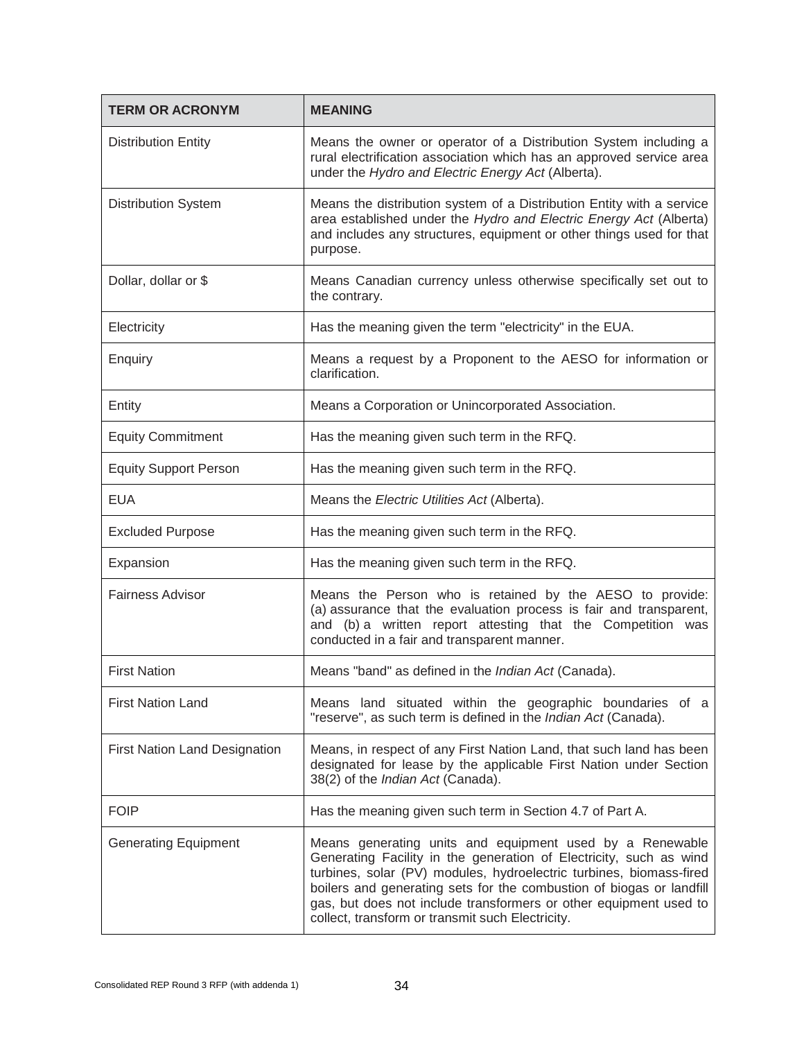| TERM OR ACRONYM | MEANING |
|---|---|
| Distribution Entity | Means the owner or operator of a Distribution System including a rural electrification association which has an approved service area under the *Hydro and Electric Energy Act* (Alberta). |
| Distribution System | Means the distribution system of a Distribution Entity with a service area established under the *Hydro and Electric Energy Act* (Alberta) and includes any structures, equipment or other things used for that purpose. |
| Dollar, dollar or $ | Means Canadian currency unless otherwise specifically set out to the contrary. |
| Electricity | Has the meaning given the term "electricity" in the EUA. |
| Enquiry | Means a request by a Proponent to the AESO for information or clarification. |
| Entity | Means a Corporation or Unincorporated Association. |
| Equity Commitment | Has the meaning given such term in the RFQ. |
| Equity Support Person | Has the meaning given such term in the RFQ. |
| EUA | Means the *Electric Utilities Act* (Alberta). |
| Excluded Purpose | Has the meaning given such term in the RFQ. |
| Expansion | Has the meaning given such term in the RFQ. |
| Fairness Advisor | Means the Person who is retained by the AESO to provide: (a) assurance that the evaluation process is fair and transparent, and (b) a written report attesting that the Competition was conducted in a fair and transparent manner. |
| First Nation | Means "band" as defined in the *Indian Act* (Canada). |
| First Nation Land | Means land situated within the geographic boundaries of a "reserve", as such term is defined in the *Indian Act* (Canada). |
| First Nation Land Designation | Means, in respect of any First Nation Land, that such land has been designated for lease by the applicable First Nation under Section 38(2) of the *Indian Act* (Canada). |
| FOIP | Has the meaning given such term in Section 4.7 of Part A. |
| Generating Equipment | Means generating units and equipment used by a Renewable Generating Facility in the generation of Electricity, such as wind turbines, solar (PV) modules, hydroelectric turbines, biomass-fired boilers and generating sets for the combustion of biogas or landfill gas, but does not include transformers or other equipment used to collect, transform or transmit such Electricity. |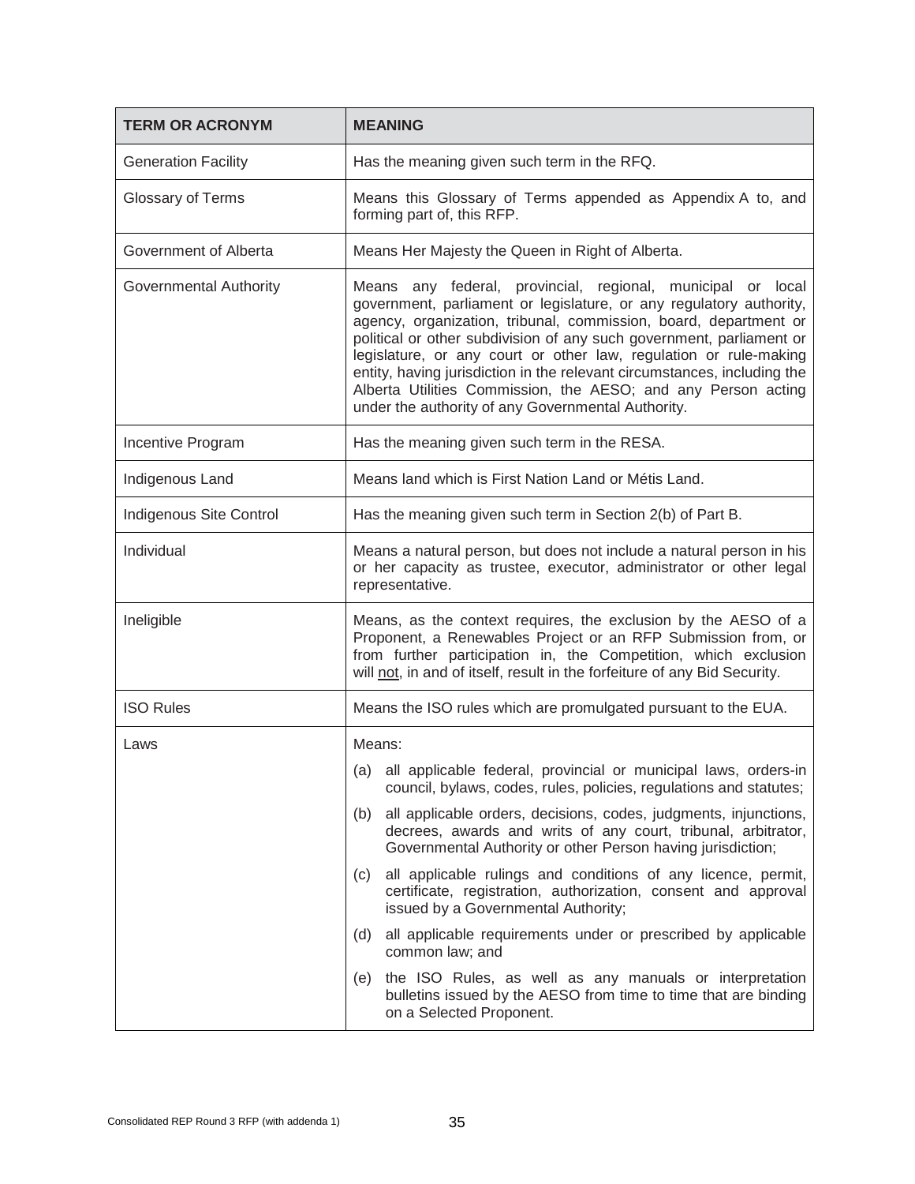| TERM OR ACRONYM | MEANING |
|---|---|
| Generation Facility | Has the meaning given such term in the RFQ. |
| Glossary of Terms | Means this Glossary of Terms appended as Appendix A to, and forming part of, this RFP. |
| Government of Alberta | Means Her Majesty the Queen in Right of Alberta. |
| Governmental Authority | Means any federal, provincial, regional, municipal or local government, parliament or legislature, or any regulatory authority, agency, organization, tribunal, commission, board, department or political or other subdivision of any such government, parliament or legislature, or any court or other law, regulation or rule-making entity, having jurisdiction in the relevant circumstances, including the Alberta Utilities Commission, the AESO; and any Person acting under the authority of any Governmental Authority. |
| Incentive Program | Has the meaning given such term in the RESA. |
| Indigenous Land | Means land which is First Nation Land or Métis Land. |
| Indigenous Site Control | Has the meaning given such term in Section 2(b) of Part B. |
| Individual | Means a natural person, but does not include a natural person in his or her capacity as trustee, executor, administrator or other legal representative. |
| Ineligible | Means, as the context requires, the exclusion by the AESO of a Proponent, a Renewables Project or an RFP Submission from, or from further participation in, the Competition, which exclusion will <u>not</u>, in and of itself, result in the forfeiture of any Bid Security. |
| ISO Rules | Means the ISO rules which are promulgated pursuant to the EUA. |
| Laws | Means:<br>(a) all applicable federal, provincial or municipal laws, orders-in council, bylaws, codes, rules, policies, regulations and statutes;<br>(b) all applicable orders, decisions, codes, judgments, injunctions, decrees, awards and writs of any court, tribunal, arbitrator, Governmental Authority or other Person having jurisdiction;<br>(c) all applicable rulings and conditions of any licence, permit, certificate, registration, authorization, consent and approval issued by a Governmental Authority;<br>(d) all applicable requirements under or prescribed by applicable common law; and<br>(e) the ISO Rules, as well as any manuals or interpretation bulletins issued by the AESO from time to time that are binding on a Selected Proponent. |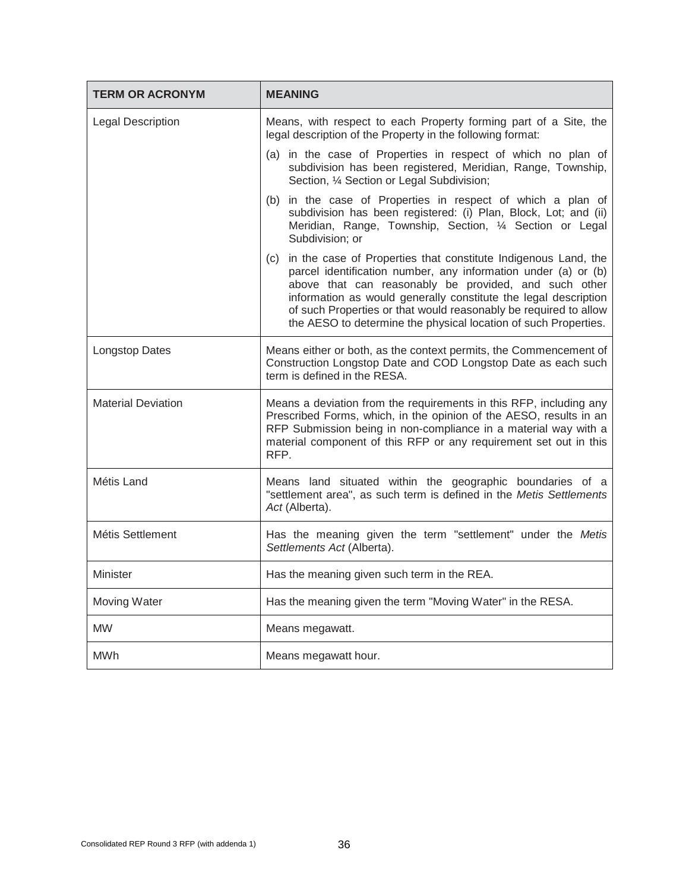| TERM OR ACRONYM | MEANING |
| --- | --- |
| Legal Description | Means, with respect to each Property forming part of a Site, the legal description of the Property in the following format:<br>(a) in the case of Properties in respect of which no plan of subdivision has been registered, Meridian, Range, Township, Section, ¼ Section or Legal Subdivision;<br>(b) in the case of Properties in respect of which a plan of subdivision has been registered: (i) Plan, Block, Lot; and (ii) Meridian, Range, Township, Section, ¼ Section or Legal Subdivision; or<br>(c) in the case of Properties that constitute Indigenous Land, the parcel identification number, any information under (a) or (b) above that can reasonably be provided, and such other information as would generally constitute the legal description of such Properties or that would reasonably be required to allow the AESO to determine the physical location of such Properties. |
| Longstop Dates | Means either or both, as the context permits, the Commencement of Construction Longstop Date and COD Longstop Date as each such term is defined in the RESA. |
| Material Deviation | Means a deviation from the requirements in this RFP, including any Prescribed Forms, which, in the opinion of the AESO, results in an RFP Submission being in non-compliance in a material way with a material component of this RFP or any requirement set out in this RFP. |
| Métis Land | Means land situated within the geographic boundaries of a "settlement area", as such term is defined in the *Metis Settlements Act* (Alberta). |
| Métis Settlement | Has the meaning given the term "settlement" under the *Metis Settlements Act* (Alberta). |
| Minister | Has the meaning given such term in the REA. |
| Moving Water | Has the meaning given the term "Moving Water" in the RESA. |
| MW | Means megawatt. |
| MWh | Means megawatt hour. |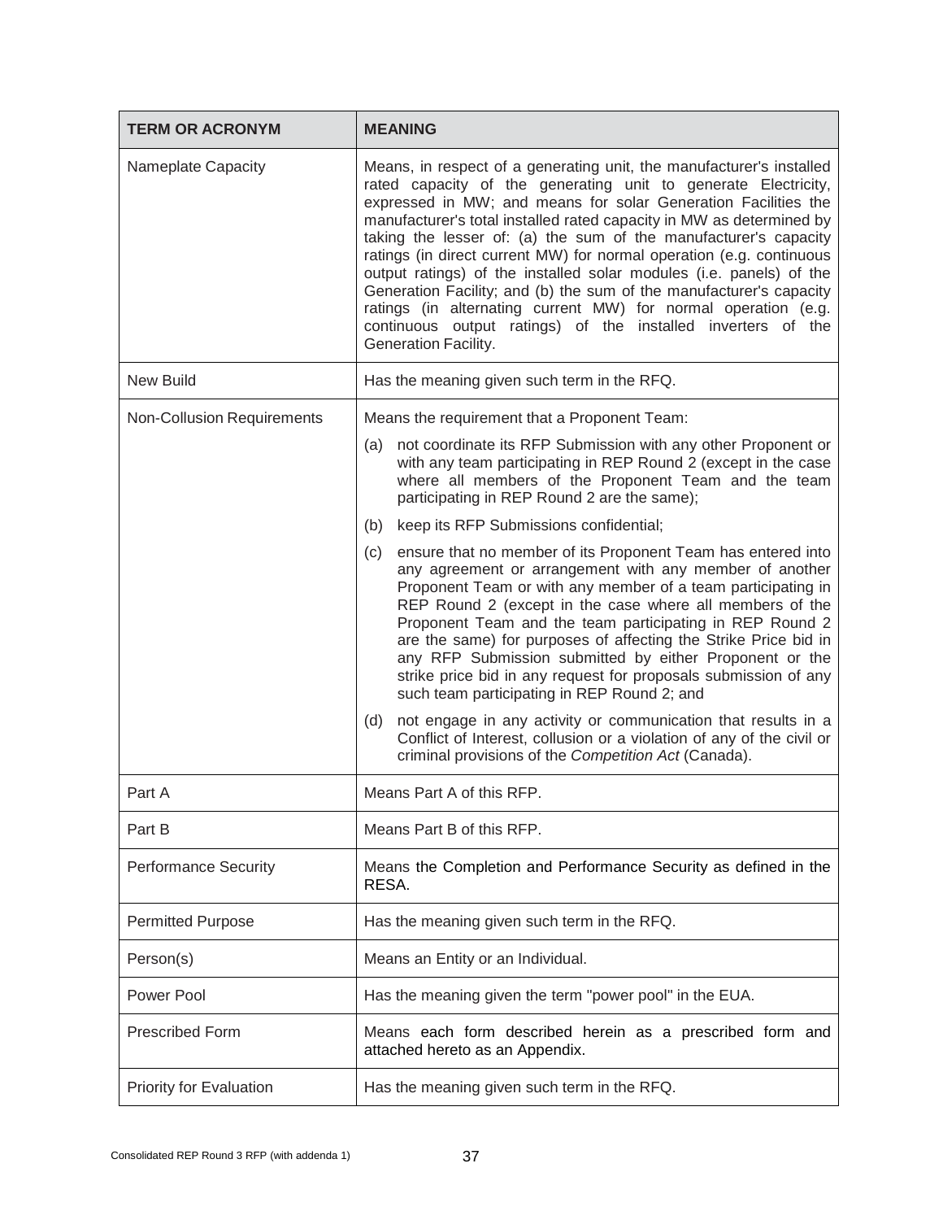| TERM OR ACRONYM | MEANING |
|---|---|
| Nameplate Capacity | Means, in respect of a generating unit, the manufacturer's installed rated capacity of the generating unit to generate Electricity, expressed in MW; and means for solar Generation Facilities the manufacturer's total installed rated capacity in MW as determined by taking the lesser of: (a) the sum of the manufacturer's capacity ratings (in direct current MW) for normal operation (e.g. continuous output ratings) of the installed solar modules (i.e. panels) of the Generation Facility; and (b) the sum of the manufacturer's capacity ratings (in alternating current MW) for normal operation (e.g. continuous output ratings) of the installed inverters of the Generation Facility. |
| New Build | Has the meaning given such term in the RFQ. |
| Non-Collusion Requirements | Means the requirement that a Proponent Team:<br>(a) not coordinate its RFP Submission with any other Proponent or with any team participating in REP Round 2 (except in the case where all members of the Proponent Team and the team participating in REP Round 2 are the same);<br>(b) keep its RFP Submissions confidential;<br>(c) ensure that no member of its Proponent Team has entered into any agreement or arrangement with any member of another Proponent Team or with any member of a team participating in REP Round 2 (except in the case where all members of the Proponent Team and the team participating in REP Round 2 are the same) for purposes of affecting the Strike Price bid in any RFP Submission submitted by either Proponent or the strike price bid in any request for proposals submission of any such team participating in REP Round 2; and<br>(d) not engage in any activity or communication that results in a Conflict of Interest, collusion or a violation of any of the civil or criminal provisions of the *Competition Act* (Canada). |
| Part A | Means Part A of this RFP. |
| Part B | Means Part B of this RFP. |
| Performance Security | Means the Completion and Performance Security as defined in the RESA. |
| Permitted Purpose | Has the meaning given such term in the RFQ. |
| Person(s) | Means an Entity or an Individual. |
| Power Pool | Has the meaning given the term "power pool" in the EUA. |
| Prescribed Form | Means each form described herein as a prescribed form and attached hereto as an Appendix. |
| Priority for Evaluation | Has the meaning given such term in the RFQ. |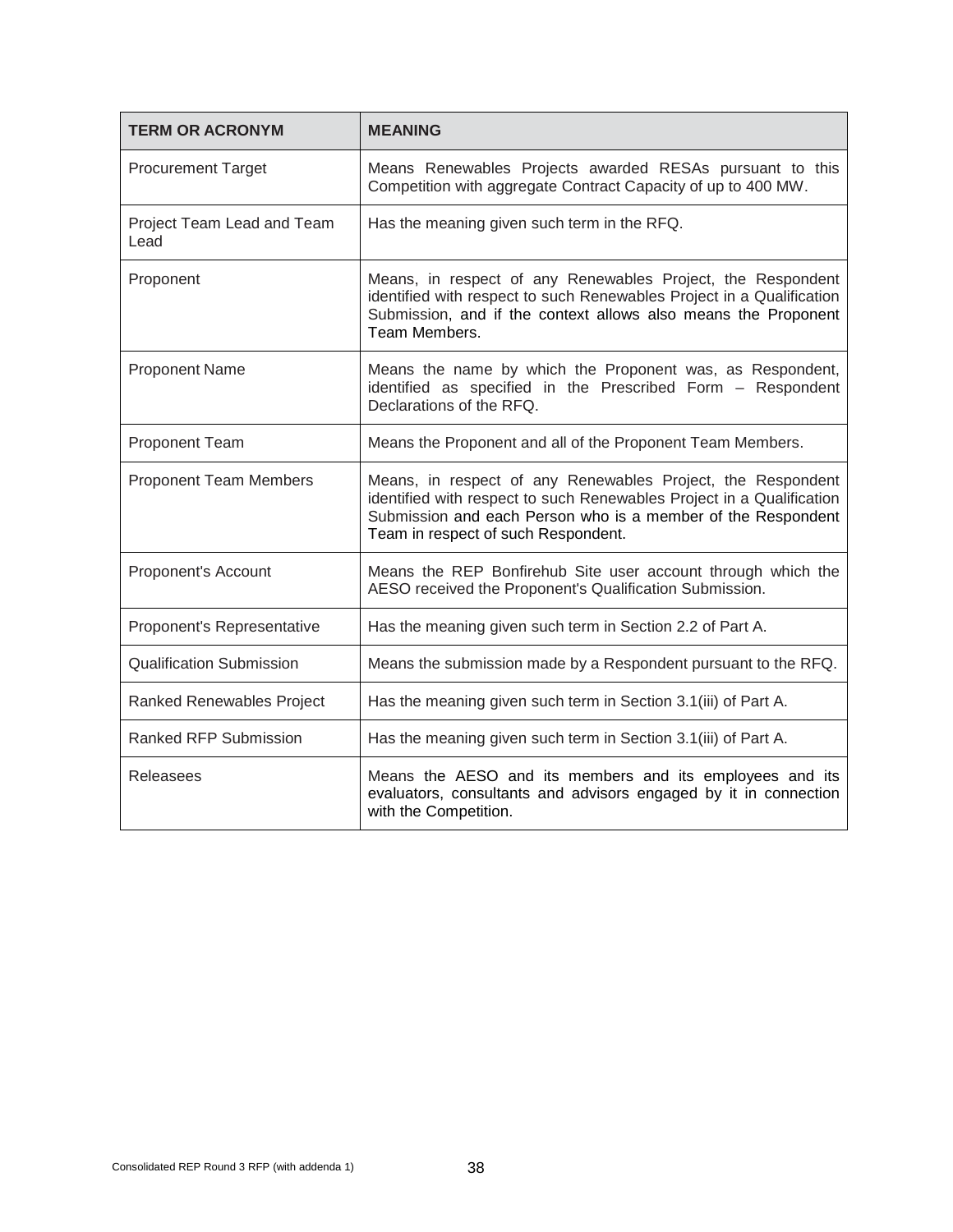| TERM OR ACRONYM | MEANING |
|---|---|
| Procurement Target | Means Renewables Projects awarded RESAs pursuant to this Competition with aggregate Contract Capacity of up to 400 MW. |
| Project Team Lead and Team Lead | Has the meaning given such term in the RFQ. |
| Proponent | Means, in respect of any Renewables Project, the Respondent identified with respect to such Renewables Project in a Qualification Submission, and if the context allows also means the Proponent Team Members. |
| Proponent Name | Means the name by which the Proponent was, as Respondent, identified as specified in the Prescribed Form – Respondent Declarations of the RFQ. |
| Proponent Team | Means the Proponent and all of the Proponent Team Members. |
| Proponent Team Members | Means, in respect of any Renewables Project, the Respondent identified with respect to such Renewables Project in a Qualification Submission and each Person who is a member of the Respondent Team in respect of such Respondent. |
| Proponent's Account | Means the REP Bonfirehub Site user account through which the AESO received the Proponent's Qualification Submission. |
| Proponent's Representative | Has the meaning given such term in Section 2.2 of Part A. |
| Qualification Submission | Means the submission made by a Respondent pursuant to the RFQ. |
| Ranked Renewables Project | Has the meaning given such term in Section 3.1(iii) of Part A. |
| Ranked RFP Submission | Has the meaning given such term in Section 3.1(iii) of Part A. |
| Releasees | Means the AESO and its members and its employees and its evaluators, consultants and advisors engaged by it in connection with the Competition. |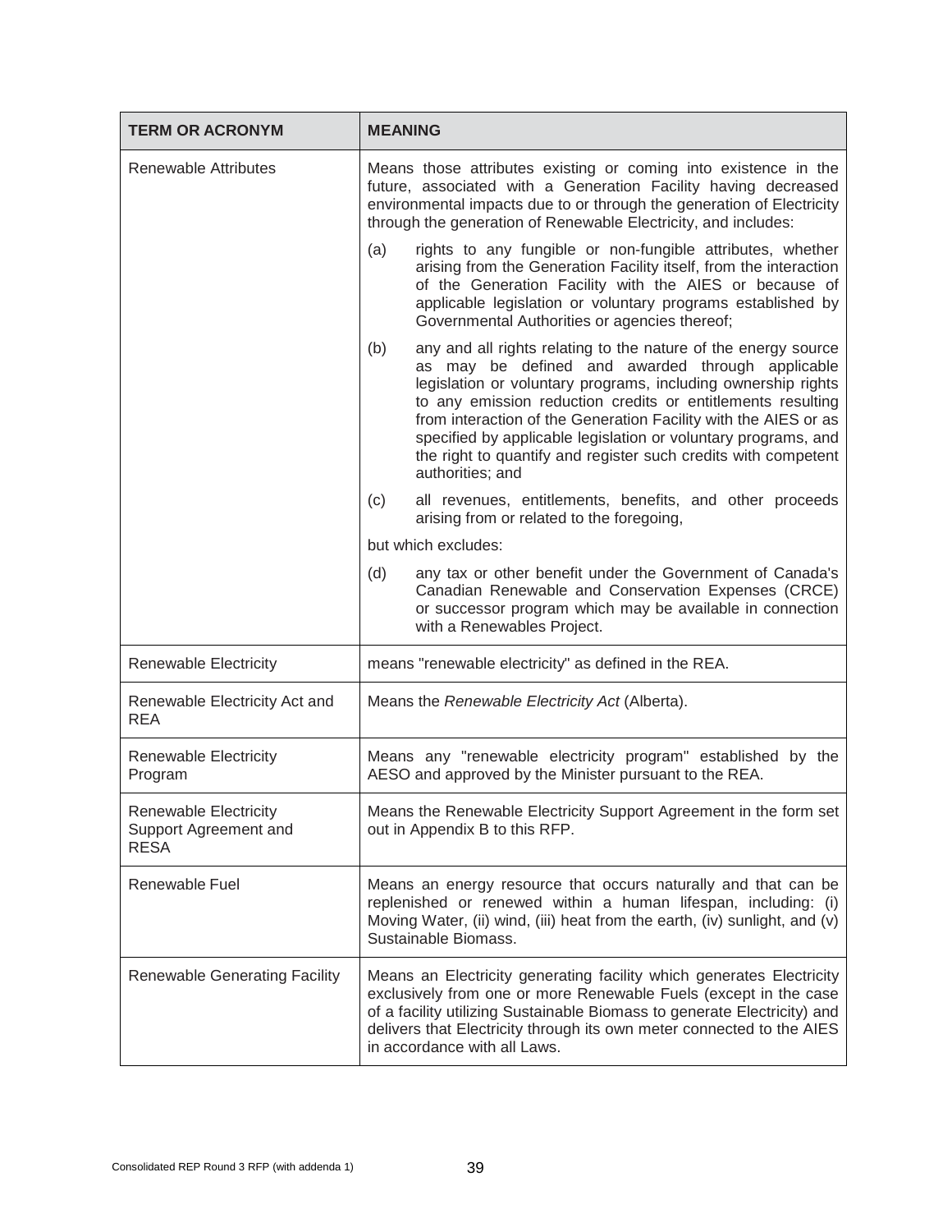| TERM OR ACRONYM | MEANING |
|---|---|
| Renewable Attributes | Means those attributes existing or coming into existence in the future, associated with a Generation Facility having decreased environmental impacts due to or through the generation of Electricity through the generation of Renewable Electricity, and includes:<br><br>(a) rights to any fungible or non-fungible attributes, whether arising from the Generation Facility itself, from the interaction of the Generation Facility with the AIES or because of applicable legislation or voluntary programs established by Governmental Authorities or agencies thereof;<br><br>(b) any and all rights relating to the nature of the energy source as may be defined and awarded through applicable legislation or voluntary programs, including ownership rights to any emission reduction credits or entitlements resulting from interaction of the Generation Facility with the AIES or as specified by applicable legislation or voluntary programs, and the right to quantify and register such credits with competent authorities; and<br><br>(c) all revenues, entitlements, benefits, and other proceeds arising from or related to the foregoing,<br><br>but which excludes:<br><br>(d) any tax or other benefit under the Government of Canada's Canadian Renewable and Conservation Expenses (CRCE) or successor program which may be available in connection with a Renewables Project. |
| Renewable Electricity | means "renewable electricity" as defined in the REA. |
| Renewable Electricity Act and REA | Means the *Renewable Electricity Act* (Alberta). |
| Renewable Electricity Program | Means any "renewable electricity program" established by the AESO and approved by the Minister pursuant to the REA. |
| Renewable Electricity Support Agreement and RESA | Means the Renewable Electricity Support Agreement in the form set out in Appendix B to this RFP. |
| Renewable Fuel | Means an energy resource that occurs naturally and that can be replenished or renewed within a human lifespan, including: (i) Moving Water, (ii) wind, (iii) heat from the earth, (iv) sunlight, and (v) Sustainable Biomass. |
| Renewable Generating Facility | Means an Electricity generating facility which generates Electricity exclusively from one or more Renewable Fuels (except in the case of a facility utilizing Sustainable Biomass to generate Electricity) and delivers that Electricity through its own meter connected to the AIES in accordance with all Laws. |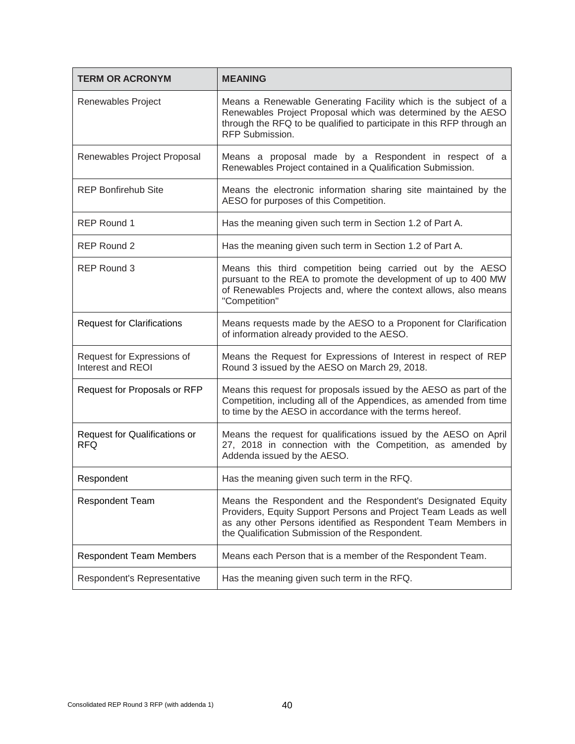| TERM OR ACRONYM | MEANING |
| --- | --- |
| Renewables Project | Means a Renewable Generating Facility which is the subject of a Renewables Project Proposal which was determined by the AESO through the RFQ to be qualified to participate in this RFP through an RFP Submission. |
| Renewables Project Proposal | Means a proposal made by a Respondent in respect of a Renewables Project contained in a Qualification Submission. |
| REP Bonfirehub Site | Means the electronic information sharing site maintained by the AESO for purposes of this Competition. |
| REP Round 1 | Has the meaning given such term in Section 1.2 of Part A. |
| REP Round 2 | Has the meaning given such term in Section 1.2 of Part A. |
| REP Round 3 | Means this third competition being carried out by the AESO pursuant to the REA to promote the development of up to 400 MW of Renewables Projects and, where the context allows, also means "Competition" |
| Request for Clarifications | Means requests made by the AESO to a Proponent for Clarification of information already provided to the AESO. |
| Request for Expressions of Interest and REOI | Means the Request for Expressions of Interest in respect of REP Round 3 issued by the AESO on March 29, 2018. |
| Request for Proposals or RFP | Means this request for proposals issued by the AESO as part of the Competition, including all of the Appendices, as amended from time to time by the AESO in accordance with the terms hereof. |
| Request for Qualifications or RFQ | Means the request for qualifications issued by the AESO on April 27, 2018 in connection with the Competition, as amended by Addenda issued by the AESO. |
| Respondent | Has the meaning given such term in the RFQ. |
| Respondent Team | Means the Respondent and the Respondent's Designated Equity Providers, Equity Support Persons and Project Team Leads as well as any other Persons identified as Respondent Team Members in the Qualification Submission of the Respondent. |
| Respondent Team Members | Means each Person that is a member of the Respondent Team. |
| Respondent's Representative | Has the meaning given such term in the RFQ. |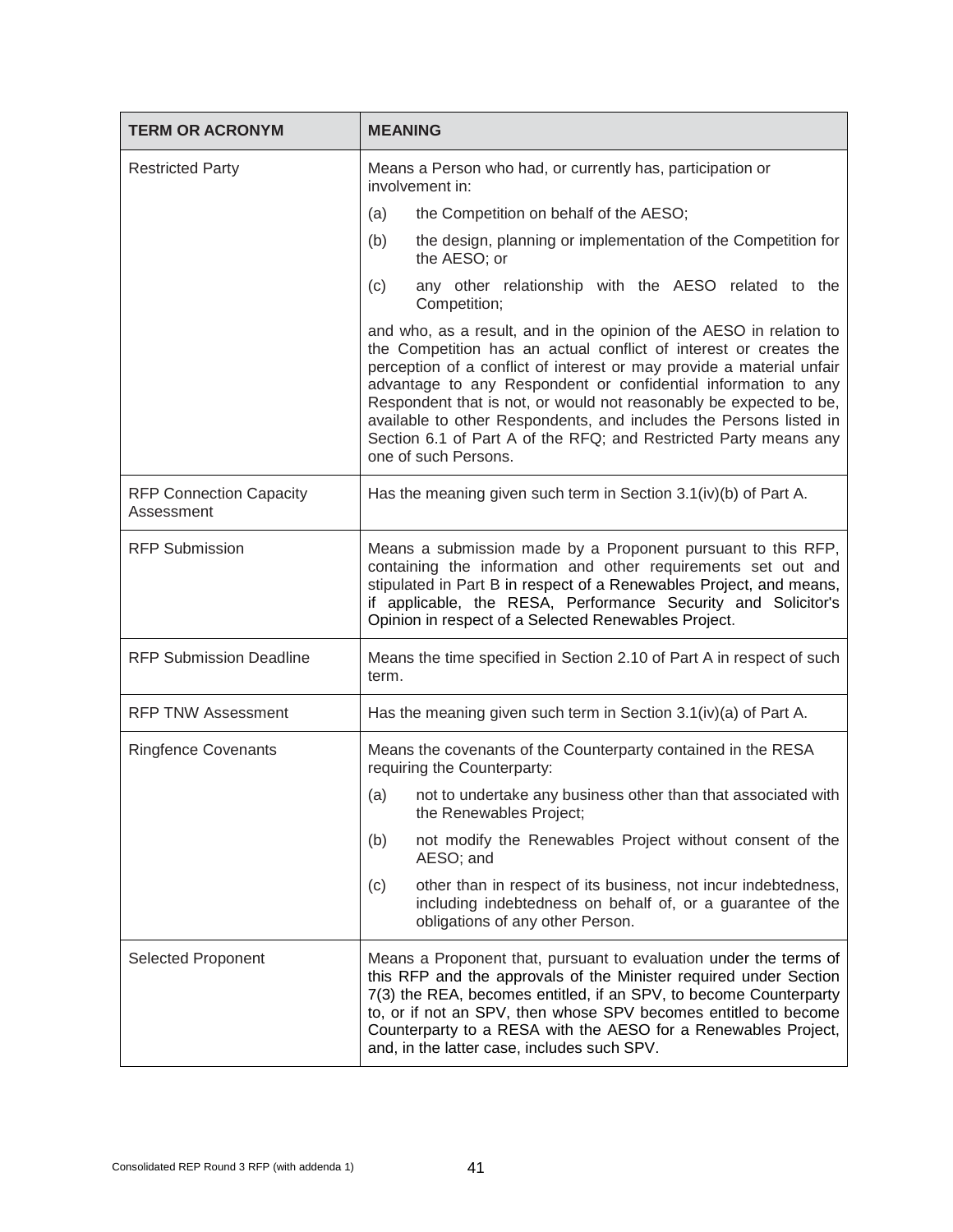| TERM OR ACRONYM | MEANING |
| --- | --- |
| Restricted Party | Means a Person who had, or currently has, participation or involvement in:<br>(a) the Competition on behalf of the AESO;<br>(b) the design, planning or implementation of the Competition for the AESO; or<br>(c) any other relationship with the AESO related to the Competition;<br>and who, as a result, and in the opinion of the AESO in relation to the Competition has an actual conflict of interest or creates the perception of a conflict of interest or may provide a material unfair advantage to any Respondent or confidential information to any Respondent that is not, or would not reasonably be expected to be, available to other Respondents, and includes the Persons listed in Section 6.1 of Part A of the RFQ; and Restricted Party means any one of such Persons. |
| RFP Connection Capacity Assessment | Has the meaning given such term in Section 3.1(iv)(b) of Part A. |
| RFP Submission | Means a submission made by a Proponent pursuant to this RFP, containing the information and other requirements set out and stipulated in Part B in respect of a Renewables Project, and means, if applicable, the RESA, Performance Security and Solicitor's Opinion in respect of a Selected Renewables Project. |
| RFP Submission Deadline | Means the time specified in Section 2.10 of Part A in respect of such term. |
| RFP TNW Assessment | Has the meaning given such term in Section 3.1(iv)(a) of Part A. |
| Ringfence Covenants | Means the covenants of the Counterparty contained in the RESA requiring the Counterparty:<br>(a) not to undertake any business other than that associated with the Renewables Project;<br>(b) not modify the Renewables Project without consent of the AESO; and<br>(c) other than in respect of its business, not incur indebtedness, including indebtedness on behalf of, or a guarantee of the obligations of any other Person. |
| Selected Proponent | Means a Proponent that, pursuant to evaluation under the terms of this RFP and the approvals of the Minister required under Section 7(3) the REA, becomes entitled, if an SPV, to become Counterparty to, or if not an SPV, then whose SPV becomes entitled to become Counterparty to a RESA with the AESO for a Renewables Project, and, in the latter case, includes such SPV. |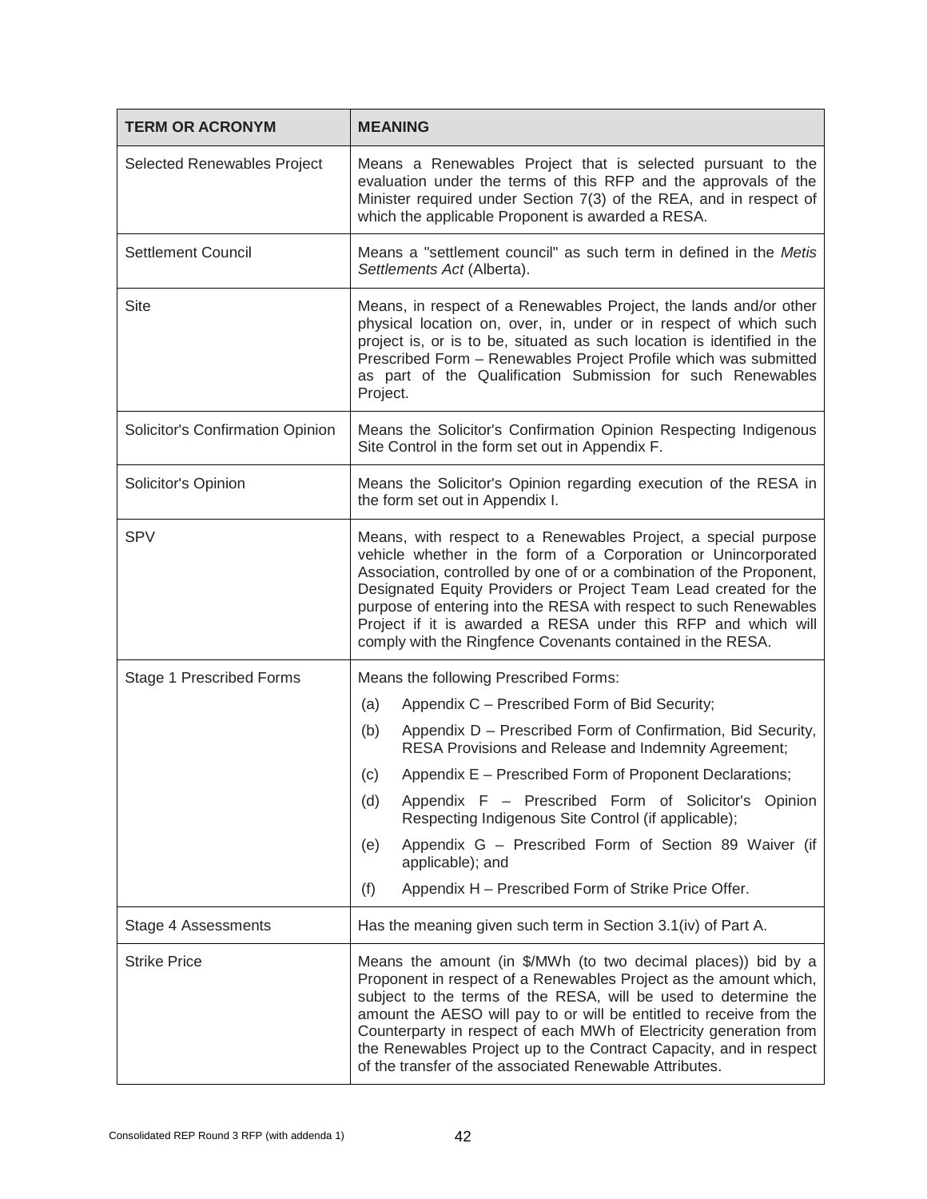| TERM OR ACRONYM | MEANING |
|---|---|
| Selected Renewables Project | Means a Renewables Project that is selected pursuant to the evaluation under the terms of this RFP and the approvals of the Minister required under Section 7(3) of the REA, and in respect of which the applicable Proponent is awarded a RESA. |
| Settlement Council | Means a "settlement council" as such term in defined in the *Metis Settlements Act* (Alberta). |
| Site | Means, in respect of a Renewables Project, the lands and/or other physical location on, over, in, under or in respect of which such project is, or is to be, situated as such location is identified in the Prescribed Form – Renewables Project Profile which was submitted as part of the Qualification Submission for such Renewables Project. |
| Solicitor's Confirmation Opinion | Means the Solicitor's Confirmation Opinion Respecting Indigenous Site Control in the form set out in Appendix F. |
| Solicitor's Opinion | Means the Solicitor's Opinion regarding execution of the RESA in the form set out in Appendix I. |
| SPV | Means, with respect to a Renewables Project, a special purpose vehicle whether in the form of a Corporation or Unincorporated Association, controlled by one of or a combination of the Proponent, Designated Equity Providers or Project Team Lead created for the purpose of entering into the RESA with respect to such Renewables Project if it is awarded a RESA under this RFP and which will comply with the Ringfence Covenants contained in the RESA. |
| Stage 1 Prescribed Forms | Means the following Prescribed Forms:<br>(a) Appendix C – Prescribed Form of Bid Security;<br>(b) Appendix D – Prescribed Form of Confirmation, Bid Security, RESA Provisions and Release and Indemnity Agreement;<br>(c) Appendix E – Prescribed Form of Proponent Declarations;<br>(d) Appendix F – Prescribed Form of Solicitor's Opinion Respecting Indigenous Site Control (if applicable);<br>(e) Appendix G – Prescribed Form of Section 89 Waiver (if applicable); and<br>(f) Appendix H – Prescribed Form of Strike Price Offer. |
| Stage 4 Assessments | Has the meaning given such term in Section 3.1(iv) of Part A. |
| Strike Price | Means the amount (in $/MWh (to two decimal places)) bid by a Proponent in respect of a Renewables Project as the amount which, subject to the terms of the RESA, will be used to determine the amount the AESO will pay to or will be entitled to receive from the Counterparty in respect of each MWh of Electricity generation from the Renewables Project up to the Contract Capacity, and in respect of the transfer of the associated Renewable Attributes. |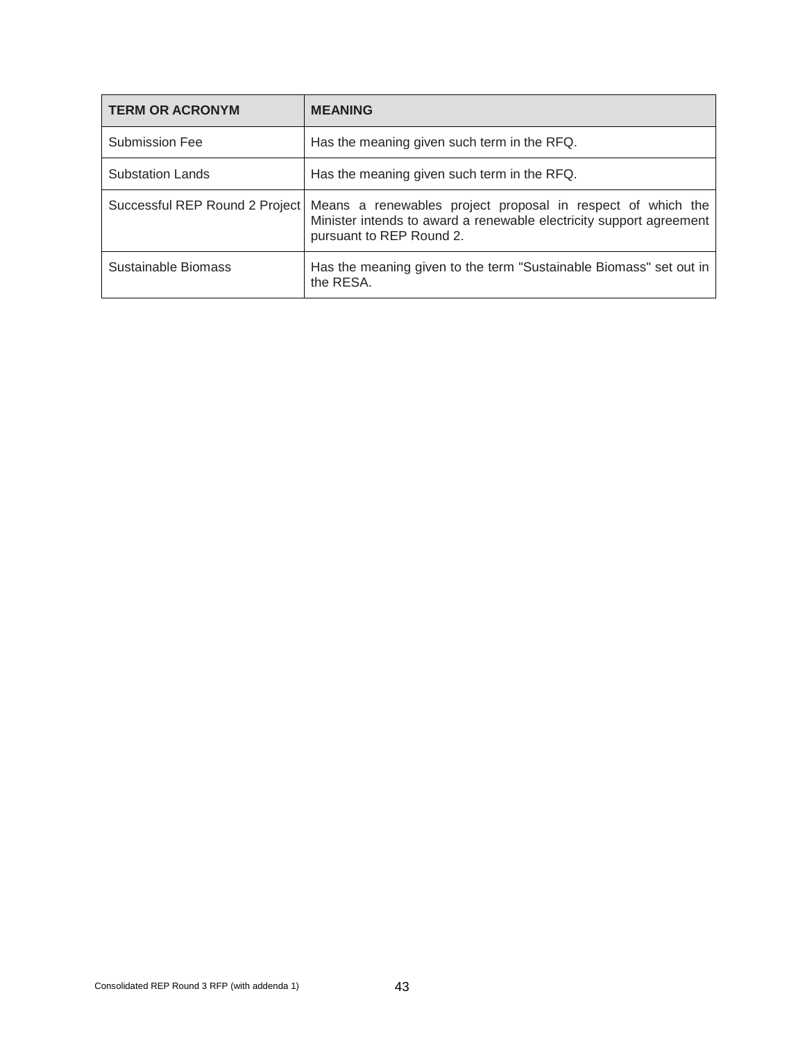| TERM OR ACRONYM | MEANING |
| --- | --- |
| Submission Fee | Has the meaning given such term in the RFQ. |
| Substation Lands | Has the meaning given such term in the RFQ. |
| Successful REP Round 2 Project | Means a renewables project proposal in respect of which the Minister intends to award a renewable electricity support agreement pursuant to REP Round 2. |
| Sustainable Biomass | Has the meaning given to the term "Sustainable Biomass" set out in the RESA. |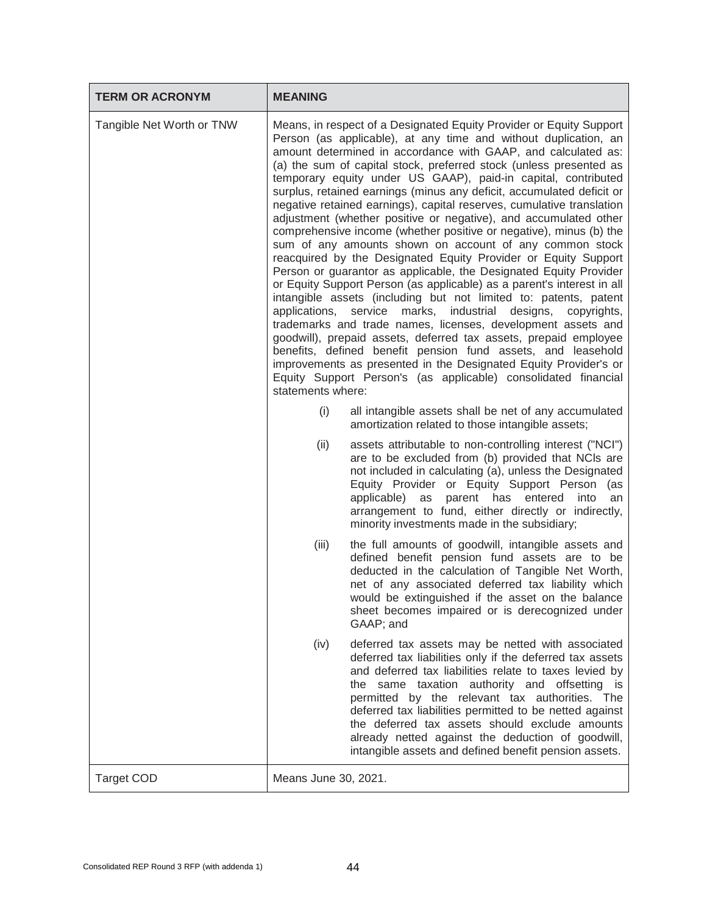| TERM OR ACRONYM | MEANING |
| --- | --- |
| Tangible Net Worth or TNW | Means, in respect of a Designated Equity Provider or Equity Support Person (as applicable), at any time and without duplication, an amount determined in accordance with GAAP, and calculated as: (a) the sum of capital stock, preferred stock (unless presented as temporary equity under US GAAP), paid-in capital, contributed surplus, retained earnings (minus any deficit, accumulated deficit or negative retained earnings), capital reserves, cumulative translation adjustment (whether positive or negative), and accumulated other comprehensive income (whether positive or negative), minus (b) the sum of any amounts shown on account of any common stock reacquired by the Designated Equity Provider or Equity Support Person or guarantor as applicable, the Designated Equity Provider or Equity Support Person (as applicable) as a parent's interest in all intangible assets (including but not limited to: patents, patent applications, service marks, industrial designs, copyrights, trademarks and trade names, licenses, development assets and goodwill), prepaid assets, deferred tax assets, prepaid employee benefits, defined benefit pension fund assets, and leasehold improvements as presented in the Designated Equity Provider's or Equity Support Person's (as applicable) consolidated financial statements where:<br><br>(i) all intangible assets shall be net of any accumulated amortization related to those intangible assets;<br><br>(ii) assets attributable to non-controlling interest ("NCI") are to be excluded from (b) provided that NCIs are not included in calculating (a), unless the Designated Equity Provider or Equity Support Person (as applicable) as parent has entered into an arrangement to fund, either directly or indirectly, minority investments made in the subsidiary;<br><br>(iii) the full amounts of goodwill, intangible assets and defined benefit pension fund assets are to be deducted in the calculation of Tangible Net Worth, net of any associated deferred tax liability which would be extinguished if the asset on the balance sheet becomes impaired or is derecognized under GAAP; and<br><br>(iv) deferred tax assets may be netted with associated deferred tax liabilities only if the deferred tax assets and deferred tax liabilities relate to taxes levied by the same taxation authority and offsetting is permitted by the relevant tax authorities. The deferred tax liabilities permitted to be netted against the deferred tax assets should exclude amounts already netted against the deduction of goodwill, intangible assets and defined benefit pension assets. |
| Target COD | Means June 30, 2021. |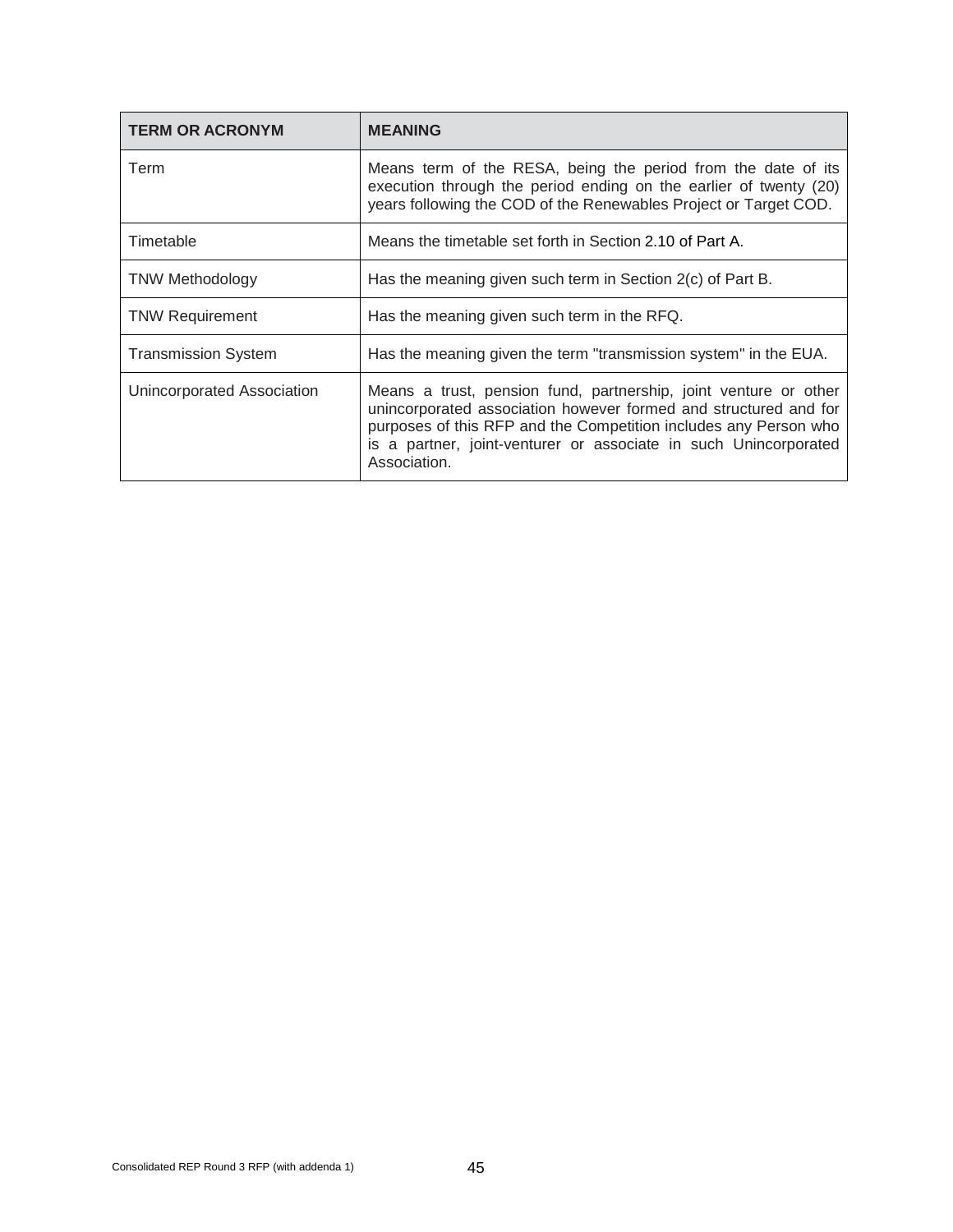| TERM OR ACRONYM | MEANING |
| --- | --- |
| Term | Means term of the RESA, being the period from the date of its execution through the period ending on the earlier of twenty (20) years following the COD of the Renewables Project or Target COD. |
| Timetable | Means the timetable set forth in Section 2.10 of Part A. |
| TNW Methodology | Has the meaning given such term in Section 2(c) of Part B. |
| TNW Requirement | Has the meaning given such term in the RFQ. |
| Transmission System | Has the meaning given the term "transmission system" in the EUA. |
| Unincorporated Association | Means a trust, pension fund, partnership, joint venture or other unincorporated association however formed and structured and for purposes of this RFP and the Competition includes any Person who is a partner, joint-venturer or associate in such Unincorporated Association. |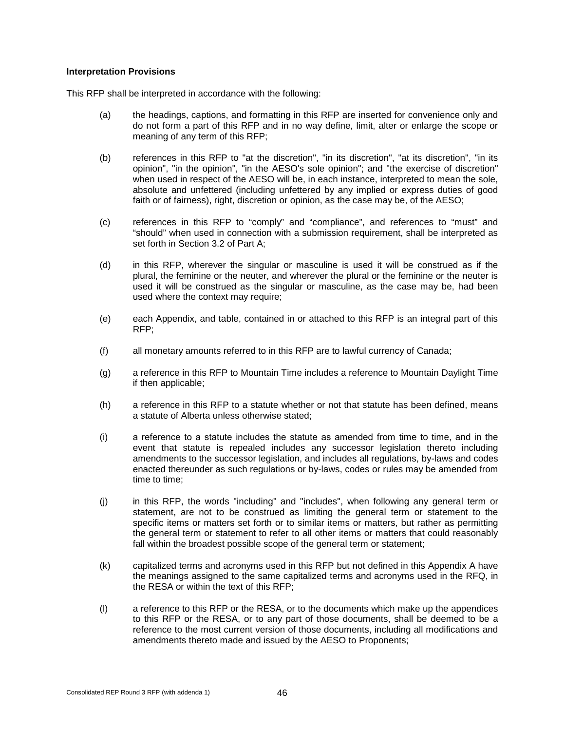**Interpretation Provisions**

This RFP shall be interpreted in accordance with the following:

(a) the headings, captions, and formatting in this RFP are inserted for convenience only and do not form a part of this RFP and in no way define, limit, alter or enlarge the scope or meaning of any term of this RFP;

(b) references in this RFP to "at the discretion", "in its discretion", "at its discretion", "in its opinion", "in the opinion", "in the AESO's sole opinion"; and "the exercise of discretion" when used in respect of the AESO will be, in each instance, interpreted to mean the sole, absolute and unfettered (including unfettered by any implied or express duties of good faith or of fairness), right, discretion or opinion, as the case may be, of the AESO;

(c) references in this RFP to "comply" and "compliance", and references to "must" and "should" when used in connection with a submission requirement, shall be interpreted as set forth in Section 3.2 of Part A;

(d) in this RFP, wherever the singular or masculine is used it will be construed as if the plural, the feminine or the neuter, and wherever the plural or the feminine or the neuter is used it will be construed as the singular or masculine, as the case may be, had been used where the context may require;

(e) each Appendix, and table, contained in or attached to this RFP is an integral part of this RFP;

(f) all monetary amounts referred to in this RFP are to lawful currency of Canada;

(g) a reference in this RFP to Mountain Time includes a reference to Mountain Daylight Time if then applicable;

(h) a reference in this RFP to a statute whether or not that statute has been defined, means a statute of Alberta unless otherwise stated;

(i) a reference to a statute includes the statute as amended from time to time, and in the event that statute is repealed includes any successor legislation thereto including amendments to the successor legislation, and includes all regulations, by-laws and codes enacted thereunder as such regulations or by-laws, codes or rules may be amended from time to time;

(j) in this RFP, the words "including" and "includes", when following any general term or statement, are not to be construed as limiting the general term or statement to the specific items or matters set forth or to similar items or matters, but rather as permitting the general term or statement to refer to all other items or matters that could reasonably fall within the broadest possible scope of the general term or statement;

(k) capitalized terms and acronyms used in this RFP but not defined in this Appendix A have the meanings assigned to the same capitalized terms and acronyms used in the RFQ, in the RESA or within the text of this RFP;

(l) a reference to this RFP or the RESA, or to the documents which make up the appendices to this RFP or the RESA, or to any part of those documents, shall be deemed to be a reference to the most current version of those documents, including all modifications and amendments thereto made and issued by the AESO to Proponents;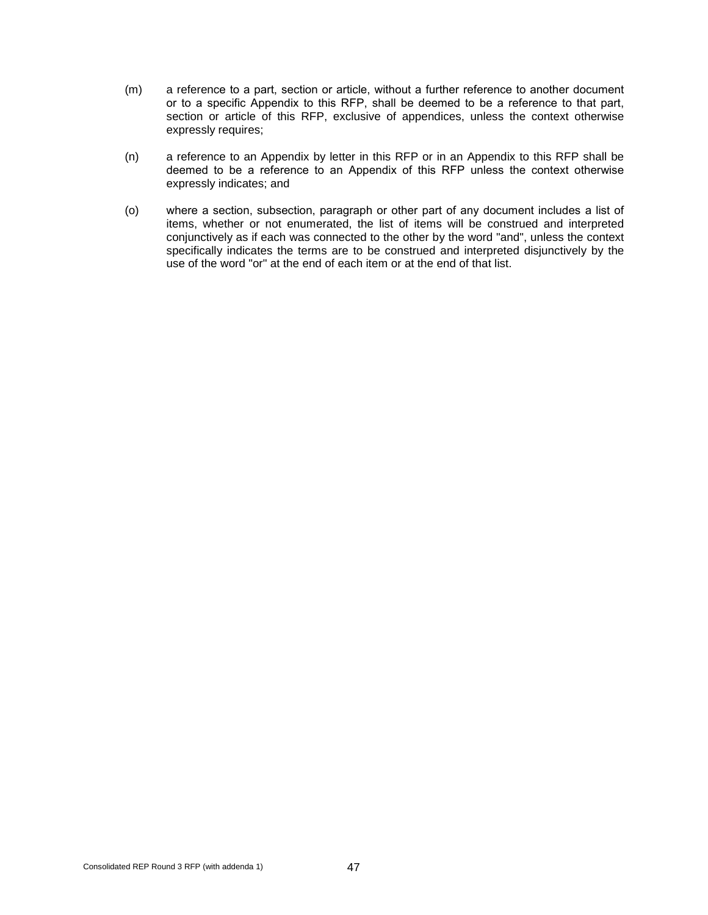(m) a reference to a part, section or article, without a further reference to another document or to a specific Appendix to this RFP, shall be deemed to be a reference to that part, section or article of this RFP, exclusive of appendices, unless the context otherwise expressly requires;

(n) a reference to an Appendix by letter in this RFP or in an Appendix to this RFP shall be deemed to be a reference to an Appendix of this RFP unless the context otherwise expressly indicates; and

(o) where a section, subsection, paragraph or other part of any document includes a list of items, whether or not enumerated, the list of items will be construed and interpreted conjunctively as if each was connected to the other by the word "and", unless the context specifically indicates the terms are to be construed and interpreted disjunctively by the use of the word "or" at the end of each item or at the end of that list.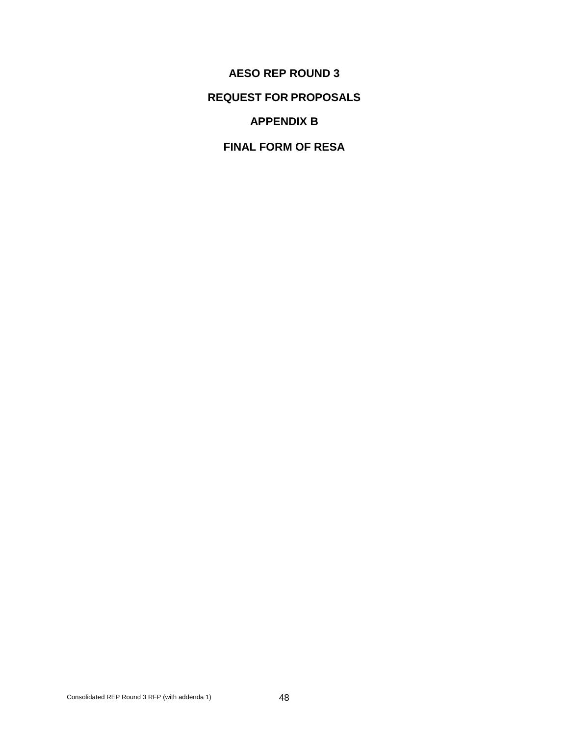# AESO REP ROUND 3

# REQUEST FOR PROPOSALS

# APPENDIX B

# FINAL FORM OF RESA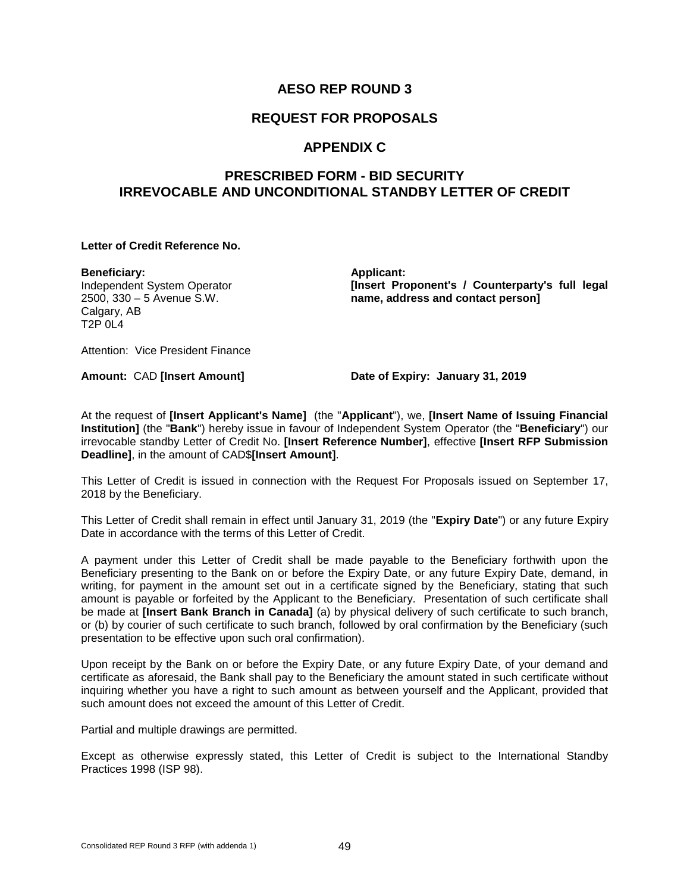# AESO REP ROUND 3

## REQUEST FOR PROPOSALS

## APPENDIX C

## PRESCRIBED FORM - BID SECURITY IRREVOCABLE AND UNCONDITIONAL STANDBY LETTER OF CREDIT

**Letter of Credit Reference No.**

**Beneficiary:**
Independent System Operator
2500, 330 – 5 Avenue S.W.
Calgary, AB
T2P 0L4

**Applicant:**
**[Insert Proponent's / Counterparty's full legal name, address and contact person]**

Attention: Vice President Finance

**Amount:** CAD **[Insert Amount]**

**Date of Expiry: January 31, 2019**

At the request of **[Insert Applicant's Name]** (the "**Applicant**"), we, **[Insert Name of Issuing Financial Institution]** (the "**Bank**") hereby issue in favour of Independent System Operator (the "**Beneficiary**") our irrevocable standby Letter of Credit No. **[Insert Reference Number]**, effective **[Insert RFP Submission Deadline]**, in the amount of CAD$**[Insert Amount]**.

This Letter of Credit is issued in connection with the Request For Proposals issued on September 17, 2018 by the Beneficiary.

This Letter of Credit shall remain in effect until January 31, 2019 (the "**Expiry Date**") or any future Expiry Date in accordance with the terms of this Letter of Credit.

A payment under this Letter of Credit shall be made payable to the Beneficiary forthwith upon the Beneficiary presenting to the Bank on or before the Expiry Date, or any future Expiry Date, demand, in writing, for payment in the amount set out in a certificate signed by the Beneficiary, stating that such amount is payable or forfeited by the Applicant to the Beneficiary. Presentation of such certificate shall be made at **[Insert Bank Branch in Canada]** (a) by physical delivery of such certificate to such branch, or (b) by courier of such certificate to such branch, followed by oral confirmation by the Beneficiary (such presentation to be effective upon such oral confirmation).

Upon receipt by the Bank on or before the Expiry Date, or any future Expiry Date, of your demand and certificate as aforesaid, the Bank shall pay to the Beneficiary the amount stated in such certificate without inquiring whether you have a right to such amount as between yourself and the Applicant, provided that such amount does not exceed the amount of this Letter of Credit.

Partial and multiple drawings are permitted.

Except as otherwise expressly stated, this Letter of Credit is subject to the International Standby Practices 1998 (ISP 98).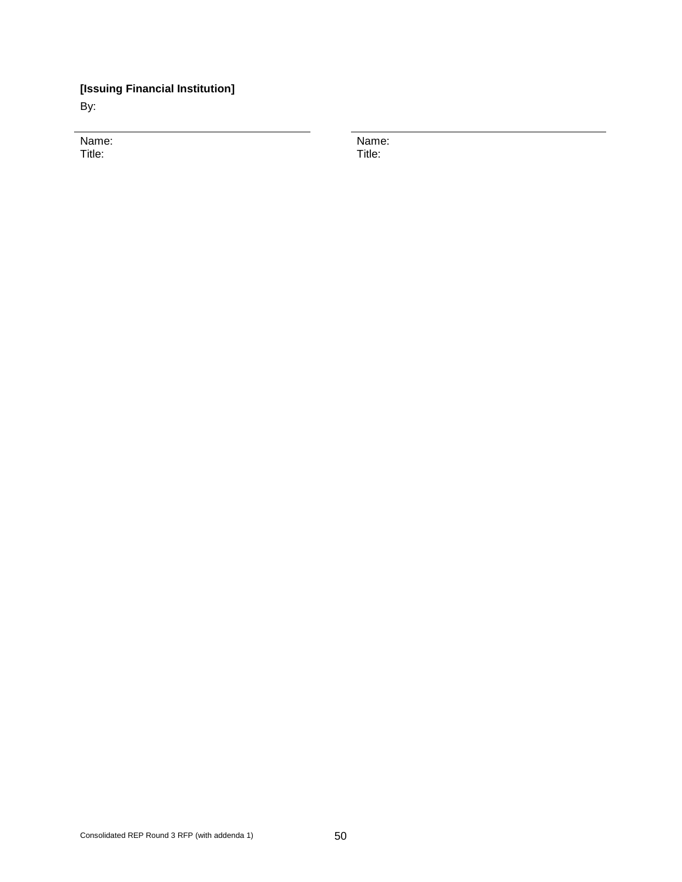**[Issuing Financial Institution]**

By:

| | |
|---|---|
| Name: | Name: |
| Title: | Title: |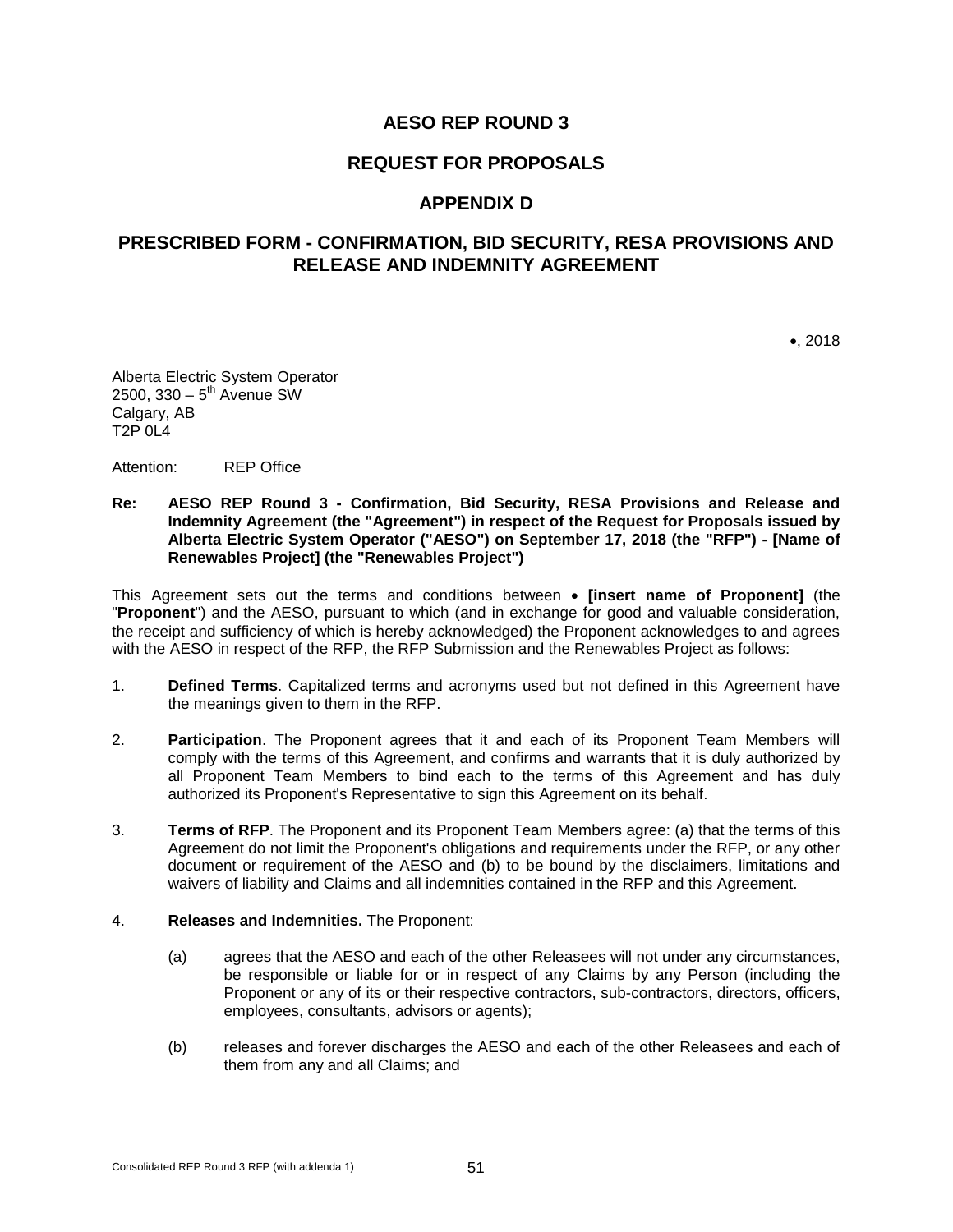# AESO REP ROUND 3

## REQUEST FOR PROPOSALS

## APPENDIX D

## PRESCRIBED FORM - CONFIRMATION, BID SECURITY, RESA PROVISIONS AND RELEASE AND INDEMNITY AGREEMENT

•, 2018

Alberta Electric System Operator
2500, 330 – 5th Avenue SW
Calgary, AB
T2P 0L4

Attention: REP Office

**Re: AESO REP Round 3 - Confirmation, Bid Security, RESA Provisions and Release and Indemnity Agreement (the "Agreement") in respect of the Request for Proposals issued by Alberta Electric System Operator ("AESO") on September 17, 2018 (the "RFP") - [Name of Renewables Project] (the "Renewables Project")**

This Agreement sets out the terms and conditions between • **[insert name of Proponent]** (the "**Proponent**") and the AESO, pursuant to which (and in exchange for good and valuable consideration, the receipt and sufficiency of which is hereby acknowledged) the Proponent acknowledges to and agrees with the AESO in respect of the RFP, the RFP Submission and the Renewables Project as follows:

1. **Defined Terms**. Capitalized terms and acronyms used but not defined in this Agreement have the meanings given to them in the RFP.

2. **Participation**. The Proponent agrees that it and each of its Proponent Team Members will comply with the terms of this Agreement, and confirms and warrants that it is duly authorized by all Proponent Team Members to bind each to the terms of this Agreement and has duly authorized its Proponent's Representative to sign this Agreement on its behalf.

3. **Terms of RFP**. The Proponent and its Proponent Team Members agree: (a) that the terms of this Agreement do not limit the Proponent's obligations and requirements under the RFP, or any other document or requirement of the AESO and (b) to be bound by the disclaimers, limitations and waivers of liability and Claims and all indemnities contained in the RFP and this Agreement.

4. **Releases and Indemnities.** The Proponent:

   (a) agrees that the AESO and each of the other Releasees will not under any circumstances, be responsible or liable for or in respect of any Claims by any Person (including the Proponent or any of its or their respective contractors, sub-contractors, directors, officers, employees, consultants, advisors or agents);

   (b) releases and forever discharges the AESO and each of the other Releasees and each of them from any and all Claims; and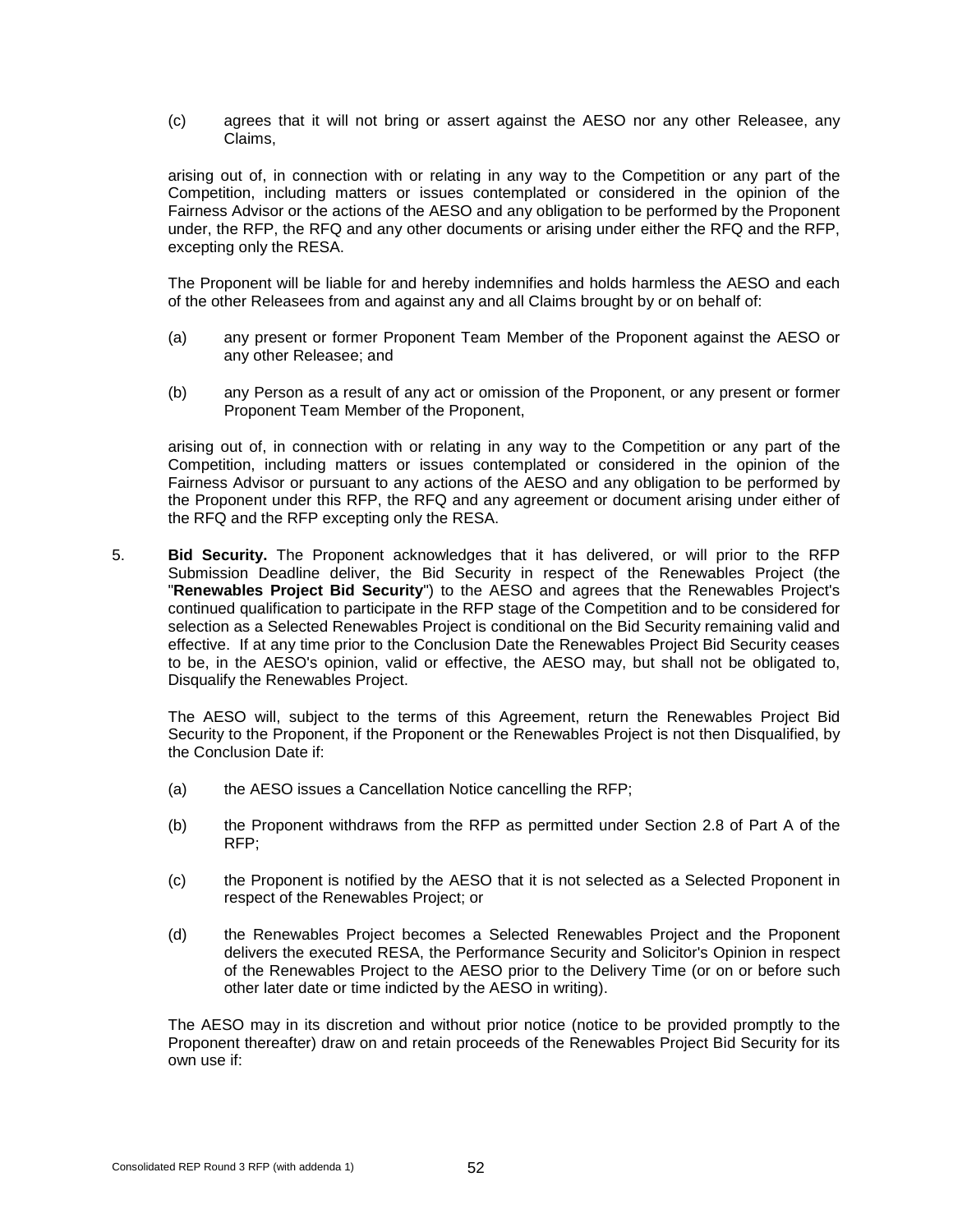(c) agrees that it will not bring or assert against the AESO nor any other Releasee, any Claims,

arising out of, in connection with or relating in any way to the Competition or any part of the Competition, including matters or issues contemplated or considered in the opinion of the Fairness Advisor or the actions of the AESO and any obligation to be performed by the Proponent under, the RFP, the RFQ and any other documents or arising under either the RFQ and the RFP, excepting only the RESA.

The Proponent will be liable for and hereby indemnifies and holds harmless the AESO and each of the other Releasees from and against any and all Claims brought by or on behalf of:

(a) any present or former Proponent Team Member of the Proponent against the AESO or any other Releasee; and

(b) any Person as a result of any act or omission of the Proponent, or any present or former Proponent Team Member of the Proponent,

arising out of, in connection with or relating in any way to the Competition or any part of the Competition, including matters or issues contemplated or considered in the opinion of the Fairness Advisor or pursuant to any actions of the AESO and any obligation to be performed by the Proponent under this RFP, the RFQ and any agreement or document arising under either of the RFQ and the RFP excepting only the RESA.

5. **Bid Security.** The Proponent acknowledges that it has delivered, or will prior to the RFP Submission Deadline deliver, the Bid Security in respect of the Renewables Project (the "**Renewables Project Bid Security**") to the AESO and agrees that the Renewables Project's continued qualification to participate in the RFP stage of the Competition and to be considered for selection as a Selected Renewables Project is conditional on the Bid Security remaining valid and effective. If at any time prior to the Conclusion Date the Renewables Project Bid Security ceases to be, in the AESO's opinion, valid or effective, the AESO may, but shall not be obligated to, Disqualify the Renewables Project.

The AESO will, subject to the terms of this Agreement, return the Renewables Project Bid Security to the Proponent, if the Proponent or the Renewables Project is not then Disqualified, by the Conclusion Date if:

(a) the AESO issues a Cancellation Notice cancelling the RFP;

(b) the Proponent withdraws from the RFP as permitted under Section 2.8 of Part A of the RFP;

(c) the Proponent is notified by the AESO that it is not selected as a Selected Proponent in respect of the Renewables Project; or

(d) the Renewables Project becomes a Selected Renewables Project and the Proponent delivers the executed RESA, the Performance Security and Solicitor's Opinion in respect of the Renewables Project to the AESO prior to the Delivery Time (or on or before such other later date or time indicted by the AESO in writing).

The AESO may in its discretion and without prior notice (notice to be provided promptly to the Proponent thereafter) draw on and retain proceeds of the Renewables Project Bid Security for its own use if: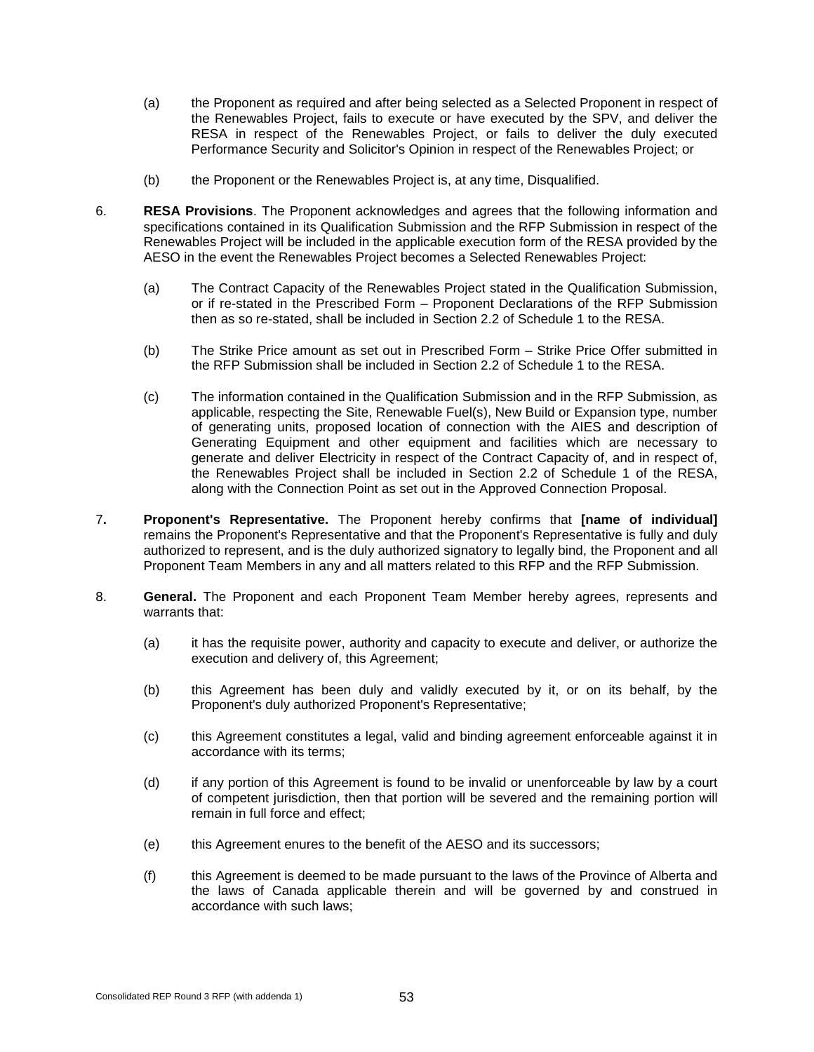(a) the Proponent as required and after being selected as a Selected Proponent in respect of the Renewables Project, fails to execute or have executed by the SPV, and deliver the RESA in respect of the Renewables Project, or fails to deliver the duly executed Performance Security and Solicitor's Opinion in respect of the Renewables Project; or

(b) the Proponent or the Renewables Project is, at any time, Disqualified.

6. **RESA Provisions**. The Proponent acknowledges and agrees that the following information and specifications contained in its Qualification Submission and the RFP Submission in respect of the Renewables Project will be included in the applicable execution form of the RESA provided by the AESO in the event the Renewables Project becomes a Selected Renewables Project:

(a) The Contract Capacity of the Renewables Project stated in the Qualification Submission, or if re-stated in the Prescribed Form – Proponent Declarations of the RFP Submission then as so re-stated, shall be included in Section 2.2 of Schedule 1 to the RESA.

(b) The Strike Price amount as set out in Prescribed Form – Strike Price Offer submitted in the RFP Submission shall be included in Section 2.2 of Schedule 1 to the RESA.

(c) The information contained in the Qualification Submission and in the RFP Submission, as applicable, respecting the Site, Renewable Fuel(s), New Build or Expansion type, number of generating units, proposed location of connection with the AIES and description of Generating Equipment and other equipment and facilities which are necessary to generate and deliver Electricity in respect of the Contract Capacity of, and in respect of, the Renewables Project shall be included in Section 2.2 of Schedule 1 of the RESA, along with the Connection Point as set out in the Approved Connection Proposal.

7**.** **Proponent's Representative.** The Proponent hereby confirms that **[name of individual]** remains the Proponent's Representative and that the Proponent's Representative is fully and duly authorized to represent, and is the duly authorized signatory to legally bind, the Proponent and all Proponent Team Members in any and all matters related to this RFP and the RFP Submission.

8. **General.** The Proponent and each Proponent Team Member hereby agrees, represents and warrants that:

(a) it has the requisite power, authority and capacity to execute and deliver, or authorize the execution and delivery of, this Agreement;

(b) this Agreement has been duly and validly executed by it, or on its behalf, by the Proponent's duly authorized Proponent's Representative;

(c) this Agreement constitutes a legal, valid and binding agreement enforceable against it in accordance with its terms;

(d) if any portion of this Agreement is found to be invalid or unenforceable by law by a court of competent jurisdiction, then that portion will be severed and the remaining portion will remain in full force and effect;

(e) this Agreement enures to the benefit of the AESO and its successors;

(f) this Agreement is deemed to be made pursuant to the laws of the Province of Alberta and the laws of Canada applicable therein and will be governed by and construed in accordance with such laws;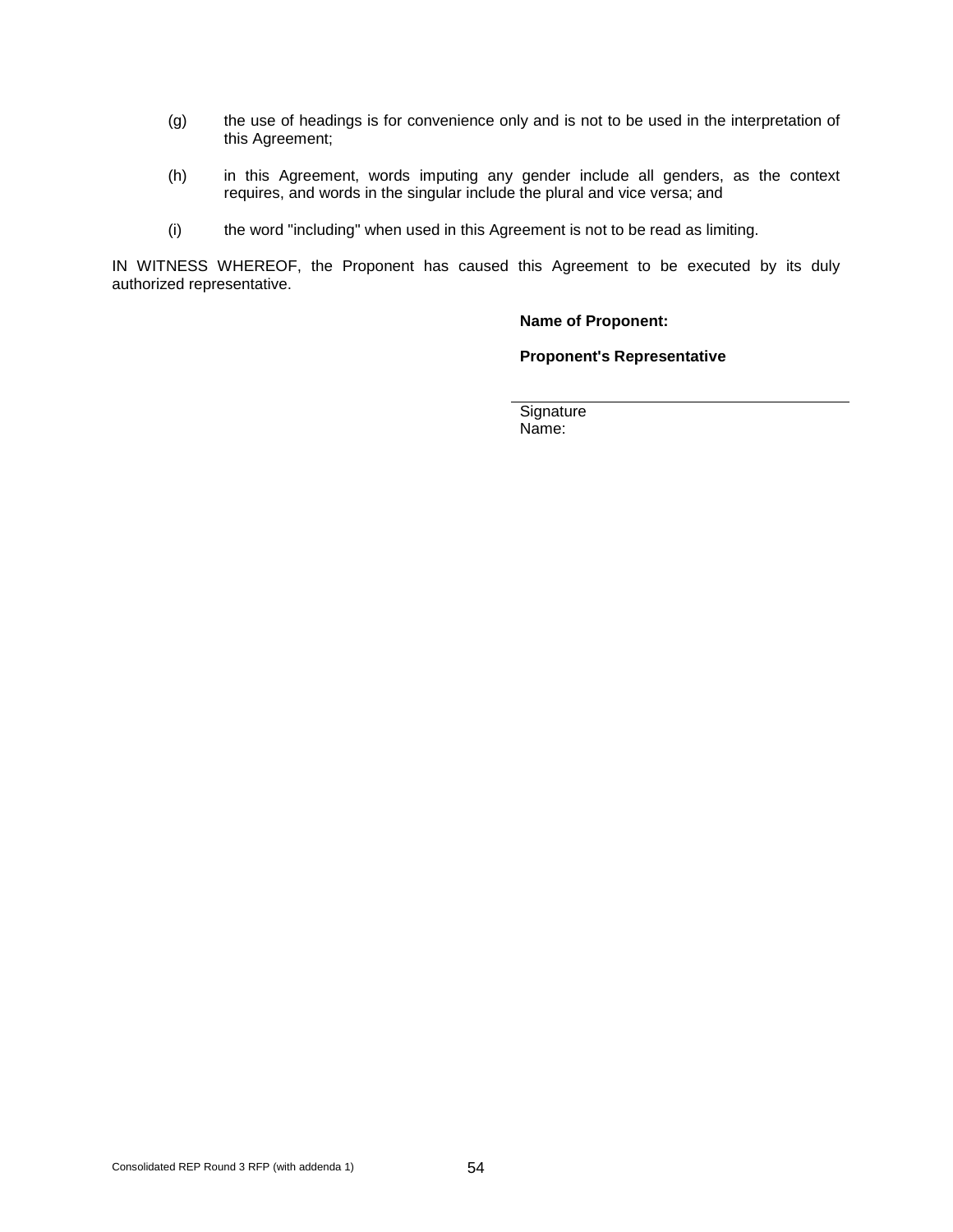(g) the use of headings is for convenience only and is not to be used in the interpretation of this Agreement;

(h) in this Agreement, words imputing any gender include all genders, as the context requires, and words in the singular include the plural and vice versa; and

(i) the word "including" when used in this Agreement is not to be read as limiting.

IN WITNESS WHEREOF, the Proponent has caused this Agreement to be executed by its duly authorized representative.

**Name of Proponent:**

**Proponent's Representative**

\_\_\_\_\_\_\_\_\_\_\_\_\_\_\_\_\_\_\_\_\_\_\_\_\_\_\_\_\_\_\_\_\_\_\_\_\_\_\_\_

Signature
Name: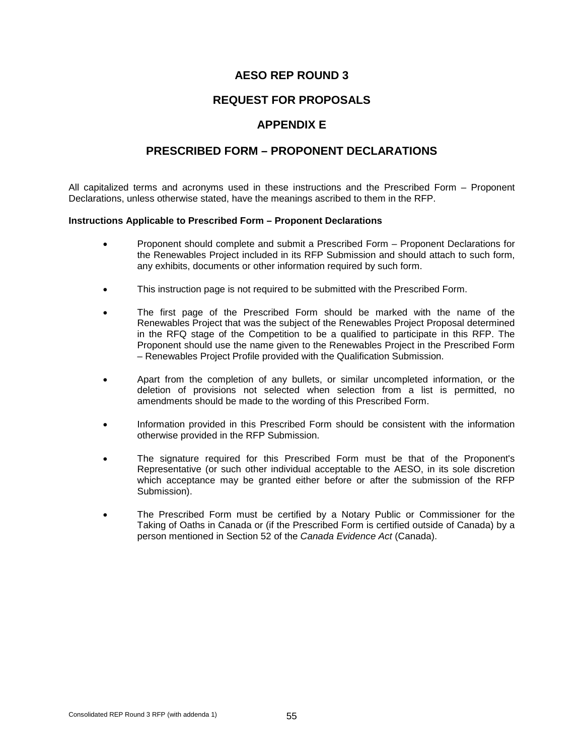# AESO REP ROUND 3

## REQUEST FOR PROPOSALS

## APPENDIX E

## PRESCRIBED FORM – PROPONENT DECLARATIONS

All capitalized terms and acronyms used in these instructions and the Prescribed Form – Proponent Declarations, unless otherwise stated, have the meanings ascribed to them in the RFP.

**Instructions Applicable to Prescribed Form – Proponent Declarations**

- Proponent should complete and submit a Prescribed Form – Proponent Declarations for the Renewables Project included in its RFP Submission and should attach to such form, any exhibits, documents or other information required by such form.
- This instruction page is not required to be submitted with the Prescribed Form.
- The first page of the Prescribed Form should be marked with the name of the Renewables Project that was the subject of the Renewables Project Proposal determined in the RFQ stage of the Competition to be a qualified to participate in this RFP. The Proponent should use the name given to the Renewables Project in the Prescribed Form – Renewables Project Profile provided with the Qualification Submission.
- Apart from the completion of any bullets, or similar uncompleted information, or the deletion of provisions not selected when selection from a list is permitted, no amendments should be made to the wording of this Prescribed Form.
- Information provided in this Prescribed Form should be consistent with the information otherwise provided in the RFP Submission.
- The signature required for this Prescribed Form must be that of the Proponent's Representative (or such other individual acceptable to the AESO, in its sole discretion which acceptance may be granted either before or after the submission of the RFP Submission).
- The Prescribed Form must be certified by a Notary Public or Commissioner for the Taking of Oaths in Canada or (if the Prescribed Form is certified outside of Canada) by a person mentioned in Section 52 of the *Canada Evidence Act* (Canada).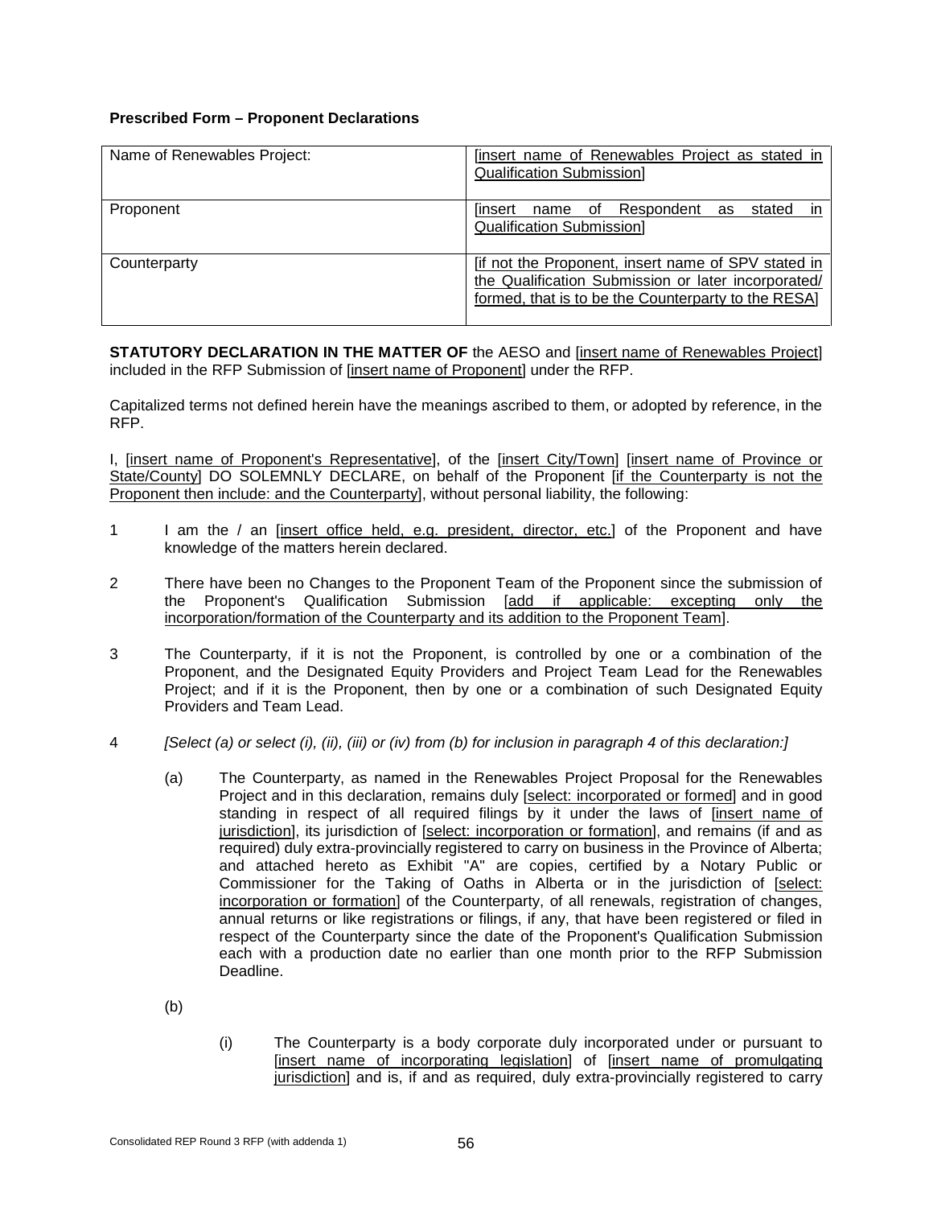**Prescribed Form – Proponent Declarations**

| | |
|---|---|
| Name of Renewables Project: | [insert name of Renewables Project as stated in Qualification Submission] |
| Proponent | [insert name of Respondent as stated in Qualification Submission] |
| Counterparty | [if not the Proponent, insert name of SPV stated in the Qualification Submission or later incorporated/ formed, that is to be the Counterparty to the RESA] |

**STATUTORY DECLARATION IN THE MATTER OF** the AESO and [insert name of Renewables Project] included in the RFP Submission of [insert name of Proponent] under the RFP.

Capitalized terms not defined herein have the meanings ascribed to them, or adopted by reference, in the RFP.

I, [insert name of Proponent's Representative], of the [insert City/Town] [insert name of Province or State/County] DO SOLEMNLY DECLARE, on behalf of the Proponent [if the Counterparty is not the Proponent then include: and the Counterparty], without personal liability, the following:

1 I am the / an [insert office held, e.g. president, director, etc.] of the Proponent and have knowledge of the matters herein declared.

2 There have been no Changes to the Proponent Team of the Proponent since the submission of the Proponent's Qualification Submission [add if applicable: excepting only the incorporation/formation of the Counterparty and its addition to the Proponent Team].

3 The Counterparty, if it is not the Proponent, is controlled by one or a combination of the Proponent, and the Designated Equity Providers and Project Team Lead for the Renewables Project; and if it is the Proponent, then by one or a combination of such Designated Equity Providers and Team Lead.

4 *[Select (a) or select (i), (ii), (iii) or (iv) from (b) for inclusion in paragraph 4 of this declaration:]*

(a) The Counterparty, as named in the Renewables Project Proposal for the Renewables Project and in this declaration, remains duly [select: incorporated or formed] and in good standing in respect of all required filings by it under the laws of [insert name of jurisdiction], its jurisdiction of [select: incorporation or formation], and remains (if and as required) duly extra-provincially registered to carry on business in the Province of Alberta; and attached hereto as Exhibit "A" are copies, certified by a Notary Public or Commissioner for the Taking of Oaths in Alberta or in the jurisdiction of [select: incorporation or formation] of the Counterparty, of all renewals, registration of changes, annual returns or like registrations or filings, if any, that have been registered or filed in respect of the Counterparty since the date of the Proponent's Qualification Submission each with a production date no earlier than one month prior to the RFP Submission Deadline.

(b)

(i) The Counterparty is a body corporate duly incorporated under or pursuant to [insert name of incorporating legislation] of [insert name of promulgating jurisdiction] and is, if and as required, duly extra-provincially registered to carry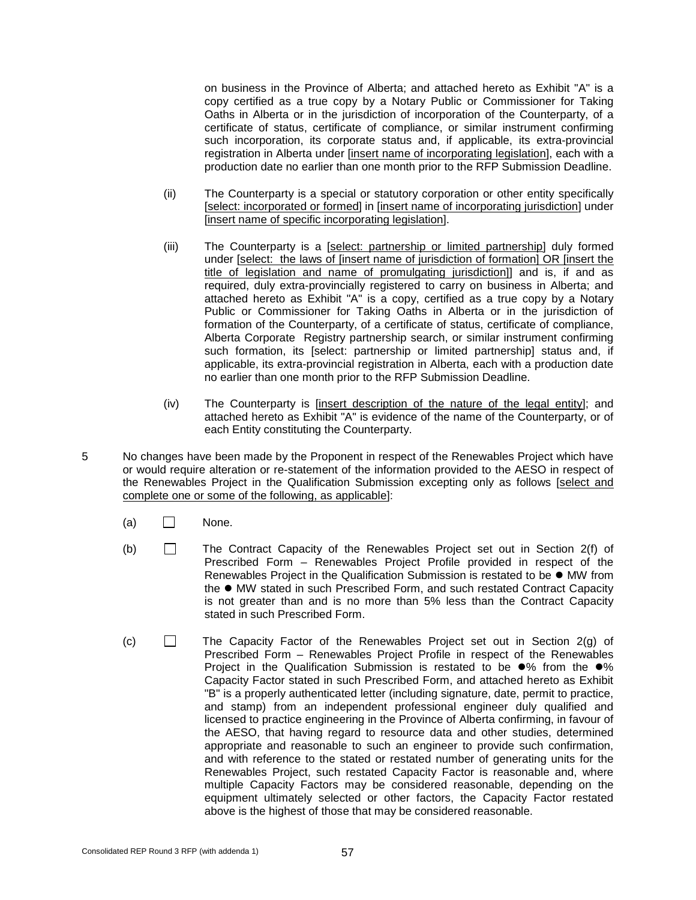on business in the Province of Alberta; and attached hereto as Exhibit "A" is a copy certified as a true copy by a Notary Public or Commissioner for Taking Oaths in Alberta or in the jurisdiction of incorporation of the Counterparty, of a certificate of status, certificate of compliance, or similar instrument confirming such incorporation, its corporate status and, if applicable, its extra-provincial registration in Alberta under [insert name of incorporating legislation], each with a production date no earlier than one month prior to the RFP Submission Deadline.

(ii) The Counterparty is a special or statutory corporation or other entity specifically [select: incorporated or formed] in [insert name of incorporating jurisdiction] under [insert name of specific incorporating legislation].

(iii) The Counterparty is a [select: partnership or limited partnership] duly formed under [select: the laws of [insert name of jurisdiction of formation] OR [insert the title of legislation and name of promulgating jurisdiction]] and is, if and as required, duly extra-provincially registered to carry on business in Alberta; and attached hereto as Exhibit "A" is a copy, certified as a true copy by a Notary Public or Commissioner for Taking Oaths in Alberta or in the jurisdiction of formation of the Counterparty, of a certificate of status, certificate of compliance, Alberta Corporate Registry partnership search, or similar instrument confirming such formation, its [select: partnership or limited partnership] status and, if applicable, its extra-provincial registration in Alberta, each with a production date no earlier than one month prior to the RFP Submission Deadline.

(iv) The Counterparty is [insert description of the nature of the legal entity]; and attached hereto as Exhibit "A" is evidence of the name of the Counterparty, or of each Entity constituting the Counterparty.

5 No changes have been made by the Proponent in respect of the Renewables Project which have or would require alteration or re-statement of the information provided to the AESO in respect of the Renewables Project in the Qualification Submission excepting only as follows [select and complete one or some of the following, as applicable]:

(a) ☐ None.

(b) ☐ The Contract Capacity of the Renewables Project set out in Section 2(f) of Prescribed Form – Renewables Project Profile provided in respect of the Renewables Project in the Qualification Submission is restated to be ● MW from the ● MW stated in such Prescribed Form, and such restated Contract Capacity is not greater than and is no more than 5% less than the Contract Capacity stated in such Prescribed Form.

(c) ☐ The Capacity Factor of the Renewables Project set out in Section 2(g) of Prescribed Form – Renewables Project Profile in respect of the Renewables Project in the Qualification Submission is restated to be ●% from the ●% Capacity Factor stated in such Prescribed Form, and attached hereto as Exhibit "B" is a properly authenticated letter (including signature, date, permit to practice, and stamp) from an independent professional engineer duly qualified and licensed to practice engineering in the Province of Alberta confirming, in favour of the AESO, that having regard to resource data and other studies, determined appropriate and reasonable to such an engineer to provide such confirmation, and with reference to the stated or restated number of generating units for the Renewables Project, such restated Capacity Factor is reasonable and, where multiple Capacity Factors may be considered reasonable, depending on the equipment ultimately selected or other factors, the Capacity Factor restated above is the highest of those that may be considered reasonable.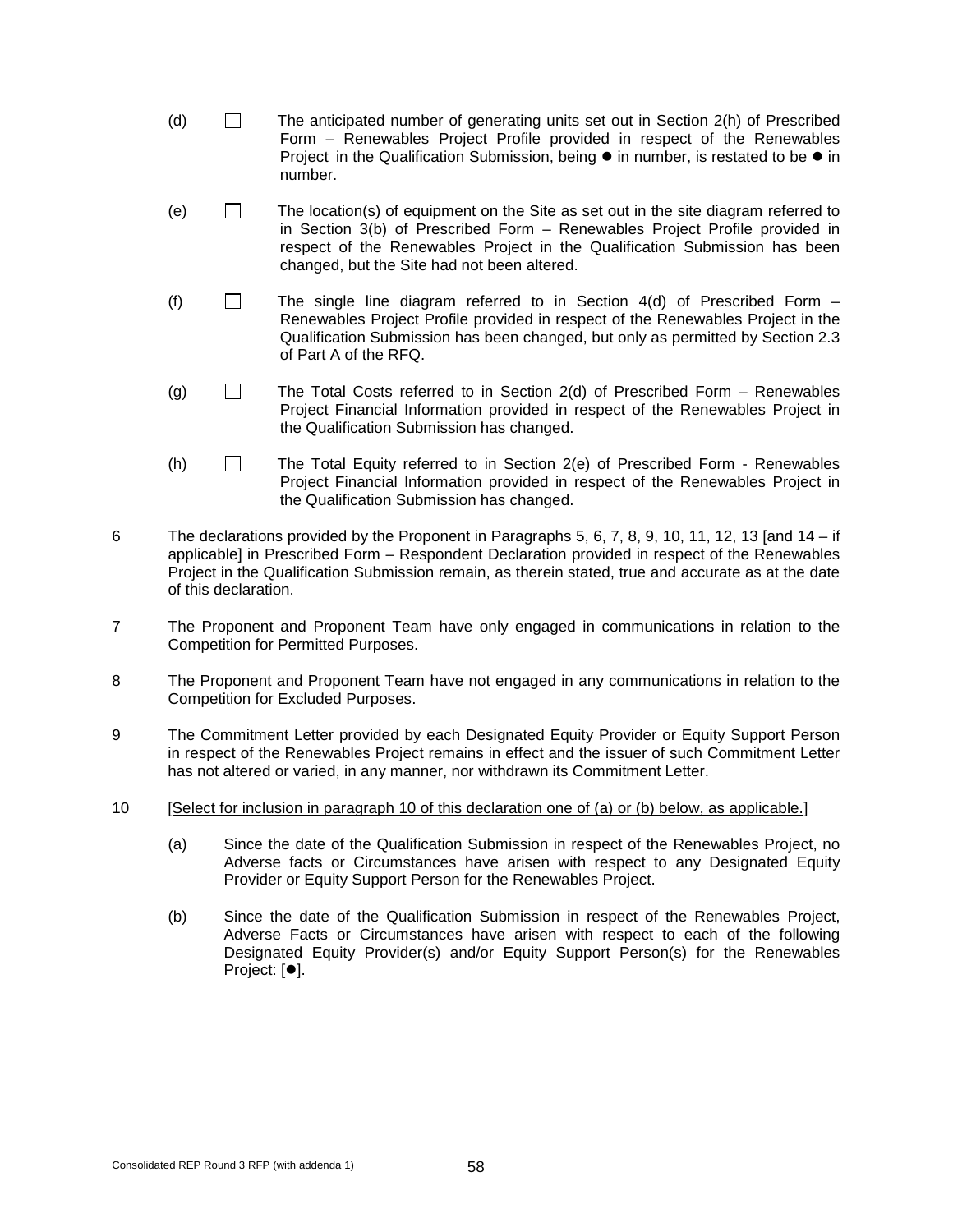(d) ☐ The anticipated number of generating units set out in Section 2(h) of Prescribed Form – Renewables Project Profile provided in respect of the Renewables Project in the Qualification Submission, being ● in number, is restated to be ● in number.

(e) ☐ The location(s) of equipment on the Site as set out in the site diagram referred to in Section 3(b) of Prescribed Form – Renewables Project Profile provided in respect of the Renewables Project in the Qualification Submission has been changed, but the Site had not been altered.

(f) ☐ The single line diagram referred to in Section 4(d) of Prescribed Form – Renewables Project Profile provided in respect of the Renewables Project in the Qualification Submission has been changed, but only as permitted by Section 2.3 of Part A of the RFQ.

(g) ☐ The Total Costs referred to in Section 2(d) of Prescribed Form – Renewables Project Financial Information provided in respect of the Renewables Project in the Qualification Submission has changed.

(h) ☐ The Total Equity referred to in Section 2(e) of Prescribed Form - Renewables Project Financial Information provided in respect of the Renewables Project in the Qualification Submission has changed.

6 The declarations provided by the Proponent in Paragraphs 5, 6, 7, 8, 9, 10, 11, 12, 13 [and 14 – if applicable] in Prescribed Form – Respondent Declaration provided in respect of the Renewables Project in the Qualification Submission remain, as therein stated, true and accurate as at the date of this declaration.

7 The Proponent and Proponent Team have only engaged in communications in relation to the Competition for Permitted Purposes.

8 The Proponent and Proponent Team have not engaged in any communications in relation to the Competition for Excluded Purposes.

9 The Commitment Letter provided by each Designated Equity Provider or Equity Support Person in respect of the Renewables Project remains in effect and the issuer of such Commitment Letter has not altered or varied, in any manner, nor withdrawn its Commitment Letter.

10 [Select for inclusion in paragraph 10 of this declaration one of (a) or (b) below, as applicable.]

(a) Since the date of the Qualification Submission in respect of the Renewables Project, no Adverse facts or Circumstances have arisen with respect to any Designated Equity Provider or Equity Support Person for the Renewables Project.

(b) Since the date of the Qualification Submission in respect of the Renewables Project, Adverse Facts or Circumstances have arisen with respect to each of the following Designated Equity Provider(s) and/or Equity Support Person(s) for the Renewables Project: [●].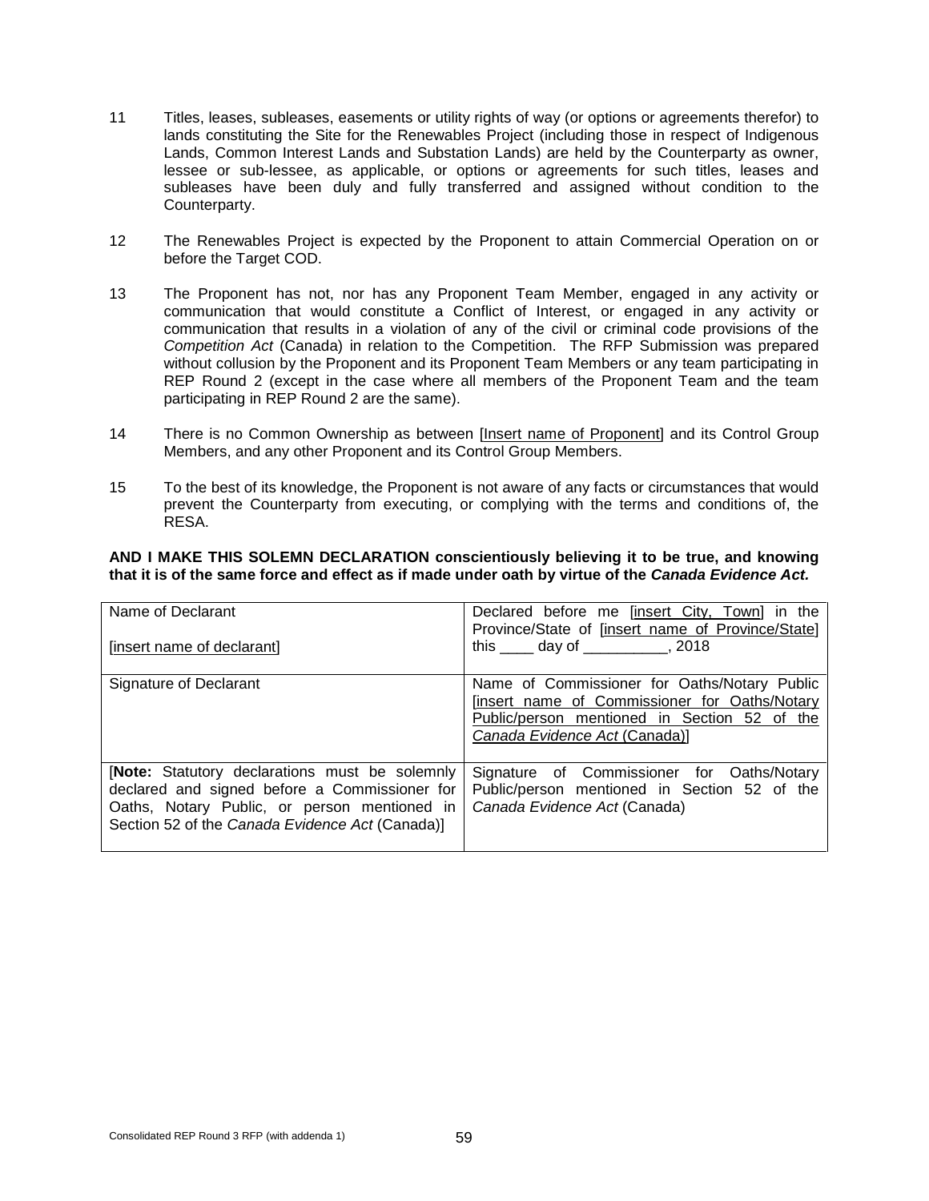11 Titles, leases, subleases, easements or utility rights of way (or options or agreements therefor) to lands constituting the Site for the Renewables Project (including those in respect of Indigenous Lands, Common Interest Lands and Substation Lands) are held by the Counterparty as owner, lessee or sub-lessee, as applicable, or options or agreements for such titles, leases and subleases have been duly and fully transferred and assigned without condition to the Counterparty.

12 The Renewables Project is expected by the Proponent to attain Commercial Operation on or before the Target COD.

13 The Proponent has not, nor has any Proponent Team Member, engaged in any activity or communication that would constitute a Conflict of Interest, or engaged in any activity or communication that results in a violation of any of the civil or criminal code provisions of the *Competition Act* (Canada) in relation to the Competition. The RFP Submission was prepared without collusion by the Proponent and its Proponent Team Members or any team participating in REP Round 2 (except in the case where all members of the Proponent Team and the team participating in REP Round 2 are the same).

14 There is no Common Ownership as between [Insert name of Proponent] and its Control Group Members, and any other Proponent and its Control Group Members.

15 To the best of its knowledge, the Proponent is not aware of any facts or circumstances that would prevent the Counterparty from executing, or complying with the terms and conditions of, the RESA.

**AND I MAKE THIS SOLEMN DECLARATION conscientiously believing it to be true, and knowing that it is of the same force and effect as if made under oath by virtue of the *Canada Evidence Act.***

| | |
|---|---|
| Name of Declarant<br><br>[insert name of declarant] | Declared before me [insert City, Town] in the Province/State of [insert name of Province/State] this ____ day of __________, 2018 |
| Signature of Declarant | Name of Commissioner for Oaths/Notary Public [insert name of Commissioner for Oaths/Notary Public/person mentioned in Section 52 of the *Canada Evidence Act* (Canada)] |
| [**Note:** Statutory declarations must be solemnly declared and signed before a Commissioner for Oaths, Notary Public, or person mentioned in Section 52 of the *Canada Evidence Act* (Canada)] | Signature of Commissioner for Oaths/Notary Public/person mentioned in Section 52 of the *Canada Evidence Act* (Canada) |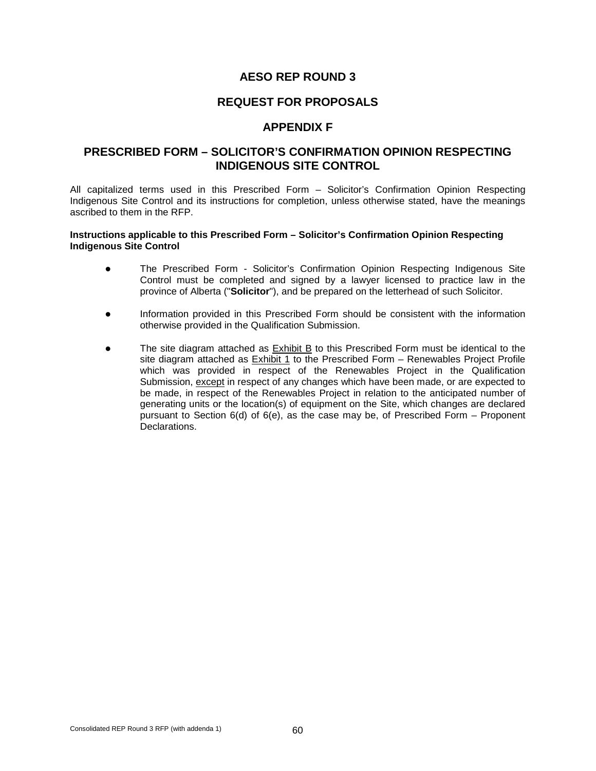# AESO REP ROUND 3

# REQUEST FOR PROPOSALS

# APPENDIX F

# PRESCRIBED FORM – SOLICITOR'S CONFIRMATION OPINION RESPECTING INDIGENOUS SITE CONTROL

All capitalized terms used in this Prescribed Form – Solicitor's Confirmation Opinion Respecting Indigenous Site Control and its instructions for completion, unless otherwise stated, have the meanings ascribed to them in the RFP.

**Instructions applicable to this Prescribed Form – Solicitor's Confirmation Opinion Respecting Indigenous Site Control**

- The Prescribed Form - Solicitor's Confirmation Opinion Respecting Indigenous Site Control must be completed and signed by a lawyer licensed to practice law in the province of Alberta ("**Solicitor**"), and be prepared on the letterhead of such Solicitor.

- Information provided in this Prescribed Form should be consistent with the information otherwise provided in the Qualification Submission.

- The site diagram attached as Exhibit B to this Prescribed Form must be identical to the site diagram attached as Exhibit 1 to the Prescribed Form – Renewables Project Profile which was provided in respect of the Renewables Project in the Qualification Submission, except in respect of any changes which have been made, or are expected to be made, in respect of the Renewables Project in relation to the anticipated number of generating units or the location(s) of equipment on the Site, which changes are declared pursuant to Section 6(d) of 6(e), as the case may be, of Prescribed Form – Proponent Declarations.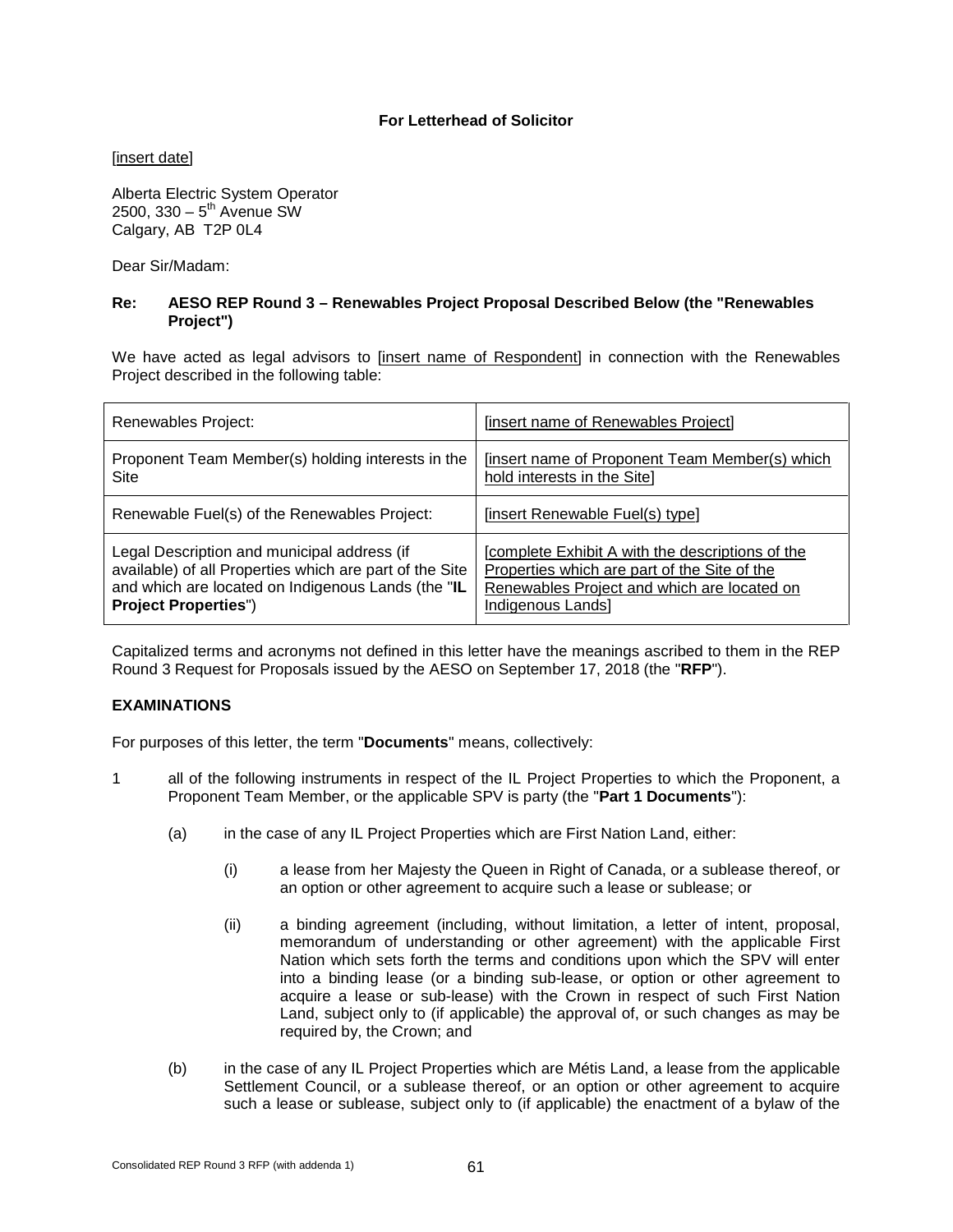**For Letterhead of Solicitor**

[insert date]

Alberta Electric System Operator
2500, 330 – 5th Avenue SW
Calgary, AB T2P 0L4

Dear Sir/Madam:

**Re: AESO REP Round 3 – Renewables Project Proposal Described Below (the "Renewables Project")**

We have acted as legal advisors to [insert name of Respondent] in connection with the Renewables Project described in the following table:

| | |
|---|---|
| Renewables Project: | [insert name of Renewables Project] |
| Proponent Team Member(s) holding interests in the Site | [insert name of Proponent Team Member(s) which hold interests in the Site] |
| Renewable Fuel(s) of the Renewables Project: | [insert Renewable Fuel(s) type] |
| Legal Description and municipal address (if available) of all Properties which are part of the Site and which are located on Indigenous Lands (the "**IL Project Properties**") | [complete Exhibit A with the descriptions of the Properties which are part of the Site of the Renewables Project and which are located on Indigenous Lands] |

Capitalized terms and acronyms not defined in this letter have the meanings ascribed to them in the REP Round 3 Request for Proposals issued by the AESO on September 17, 2018 (the "**RFP**").

**EXAMINATIONS**

For purposes of this letter, the term "**Documents**" means, collectively:

1. all of the following instruments in respect of the IL Project Properties to which the Proponent, a Proponent Team Member, or the applicable SPV is party (the "**Part 1 Documents**"):

   (a) in the case of any IL Project Properties which are First Nation Land, either:

      (i) a lease from her Majesty the Queen in Right of Canada, or a sublease thereof, or an option or other agreement to acquire such a lease or sublease; or

      (ii) a binding agreement (including, without limitation, a letter of intent, proposal, memorandum of understanding or other agreement) with the applicable First Nation which sets forth the terms and conditions upon which the SPV will enter into a binding lease (or a binding sub-lease, or option or other agreement to acquire a lease or sub-lease) with the Crown in respect of such First Nation Land, subject only to (if applicable) the approval of, or such changes as may be required by, the Crown; and

   (b) in the case of any IL Project Properties which are Métis Land, a lease from the applicable Settlement Council, or a sublease thereof, or an option or other agreement to acquire such a lease or sublease, subject only to (if applicable) the enactment of a bylaw of the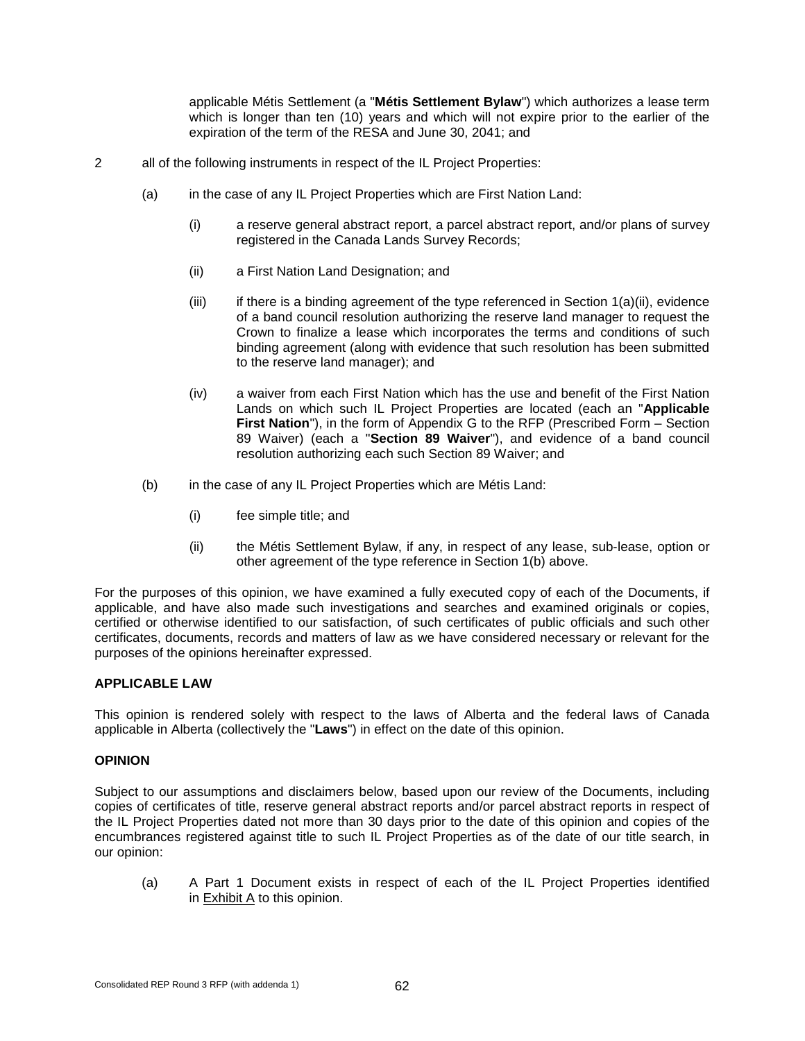applicable Métis Settlement (a "**Métis Settlement Bylaw**") which authorizes a lease term which is longer than ten (10) years and which will not expire prior to the earlier of the expiration of the term of the RESA and June 30, 2041; and

2 all of the following instruments in respect of the IL Project Properties:

(a) in the case of any IL Project Properties which are First Nation Land:

(i) a reserve general abstract report, a parcel abstract report, and/or plans of survey registered in the Canada Lands Survey Records;

(ii) a First Nation Land Designation; and

(iii) if there is a binding agreement of the type referenced in Section 1(a)(ii), evidence of a band council resolution authorizing the reserve land manager to request the Crown to finalize a lease which incorporates the terms and conditions of such binding agreement (along with evidence that such resolution has been submitted to the reserve land manager); and

(iv) a waiver from each First Nation which has the use and benefit of the First Nation Lands on which such IL Project Properties are located (each an "**Applicable First Nation**"), in the form of Appendix G to the RFP (Prescribed Form – Section 89 Waiver) (each a "**Section 89 Waiver**"), and evidence of a band council resolution authorizing each such Section 89 Waiver; and

(b) in the case of any IL Project Properties which are Métis Land:

(i) fee simple title; and

(ii) the Métis Settlement Bylaw, if any, in respect of any lease, sub-lease, option or other agreement of the type reference in Section 1(b) above.

For the purposes of this opinion, we have examined a fully executed copy of each of the Documents, if applicable, and have also made such investigations and searches and examined originals or copies, certified or otherwise identified to our satisfaction, of such certificates of public officials and such other certificates, documents, records and matters of law as we have considered necessary or relevant for the purposes of the opinions hereinafter expressed.

**APPLICABLE LAW**

This opinion is rendered solely with respect to the laws of Alberta and the federal laws of Canada applicable in Alberta (collectively the "**Laws**") in effect on the date of this opinion.

**OPINION**

Subject to our assumptions and disclaimers below, based upon our review of the Documents, including copies of certificates of title, reserve general abstract reports and/or parcel abstract reports in respect of the IL Project Properties dated not more than 30 days prior to the date of this opinion and copies of the encumbrances registered against title to such IL Project Properties as of the date of our title search, in our opinion:

(a) A Part 1 Document exists in respect of each of the IL Project Properties identified in Exhibit A to this opinion.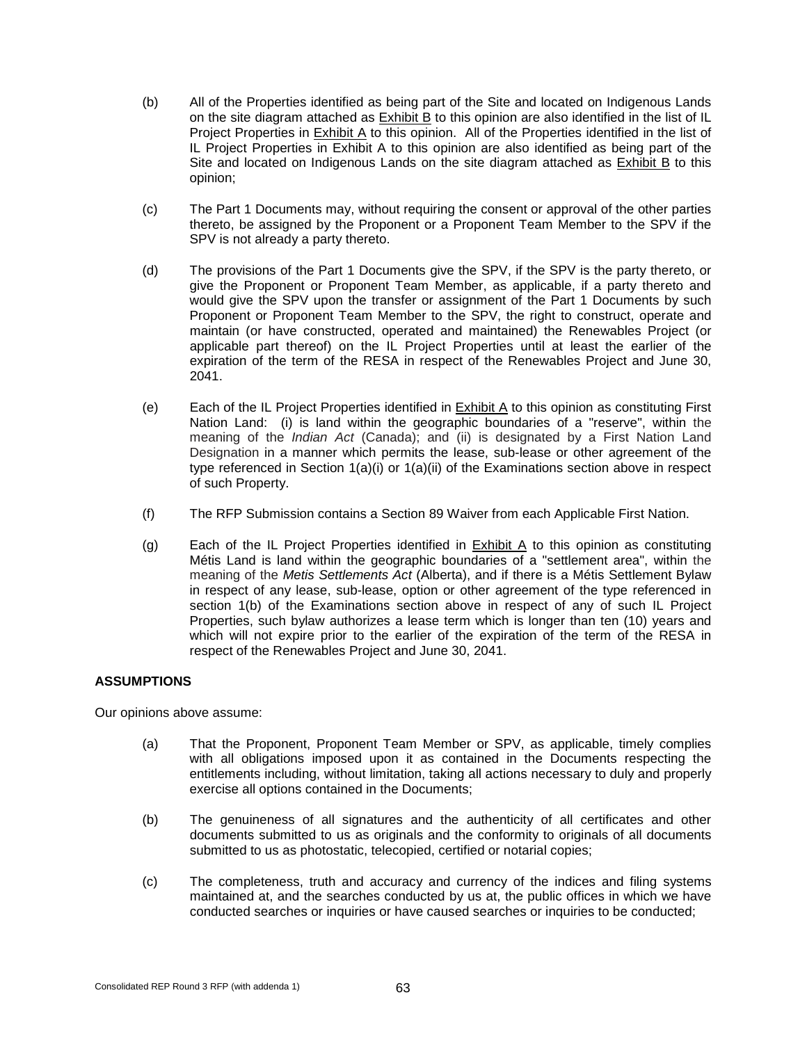(b) All of the Properties identified as being part of the Site and located on Indigenous Lands on the site diagram attached as Exhibit B to this opinion are also identified in the list of IL Project Properties in Exhibit A to this opinion. All of the Properties identified in the list of IL Project Properties in Exhibit A to this opinion are also identified as being part of the Site and located on Indigenous Lands on the site diagram attached as Exhibit B to this opinion;

(c) The Part 1 Documents may, without requiring the consent or approval of the other parties thereto, be assigned by the Proponent or a Proponent Team Member to the SPV if the SPV is not already a party thereto.

(d) The provisions of the Part 1 Documents give the SPV, if the SPV is the party thereto, or give the Proponent or Proponent Team Member, as applicable, if a party thereto and would give the SPV upon the transfer or assignment of the Part 1 Documents by such Proponent or Proponent Team Member to the SPV, the right to construct, operate and maintain (or have constructed, operated and maintained) the Renewables Project (or applicable part thereof) on the IL Project Properties until at least the earlier of the expiration of the term of the RESA in respect of the Renewables Project and June 30, 2041.

(e) Each of the IL Project Properties identified in Exhibit A to this opinion as constituting First Nation Land: (i) is land within the geographic boundaries of a "reserve", within the meaning of the *Indian Act* (Canada); and (ii) is designated by a First Nation Land Designation in a manner which permits the lease, sub-lease or other agreement of the type referenced in Section 1(a)(i) or 1(a)(ii) of the Examinations section above in respect of such Property.

(f) The RFP Submission contains a Section 89 Waiver from each Applicable First Nation.

(g) Each of the IL Project Properties identified in Exhibit A to this opinion as constituting Métis Land is land within the geographic boundaries of a "settlement area", within the meaning of the *Metis Settlements Act* (Alberta), and if there is a Métis Settlement Bylaw in respect of any lease, sub-lease, option or other agreement of the type referenced in section 1(b) of the Examinations section above in respect of any of such IL Project Properties, such bylaw authorizes a lease term which is longer than ten (10) years and which will not expire prior to the earlier of the expiration of the term of the RESA in respect of the Renewables Project and June 30, 2041.

**ASSUMPTIONS**

Our opinions above assume:

(a) That the Proponent, Proponent Team Member or SPV, as applicable, timely complies with all obligations imposed upon it as contained in the Documents respecting the entitlements including, without limitation, taking all actions necessary to duly and properly exercise all options contained in the Documents;

(b) The genuineness of all signatures and the authenticity of all certificates and other documents submitted to us as originals and the conformity to originals of all documents submitted to us as photostatic, telecopied, certified or notarial copies;

(c) The completeness, truth and accuracy and currency of the indices and filing systems maintained at, and the searches conducted by us at, the public offices in which we have conducted searches or inquiries or have caused searches or inquiries to be conducted;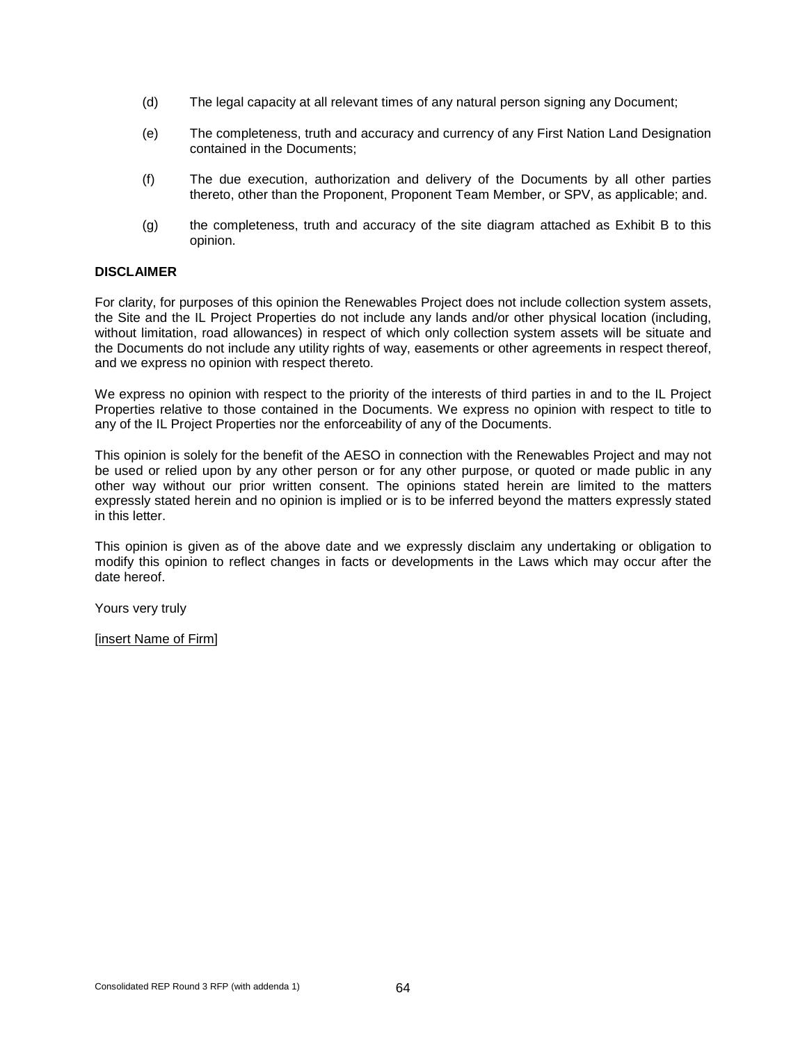(d) The legal capacity at all relevant times of any natural person signing any Document;

(e) The completeness, truth and accuracy and currency of any First Nation Land Designation contained in the Documents;

(f) The due execution, authorization and delivery of the Documents by all other parties thereto, other than the Proponent, Proponent Team Member, or SPV, as applicable; and.

(g) the completeness, truth and accuracy of the site diagram attached as Exhibit B to this opinion.

**DISCLAIMER**

For clarity, for purposes of this opinion the Renewables Project does not include collection system assets, the Site and the IL Project Properties do not include any lands and/or other physical location (including, without limitation, road allowances) in respect of which only collection system assets will be situate and the Documents do not include any utility rights of way, easements or other agreements in respect thereof, and we express no opinion with respect thereto.

We express no opinion with respect to the priority of the interests of third parties in and to the IL Project Properties relative to those contained in the Documents. We express no opinion with respect to title to any of the IL Project Properties nor the enforceability of any of the Documents.

This opinion is solely for the benefit of the AESO in connection with the Renewables Project and may not be used or relied upon by any other person or for any other purpose, or quoted or made public in any other way without our prior written consent. The opinions stated herein are limited to the matters expressly stated herein and no opinion is implied or is to be inferred beyond the matters expressly stated in this letter.

This opinion is given as of the above date and we expressly disclaim any undertaking or obligation to modify this opinion to reflect changes in facts or developments in the Laws which may occur after the date hereof.

Yours very truly

[insert Name of Firm]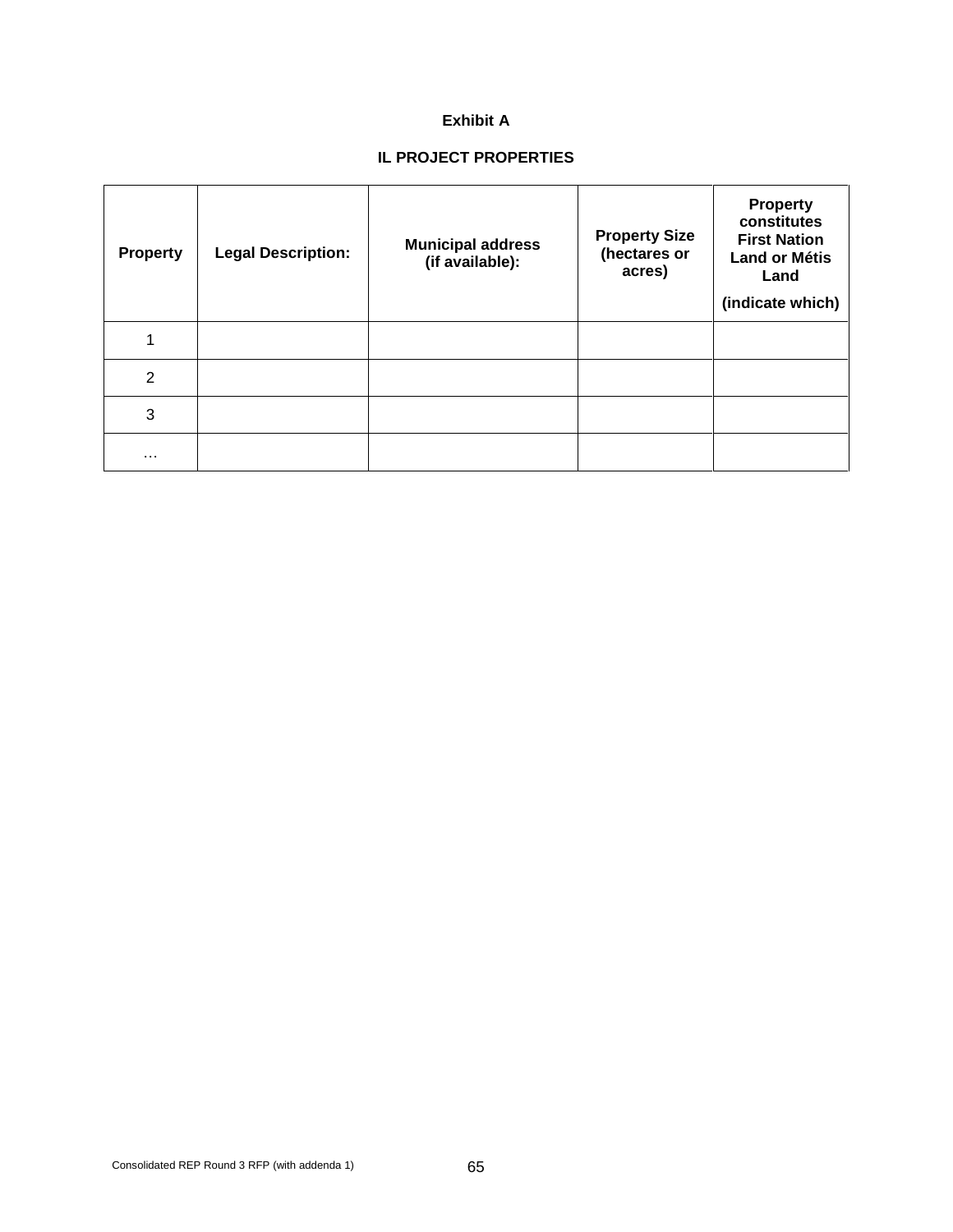**Exhibit A**

**IL PROJECT PROPERTIES**

| Property | Legal Description: | Municipal address (if available): | Property Size (hectares or acres) | Property constitutes First Nation Land or Métis Land (indicate which) |
|---|---|---|---|---|
| 1 | | | | |
| 2 | | | | |
| 3 | | | | |
| … | | | | |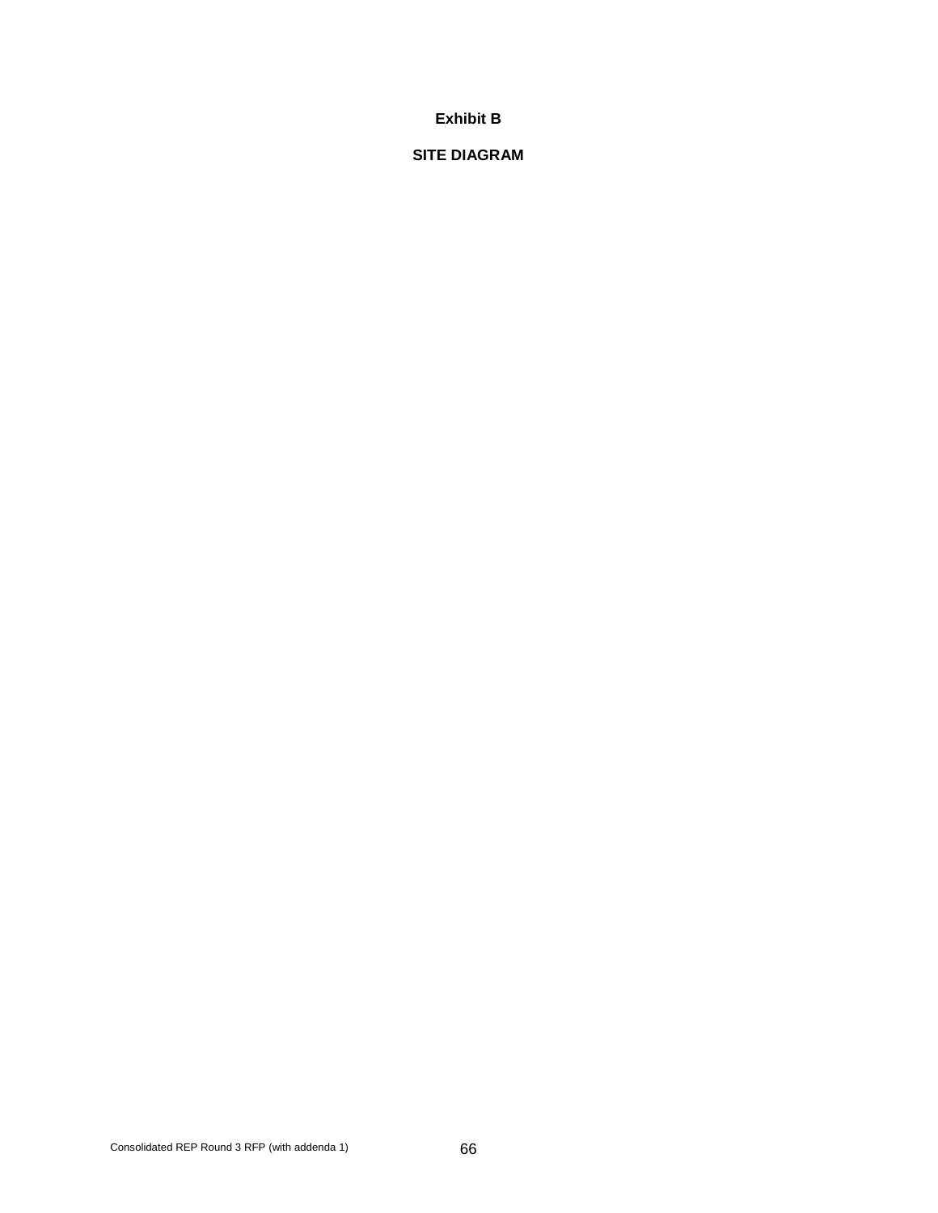**Exhibit B**

**SITE DIAGRAM**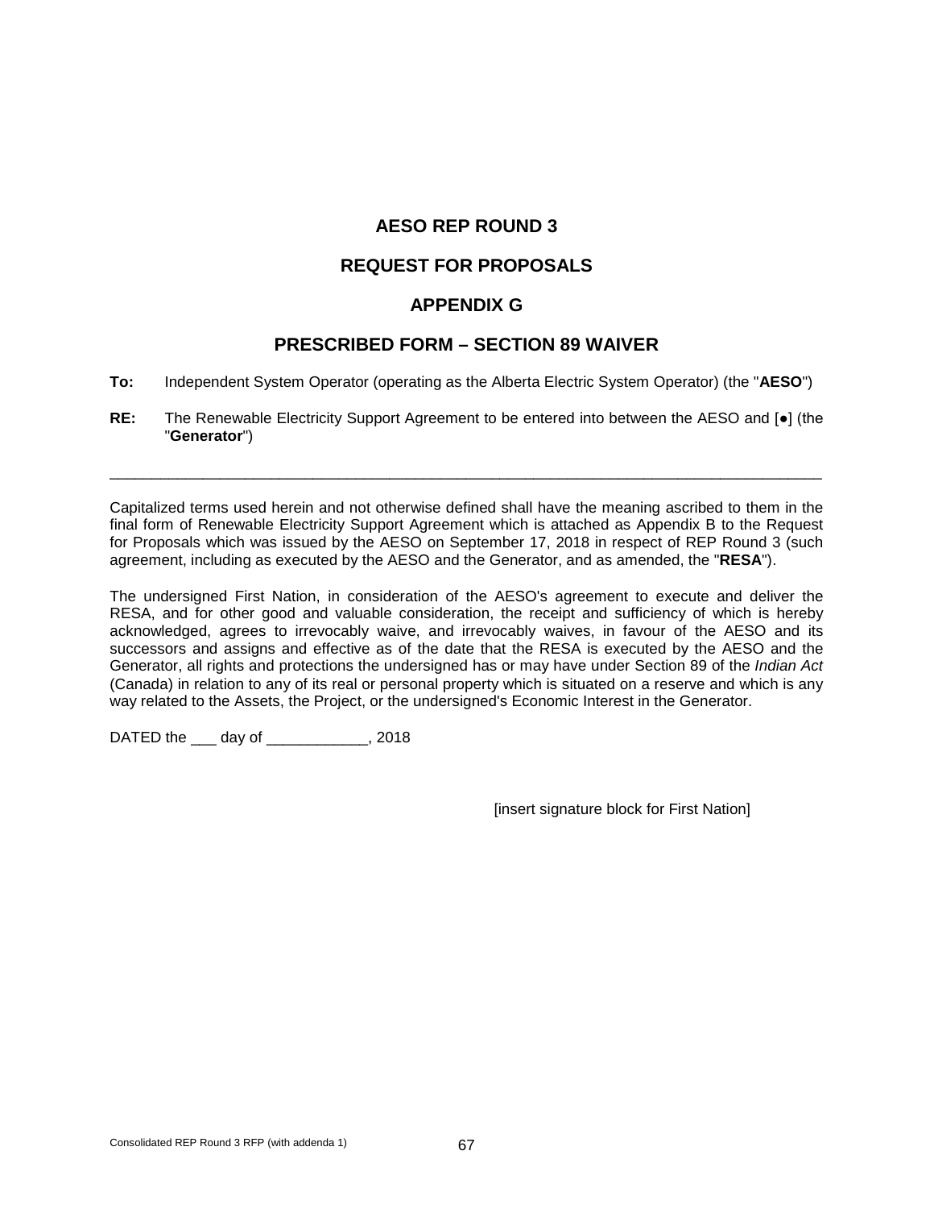# AESO REP ROUND 3

# REQUEST FOR PROPOSALS

# APPENDIX G

# PRESCRIBED FORM – SECTION 89 WAIVER

**To:** Independent System Operator (operating as the Alberta Electric System Operator) (the "**AESO**")

**RE:** The Renewable Electricity Support Agreement to be entered into between the AESO and [●] (the "**Generator**")

---

Capitalized terms used herein and not otherwise defined shall have the meaning ascribed to them in the final form of Renewable Electricity Support Agreement which is attached as Appendix B to the Request for Proposals which was issued by the AESO on September 17, 2018 in respect of REP Round 3 (such agreement, including as executed by the AESO and the Generator, and as amended, the "**RESA**").

The undersigned First Nation, in consideration of the AESO's agreement to execute and deliver the RESA, and for other good and valuable consideration, the receipt and sufficiency of which is hereby acknowledged, agrees to irrevocably waive, and irrevocably waives, in favour of the AESO and its successors and assigns and effective as of the date that the RESA is executed by the AESO and the Generator, all rights and protections the undersigned has or may have under Section 89 of the *Indian Act* (Canada) in relation to any of its real or personal property which is situated on a reserve and which is any way related to the Assets, the Project, or the undersigned's Economic Interest in the Generator.

DATED the ___ day of ____________, 2018

[insert signature block for First Nation]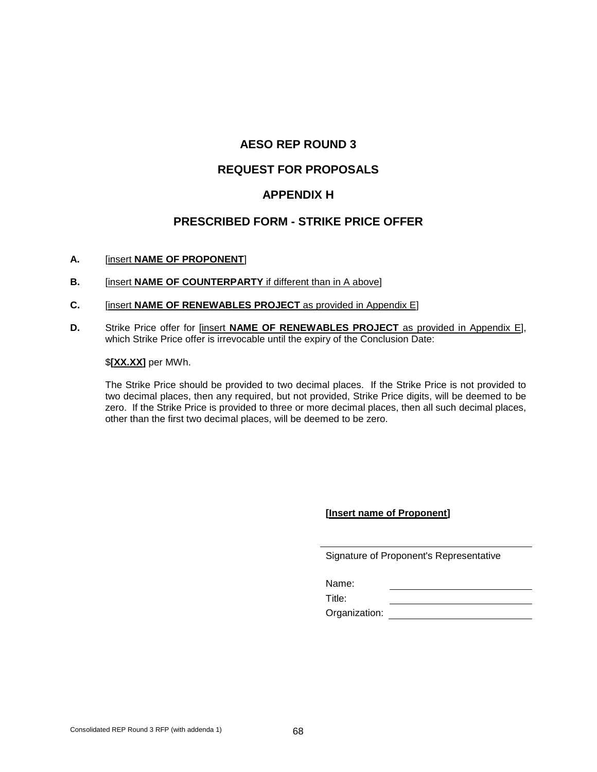# AESO REP ROUND 3

## REQUEST FOR PROPOSALS

## APPENDIX H

## PRESCRIBED FORM - STRIKE PRICE OFFER

**A.** [insert **NAME OF PROPONENT**]

**B.** [insert **NAME OF COUNTERPARTY** if different than in A above]

**C.** [insert **NAME OF RENEWABLES PROJECT** as provided in Appendix E]

**D.** Strike Price offer for [insert **NAME OF RENEWABLES PROJECT** as provided in Appendix E], which Strike Price offer is irrevocable until the expiry of the Conclusion Date:

$**[XX.XX]** per MWh.

The Strike Price should be provided to two decimal places. If the Strike Price is not provided to two decimal places, then any required, but not provided, Strike Price digits, will be deemed to be zero. If the Strike Price is provided to three or more decimal places, then all such decimal places, other than the first two decimal places, will be deemed to be zero.

**[Insert name of Proponent]**

\_\_\_\_\_\_\_\_\_\_\_\_\_\_\_\_\_\_\_\_\_\_\_\_\_\_\_\_\_\_\_\_\_\_\_\_

Signature of Proponent's Representative

Name: \_\_\_\_\_\_\_\_\_\_\_\_\_\_\_\_\_\_\_\_\_\_\_\_\_\_

Title: \_\_\_\_\_\_\_\_\_\_\_\_\_\_\_\_\_\_\_\_\_\_\_\_\_\_

Organization: \_\_\_\_\_\_\_\_\_\_\_\_\_\_\_\_\_\_\_\_\_\_\_\_\_\_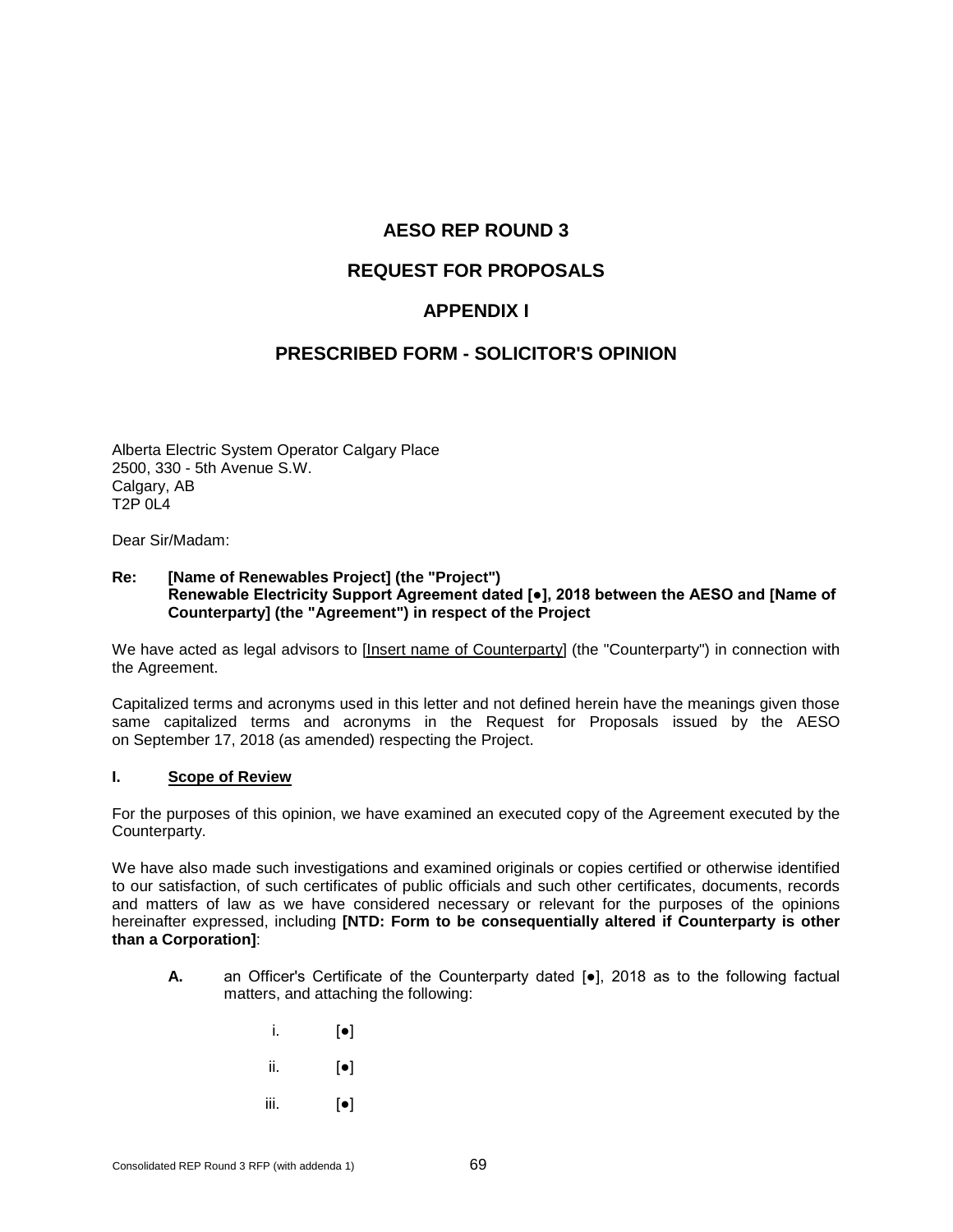# AESO REP ROUND 3

# REQUEST FOR PROPOSALS

# APPENDIX I

# PRESCRIBED FORM - SOLICITOR'S OPINION

Alberta Electric System Operator Calgary Place
2500, 330 - 5th Avenue S.W.
Calgary, AB
T2P 0L4

Dear Sir/Madam:

**Re: [Name of Renewables Project] (the "Project")**
**Renewable Electricity Support Agreement dated [●], 2018 between the AESO and [Name of Counterparty] (the "Agreement") in respect of the Project**

We have acted as legal advisors to [Insert name of Counterparty] (the "Counterparty") in connection with the Agreement.

Capitalized terms and acronyms used in this letter and not defined herein have the meanings given those same capitalized terms and acronyms in the Request for Proposals issued by the AESO on September 17, 2018 (as amended) respecting the Project.

## I. Scope of Review

For the purposes of this opinion, we have examined an executed copy of the Agreement executed by the Counterparty.

We have also made such investigations and examined originals or copies certified or otherwise identified to our satisfaction, of such certificates of public officials and such other certificates, documents, records and matters of law as we have considered necessary or relevant for the purposes of the opinions hereinafter expressed, including **[NTD: Form to be consequentially altered if Counterparty is other than a Corporation]**:

**A.** an Officer's Certificate of the Counterparty dated [●], 2018 as to the following factual matters, and attaching the following:

i. [●]

ii. [●]

iii. [●]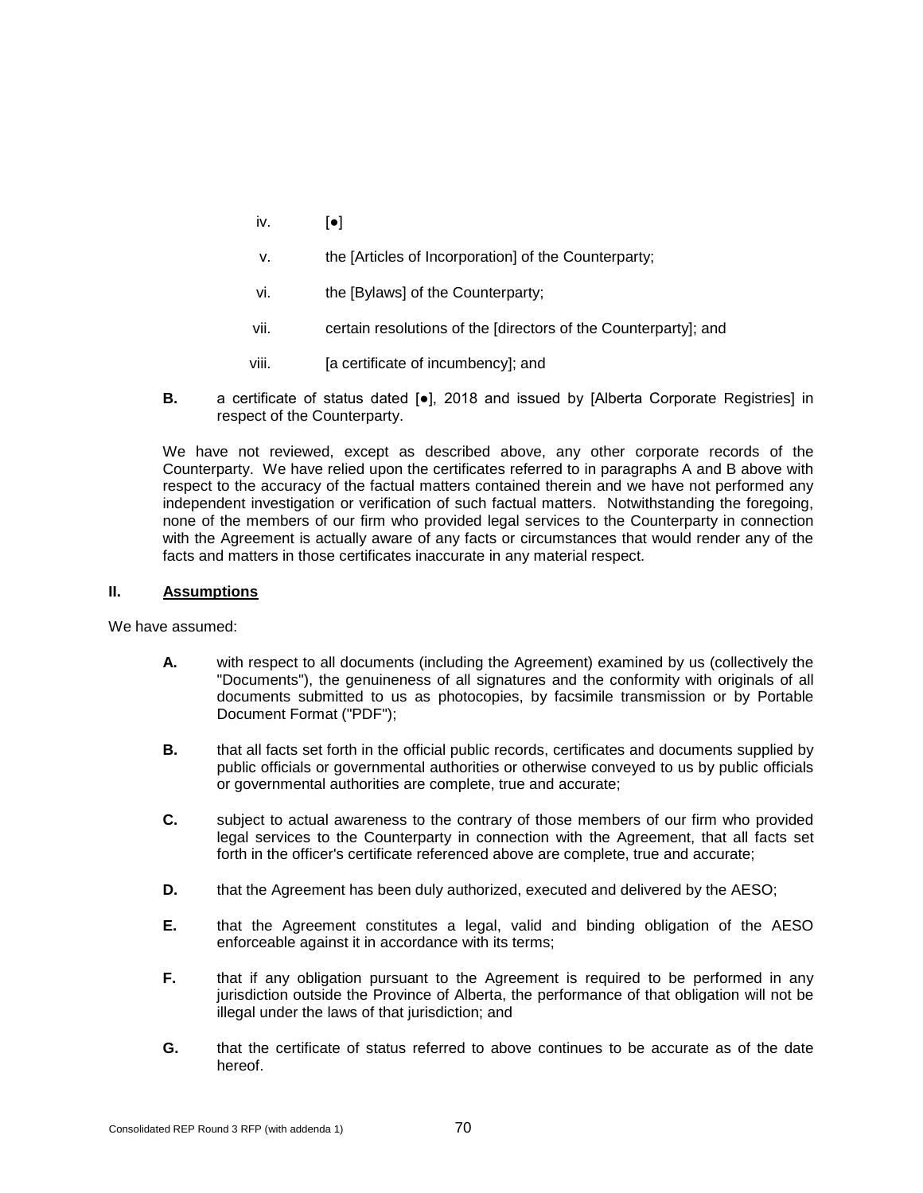iv. [●]

v. the [Articles of Incorporation] of the Counterparty;

vi. the [Bylaws] of the Counterparty;

vii. certain resolutions of the [directors of the Counterparty]; and

viii. [a certificate of incumbency]; and

**B.** a certificate of status dated [●], 2018 and issued by [Alberta Corporate Registries] in respect of the Counterparty.

We have not reviewed, except as described above, any other corporate records of the Counterparty. We have relied upon the certificates referred to in paragraphs A and B above with respect to the accuracy of the factual matters contained therein and we have not performed any independent investigation or verification of such factual matters. Notwithstanding the foregoing, none of the members of our firm who provided legal services to the Counterparty in connection with the Agreement is actually aware of any facts or circumstances that would render any of the facts and matters in those certificates inaccurate in any material respect.

## II. Assumptions

We have assumed:

**A.** with respect to all documents (including the Agreement) examined by us (collectively the "Documents"), the genuineness of all signatures and the conformity with originals of all documents submitted to us as photocopies, by facsimile transmission or by Portable Document Format ("PDF");

**B.** that all facts set forth in the official public records, certificates and documents supplied by public officials or governmental authorities or otherwise conveyed to us by public officials or governmental authorities are complete, true and accurate;

**C.** subject to actual awareness to the contrary of those members of our firm who provided legal services to the Counterparty in connection with the Agreement, that all facts set forth in the officer's certificate referenced above are complete, true and accurate;

**D.** that the Agreement has been duly authorized, executed and delivered by the AESO;

**E.** that the Agreement constitutes a legal, valid and binding obligation of the AESO enforceable against it in accordance with its terms;

**F.** that if any obligation pursuant to the Agreement is required to be performed in any jurisdiction outside the Province of Alberta, the performance of that obligation will not be illegal under the laws of that jurisdiction; and

**G.** that the certificate of status referred to above continues to be accurate as of the date hereof.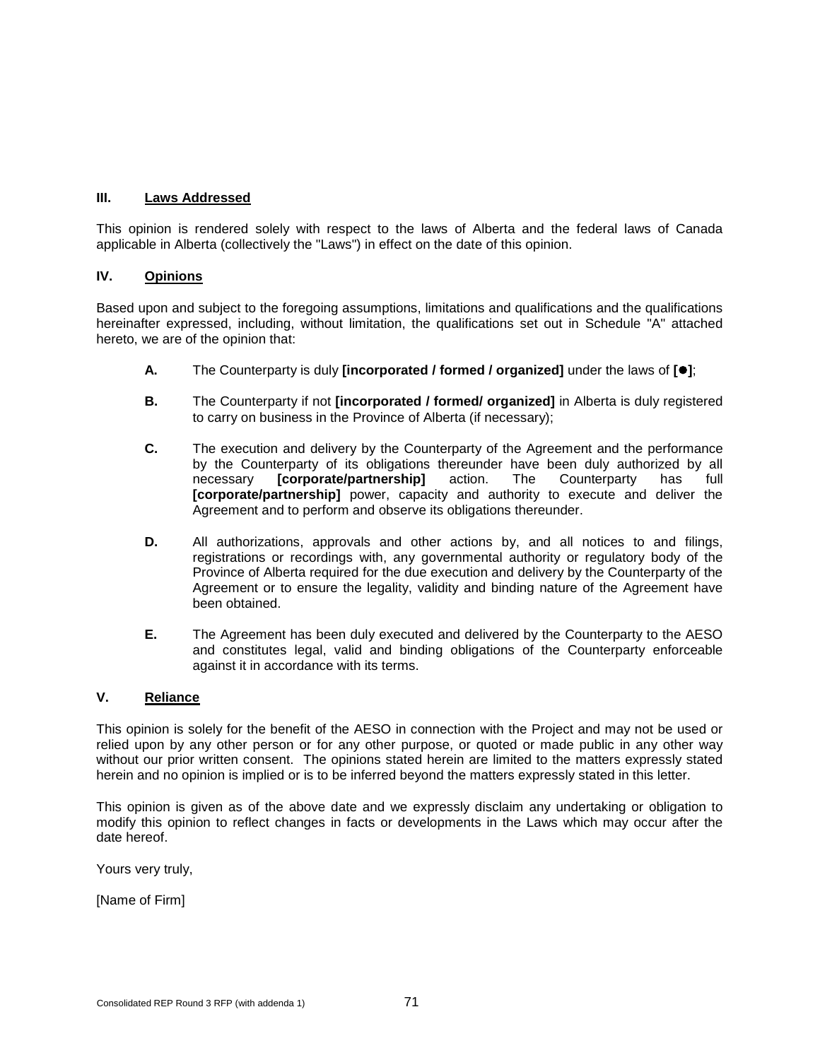### III. Laws Addressed

This opinion is rendered solely with respect to the laws of Alberta and the federal laws of Canada applicable in Alberta (collectively the "Laws") in effect on the date of this opinion.

### IV. Opinions

Based upon and subject to the foregoing assumptions, limitations and qualifications and the qualifications hereinafter expressed, including, without limitation, the qualifications set out in Schedule "A" attached hereto, we are of the opinion that:

**A.** The Counterparty is duly **[incorporated / formed / organized]** under the laws of **[●]**;

**B.** The Counterparty if not **[incorporated / formed/ organized]** in Alberta is duly registered to carry on business in the Province of Alberta (if necessary);

**C.** The execution and delivery by the Counterparty of the Agreement and the performance by the Counterparty of its obligations thereunder have been duly authorized by all necessary **[corporate/partnership]** action. The Counterparty has full **[corporate/partnership]** power, capacity and authority to execute and deliver the Agreement and to perform and observe its obligations thereunder.

**D.** All authorizations, approvals and other actions by, and all notices to and filings, registrations or recordings with, any governmental authority or regulatory body of the Province of Alberta required for the due execution and delivery by the Counterparty of the Agreement or to ensure the legality, validity and binding nature of the Agreement have been obtained.

**E.** The Agreement has been duly executed and delivered by the Counterparty to the AESO and constitutes legal, valid and binding obligations of the Counterparty enforceable against it in accordance with its terms.

### V. Reliance

This opinion is solely for the benefit of the AESO in connection with the Project and may not be used or relied upon by any other person or for any other purpose, or quoted or made public in any other way without our prior written consent. The opinions stated herein are limited to the matters expressly stated herein and no opinion is implied or is to be inferred beyond the matters expressly stated in this letter.

This opinion is given as of the above date and we expressly disclaim any undertaking or obligation to modify this opinion to reflect changes in facts or developments in the Laws which may occur after the date hereof.

Yours very truly,

[Name of Firm]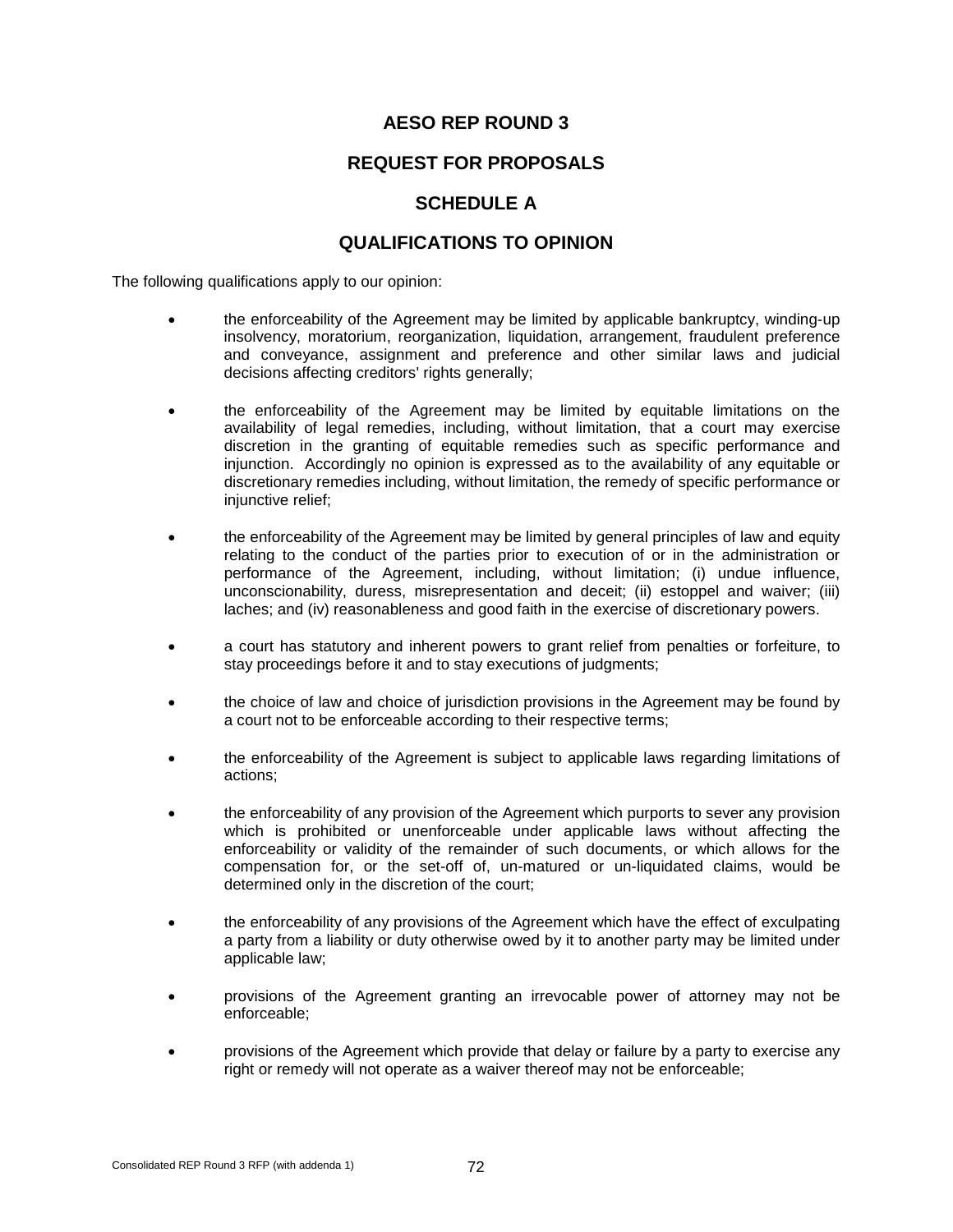# AESO REP ROUND 3

# REQUEST FOR PROPOSALS

# SCHEDULE A

# QUALIFICATIONS TO OPINION

The following qualifications apply to our opinion:

- the enforceability of the Agreement may be limited by applicable bankruptcy, winding-up insolvency, moratorium, reorganization, liquidation, arrangement, fraudulent preference and conveyance, assignment and preference and other similar laws and judicial decisions affecting creditors' rights generally;

- the enforceability of the Agreement may be limited by equitable limitations on the availability of legal remedies, including, without limitation, that a court may exercise discretion in the granting of equitable remedies such as specific performance and injunction. Accordingly no opinion is expressed as to the availability of any equitable or discretionary remedies including, without limitation, the remedy of specific performance or injunctive relief;

- the enforceability of the Agreement may be limited by general principles of law and equity relating to the conduct of the parties prior to execution of or in the administration or performance of the Agreement, including, without limitation; (i) undue influence, unconscionability, duress, misrepresentation and deceit; (ii) estoppel and waiver; (iii) laches; and (iv) reasonableness and good faith in the exercise of discretionary powers.

- a court has statutory and inherent powers to grant relief from penalties or forfeiture, to stay proceedings before it and to stay executions of judgments;

- the choice of law and choice of jurisdiction provisions in the Agreement may be found by a court not to be enforceable according to their respective terms;

- the enforceability of the Agreement is subject to applicable laws regarding limitations of actions;

- the enforceability of any provision of the Agreement which purports to sever any provision which is prohibited or unenforceable under applicable laws without affecting the enforceability or validity of the remainder of such documents, or which allows for the compensation for, or the set-off of, un-matured or un-liquidated claims, would be determined only in the discretion of the court;

- the enforceability of any provisions of the Agreement which have the effect of exculpating a party from a liability or duty otherwise owed by it to another party may be limited under applicable law;

- provisions of the Agreement granting an irrevocable power of attorney may not be enforceable;

- provisions of the Agreement which provide that delay or failure by a party to exercise any right or remedy will not operate as a waiver thereof may not be enforceable;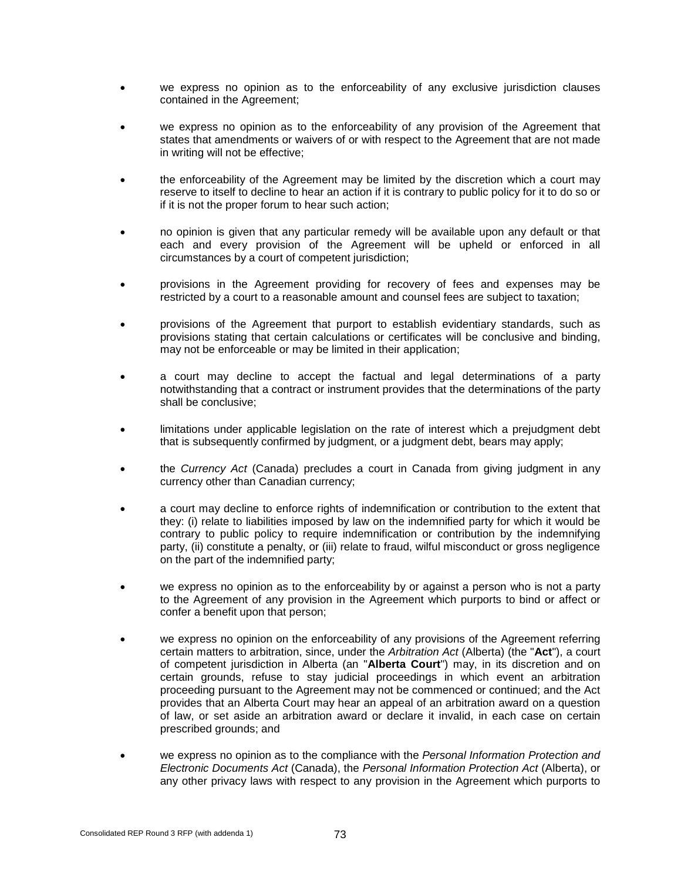- we express no opinion as to the enforceability of any exclusive jurisdiction clauses contained in the Agreement;
- we express no opinion as to the enforceability of any provision of the Agreement that states that amendments or waivers of or with respect to the Agreement that are not made in writing will not be effective;
- the enforceability of the Agreement may be limited by the discretion which a court may reserve to itself to decline to hear an action if it is contrary to public policy for it to do so or if it is not the proper forum to hear such action;
- no opinion is given that any particular remedy will be available upon any default or that each and every provision of the Agreement will be upheld or enforced in all circumstances by a court of competent jurisdiction;
- provisions in the Agreement providing for recovery of fees and expenses may be restricted by a court to a reasonable amount and counsel fees are subject to taxation;
- provisions of the Agreement that purport to establish evidentiary standards, such as provisions stating that certain calculations or certificates will be conclusive and binding, may not be enforceable or may be limited in their application;
- a court may decline to accept the factual and legal determinations of a party notwithstanding that a contract or instrument provides that the determinations of the party shall be conclusive;
- limitations under applicable legislation on the rate of interest which a prejudgment debt that is subsequently confirmed by judgment, or a judgment debt, bears may apply;
- the *Currency Act* (Canada) precludes a court in Canada from giving judgment in any currency other than Canadian currency;
- a court may decline to enforce rights of indemnification or contribution to the extent that they: (i) relate to liabilities imposed by law on the indemnified party for which it would be contrary to public policy to require indemnification or contribution by the indemnifying party, (ii) constitute a penalty, or (iii) relate to fraud, wilful misconduct or gross negligence on the part of the indemnified party;
- we express no opinion as to the enforceability by or against a person who is not a party to the Agreement of any provision in the Agreement which purports to bind or affect or confer a benefit upon that person;
- we express no opinion on the enforceability of any provisions of the Agreement referring certain matters to arbitration, since, under the *Arbitration Act* (Alberta) (the "**Act**"), a court of competent jurisdiction in Alberta (an "**Alberta Court**") may, in its discretion and on certain grounds, refuse to stay judicial proceedings in which event an arbitration proceeding pursuant to the Agreement may not be commenced or continued; and the Act provides that an Alberta Court may hear an appeal of an arbitration award on a question of law, or set aside an arbitration award or declare it invalid, in each case on certain prescribed grounds; and
- we express no opinion as to the compliance with the *Personal Information Protection and Electronic Documents Act* (Canada), the *Personal Information Protection Act* (Alberta), or any other privacy laws with respect to any provision in the Agreement which purports to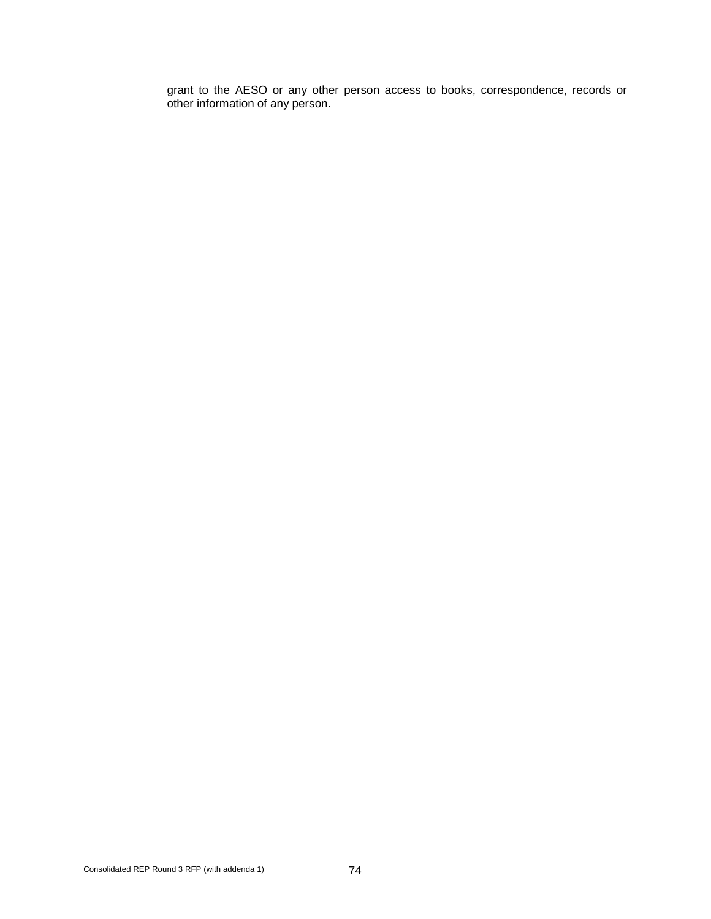grant to the AESO or any other person access to books, correspondence, records or other information of any person.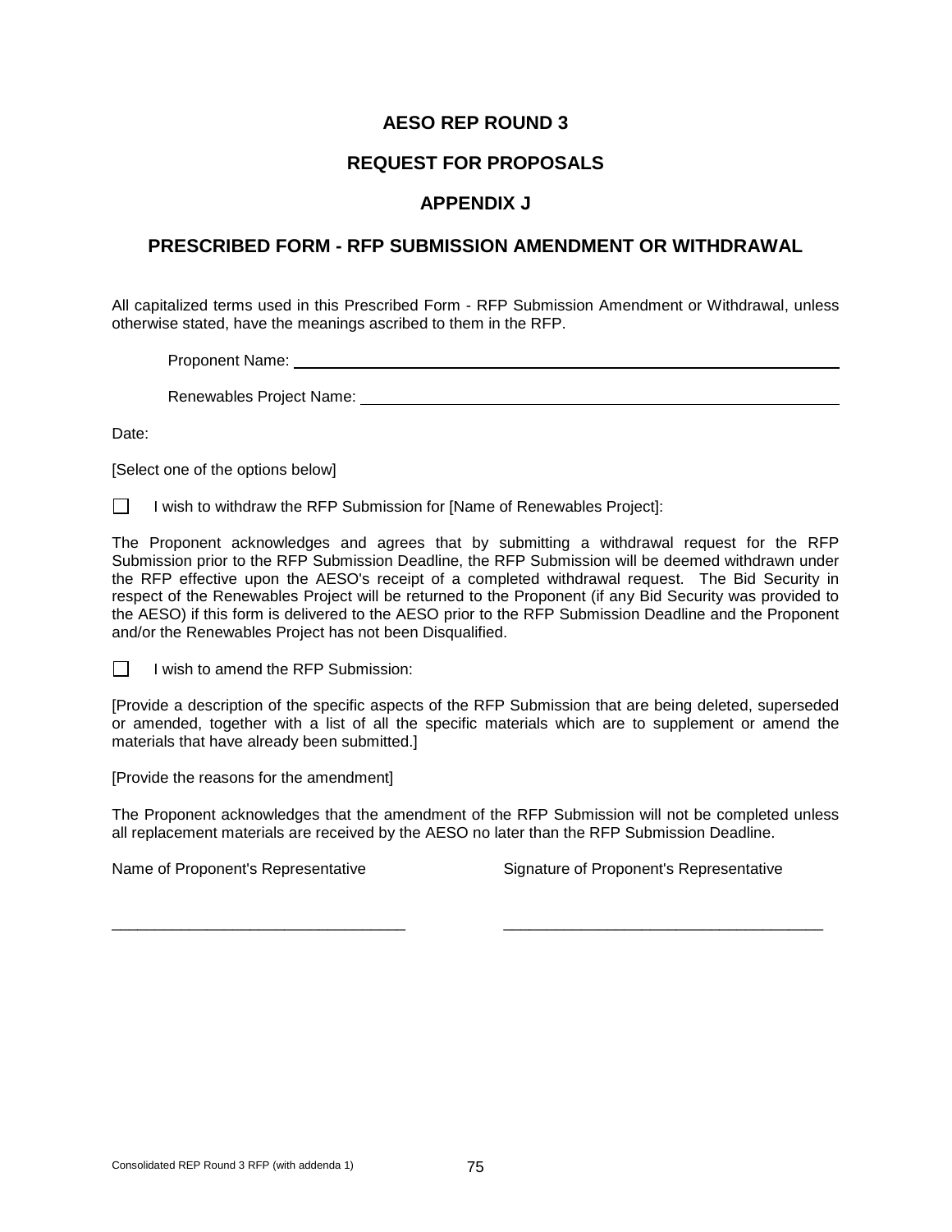# AESO REP ROUND 3

## REQUEST FOR PROPOSALS

## APPENDIX J

## PRESCRIBED FORM - RFP SUBMISSION AMENDMENT OR WITHDRAWAL

All capitalized terms used in this Prescribed Form - RFP Submission Amendment or Withdrawal, unless otherwise stated, have the meanings ascribed to them in the RFP.

Proponent Name: ______________________________________________

Renewables Project Name: ______________________________________

Date:

[Select one of the options below]

☐ I wish to withdraw the RFP Submission for [Name of Renewables Project]:

The Proponent acknowledges and agrees that by submitting a withdrawal request for the RFP Submission prior to the RFP Submission Deadline, the RFP Submission will be deemed withdrawn under the RFP effective upon the AESO's receipt of a completed withdrawal request. The Bid Security in respect of the Renewables Project will be returned to the Proponent (if any Bid Security was provided to the AESO) if this form is delivered to the AESO prior to the RFP Submission Deadline and the Proponent and/or the Renewables Project has not been Disqualified.

☐ I wish to amend the RFP Submission:

[Provide a description of the specific aspects of the RFP Submission that are being deleted, superseded or amended, together with a list of all the specific materials which are to supplement or amend the materials that have already been submitted.]

[Provide the reasons for the amendment]

The Proponent acknowledges that the amendment of the RFP Submission will not be completed unless all replacement materials are received by the AESO no later than the RFP Submission Deadline.

| Name of Proponent's Representative | Signature of Proponent's Representative |
|---|---|
| ________________________________ | ________________________________ |